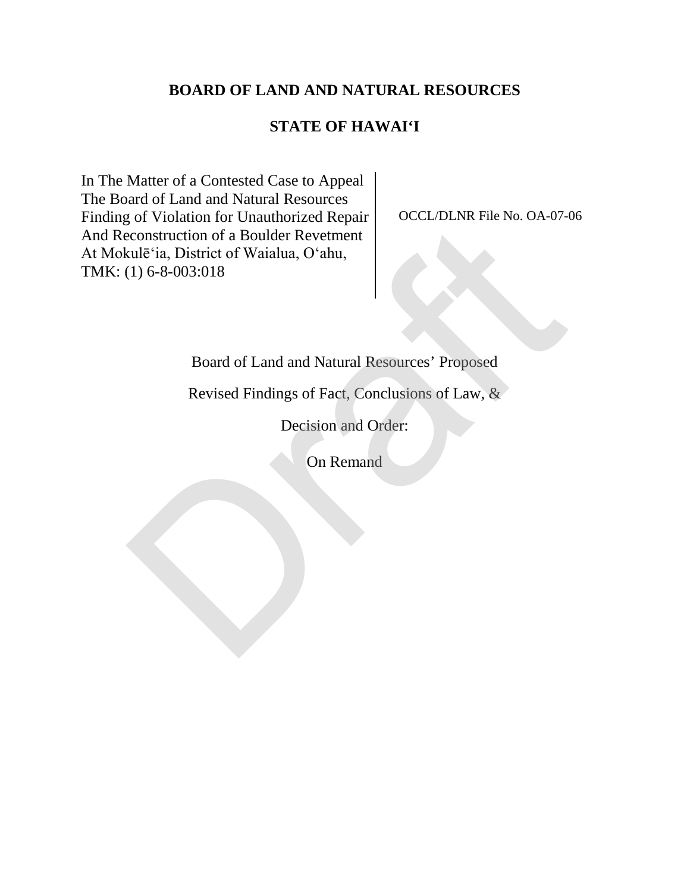**BOARD OF LAND AND NATURAL RESOURCES**

**STATE OF HAWAI‘I**

| In The Matter of a Contested Case to Appeal The Board of Land and Natural Resources Finding of Violation for Unauthorized Repair And Reconstruction of a Boulder Revetment At Mokulē‘ia, District of Waialua, O‘ahu, TMK: (1) 6-8-003:018 | OCCL/DLNR File No. OA-07-06 |
|---|---|

Board of Land and Natural Resources' Proposed

Revised Findings of Fact, Conclusions of Law, &

Decision and Order:

On Remand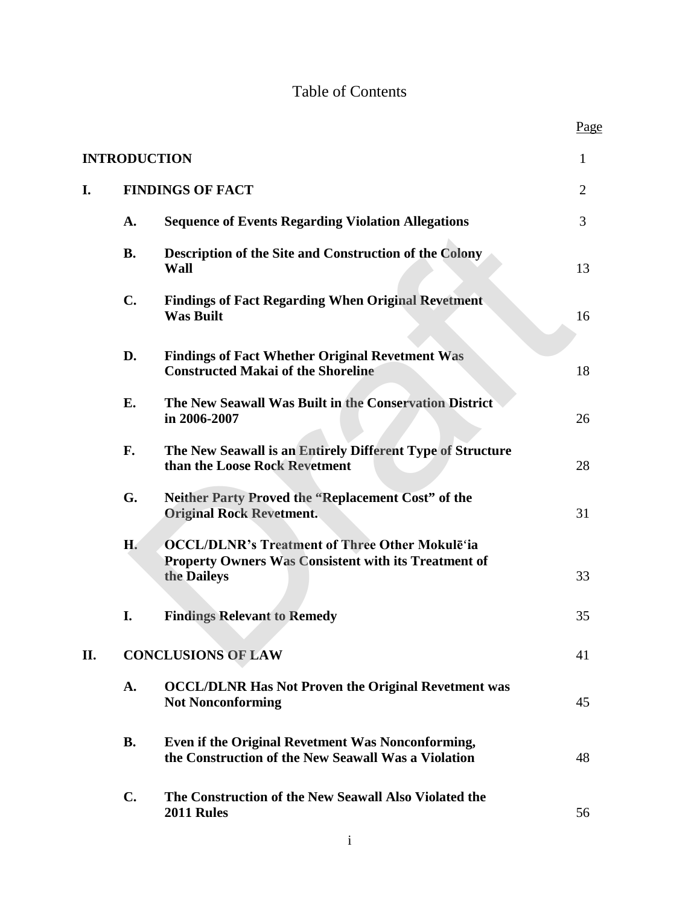# Table of Contents

| | | | Page |
|---|---|---|---|
| **INTRODUCTION** | | | 1 |
| **I.** | **FINDINGS OF FACT** | | 2 |
| | **A.** | **Sequence of Events Regarding Violation Allegations** | 3 |
| | **B.** | **Description of the Site and Construction of the Colony Wall** | 13 |
| | **C.** | **Findings of Fact Regarding When Original Revetment Was Built** | 16 |
| | **D.** | **Findings of Fact Whether Original Revetment Was Constructed Makai of the Shoreline** | 18 |
| | **E.** | **The New Seawall Was Built in the Conservation District in 2006-2007** | 26 |
| | **F.** | **The New Seawall is an Entirely Different Type of Structure than the Loose Rock Revetment** | 28 |
| | **G.** | **Neither Party Proved the "Replacement Cost" of the Original Rock Revetment.** | 31 |
| | **H.** | **OCCL/DLNR's Treatment of Three Other Mokulē'ia Property Owners Was Consistent with its Treatment of the Daileys** | 33 |
| | **I.** | **Findings Relevant to Remedy** | 35 |
| **II.** | **CONCLUSIONS OF LAW** | | 41 |
| | **A.** | **OCCL/DLNR Has Not Proven the Original Revetment was Not Nonconforming** | 45 |
| | **B.** | **Even if the Original Revetment Was Nonconforming, the Construction of the New Seawall Was a Violation** | 48 |
| | **C.** | **The Construction of the New Seawall Also Violated the 2011 Rules** | 56 |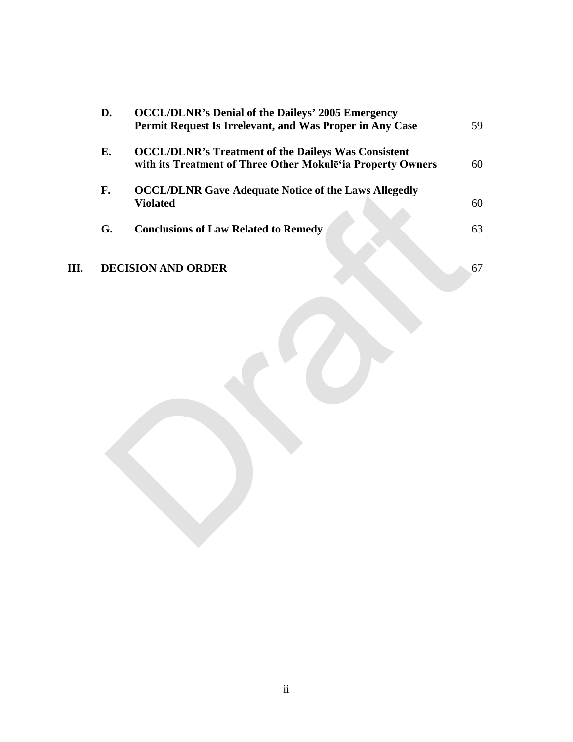| | | |
|---|---|---|
| **D.** | **OCCL/DLNR's Denial of the Daileys' 2005 Emergency Permit Request Is Irrelevant, and Was Proper in Any Case** | 59 |
| **E.** | **OCCL/DLNR's Treatment of the Daileys Was Consistent with its Treatment of Three Other Mokulē'ia Property Owners** | 60 |
| **F.** | **OCCL/DLNR Gave Adequate Notice of the Laws Allegedly Violated** | 60 |
| **G.** | **Conclusions of Law Related to Remedy** | 63 |

**III. DECISION AND ORDER** 67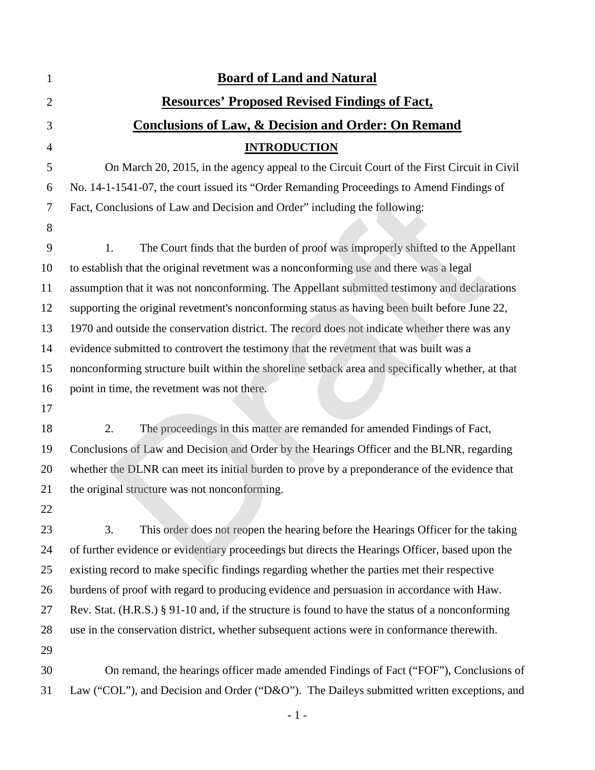# Board of Land and Natural Resources' Proposed Revised Findings of Fact, Conclusions of Law, & Decision and Order: On Remand

## INTRODUCTION

On March 20, 2015, in the agency appeal to the Circuit Court of the First Circuit in Civil No. 14-1-1541-07, the court issued its "Order Remanding Proceedings to Amend Findings of Fact, Conclusions of Law and Decision and Order" including the following:

1. The Court finds that the burden of proof was improperly shifted to the Appellant to establish that the original revetment was a nonconforming use and there was a legal assumption that it was not nonconforming. The Appellant submitted testimony and declarations supporting the original revetment's nonconforming status as having been built before June 22, 1970 and outside the conservation district. The record does not indicate whether there was any evidence submitted to controvert the testimony that the revetment that was built was a nonconforming structure built within the shoreline setback area and specifically whether, at that point in time, the revetment was not there.

2. The proceedings in this matter are remanded for amended Findings of Fact, Conclusions of Law and Decision and Order by the Hearings Officer and the BLNR, regarding whether the DLNR can meet its initial burden to prove by a preponderance of the evidence that the original structure was not nonconforming.

3. This order does not reopen the hearing before the Hearings Officer for the taking of further evidence or evidentiary proceedings but directs the Hearings Officer, based upon the existing record to make specific findings regarding whether the parties met their respective burdens of proof with regard to producing evidence and persuasion in accordance with Haw. Rev. Stat. (H.R.S.) § 91-10 and, if the structure is found to have the status of a nonconforming use in the conservation district, whether subsequent actions were in conformance therewith.

On remand, the hearings officer made amended Findings of Fact ("FOF"), Conclusions of Law ("COL"), and Decision and Order ("D&O"). The Daileys submitted written exceptions, and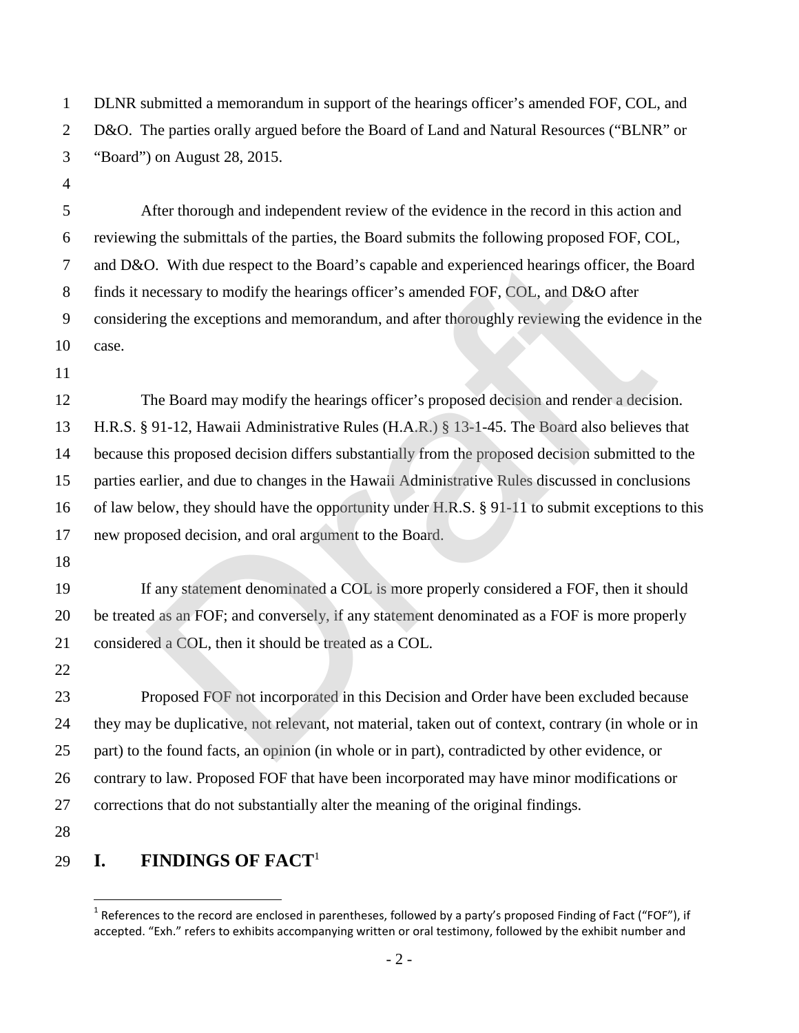DLNR submitted a memorandum in support of the hearings officer's amended FOF, COL, and D&O. The parties orally argued before the Board of Land and Natural Resources ("BLNR" or "Board") on August 28, 2015.

After thorough and independent review of the evidence in the record in this action and reviewing the submittals of the parties, the Board submits the following proposed FOF, COL, and D&O. With due respect to the Board's capable and experienced hearings officer, the Board finds it necessary to modify the hearings officer's amended FOF, COL, and D&O after considering the exceptions and memorandum, and after thoroughly reviewing the evidence in the case.

The Board may modify the hearings officer's proposed decision and render a decision. H.R.S. § 91-12, Hawaii Administrative Rules (H.A.R.) § 13-1-45. The Board also believes that because this proposed decision differs substantially from the proposed decision submitted to the parties earlier, and due to changes in the Hawaii Administrative Rules discussed in conclusions of law below, they should have the opportunity under H.R.S. § 91-11 to submit exceptions to this new proposed decision, and oral argument to the Board.

If any statement denominated a COL is more properly considered a FOF, then it should be treated as an FOF; and conversely, if any statement denominated as a FOF is more properly considered a COL, then it should be treated as a COL.

Proposed FOF not incorporated in this Decision and Order have been excluded because they may be duplicative, not relevant, not material, taken out of context, contrary (in whole or in part) to the found facts, an opinion (in whole or in part), contradicted by other evidence, or contrary to law. Proposed FOF that have been incorporated may have minor modifications or corrections that do not substantially alter the meaning of the original findings.

# I. FINDINGS OF FACT[1]

[1] References to the record are enclosed in parentheses, followed by a party's proposed Finding of Fact ("FOF"), if accepted. "Exh." refers to exhibits accompanying written or oral testimony, followed by the exhibit number and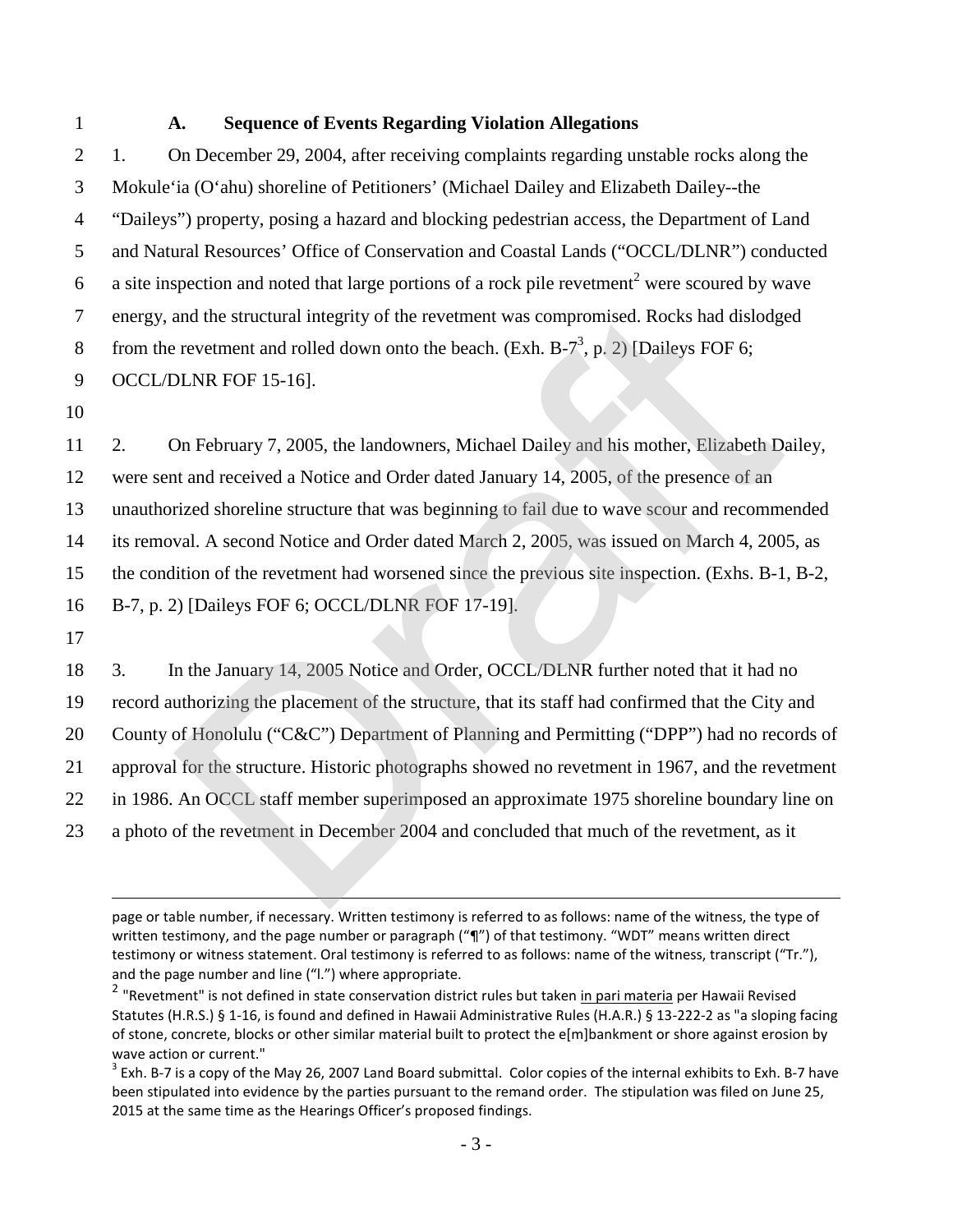### A. Sequence of Events Regarding Violation Allegations

1. On December 29, 2004, after receiving complaints regarding unstable rocks along the Mokuleʻia (Oʻahu) shoreline of Petitioners' (Michael Dailey and Elizabeth Dailey--the "Daileys") property, posing a hazard and blocking pedestrian access, the Department of Land and Natural Resources' Office of Conservation and Coastal Lands ("OCCL/DLNR") conducted a site inspection and noted that large portions of a rock pile revetment[2] were scoured by wave energy, and the structural integrity of the revetment was compromised. Rocks had dislodged from the revetment and rolled down onto the beach. (Exh. B-7[3], p. 2) [Daileys FOF 6; OCCL/DLNR FOF 15-16].

2. On February 7, 2005, the landowners, Michael Dailey and his mother, Elizabeth Dailey, were sent and received a Notice and Order dated January 14, 2005, of the presence of an unauthorized shoreline structure that was beginning to fail due to wave scour and recommended its removal. A second Notice and Order dated March 2, 2005, was issued on March 4, 2005, as the condition of the revetment had worsened since the previous site inspection. (Exhs. B-1, B-2, B-7, p. 2) [Daileys FOF 6; OCCL/DLNR FOF 17-19].

3. In the January 14, 2005 Notice and Order, OCCL/DLNR further noted that it had no record authorizing the placement of the structure, that its staff had confirmed that the City and County of Honolulu ("C&C") Department of Planning and Permitting ("DPP") had no records of approval for the structure. Historic photographs showed no revetment in 1967, and the revetment in 1986. An OCCL staff member superimposed an approximate 1975 shoreline boundary line on a photo of the revetment in December 2004 and concluded that much of the revetment, as it

---

page or table number, if necessary. Written testimony is referred to as follows: name of the witness, the type of written testimony, and the page number or paragraph ("¶") of that testimony. "WDT" means written direct testimony or witness statement. Oral testimony is referred to as follows: name of the witness, transcript ("Tr."), and the page number and line ("l.") where appropriate.

[2] "Revetment" is not defined in state conservation district rules but taken in pari materia per Hawaii Revised Statutes (H.R.S.) § 1-16, is found and defined in Hawaii Administrative Rules (H.A.R.) § 13-222-2 as "a sloping facing of stone, concrete, blocks or other similar material built to protect the e[m]bankment or shore against erosion by wave action or current."

[3] Exh. B-7 is a copy of the May 26, 2007 Land Board submittal. Color copies of the internal exhibits to Exh. B-7 have been stipulated into evidence by the parties pursuant to the remand order. The stipulation was filed on June 25, 2015 at the same time as the Hearings Officer's proposed findings.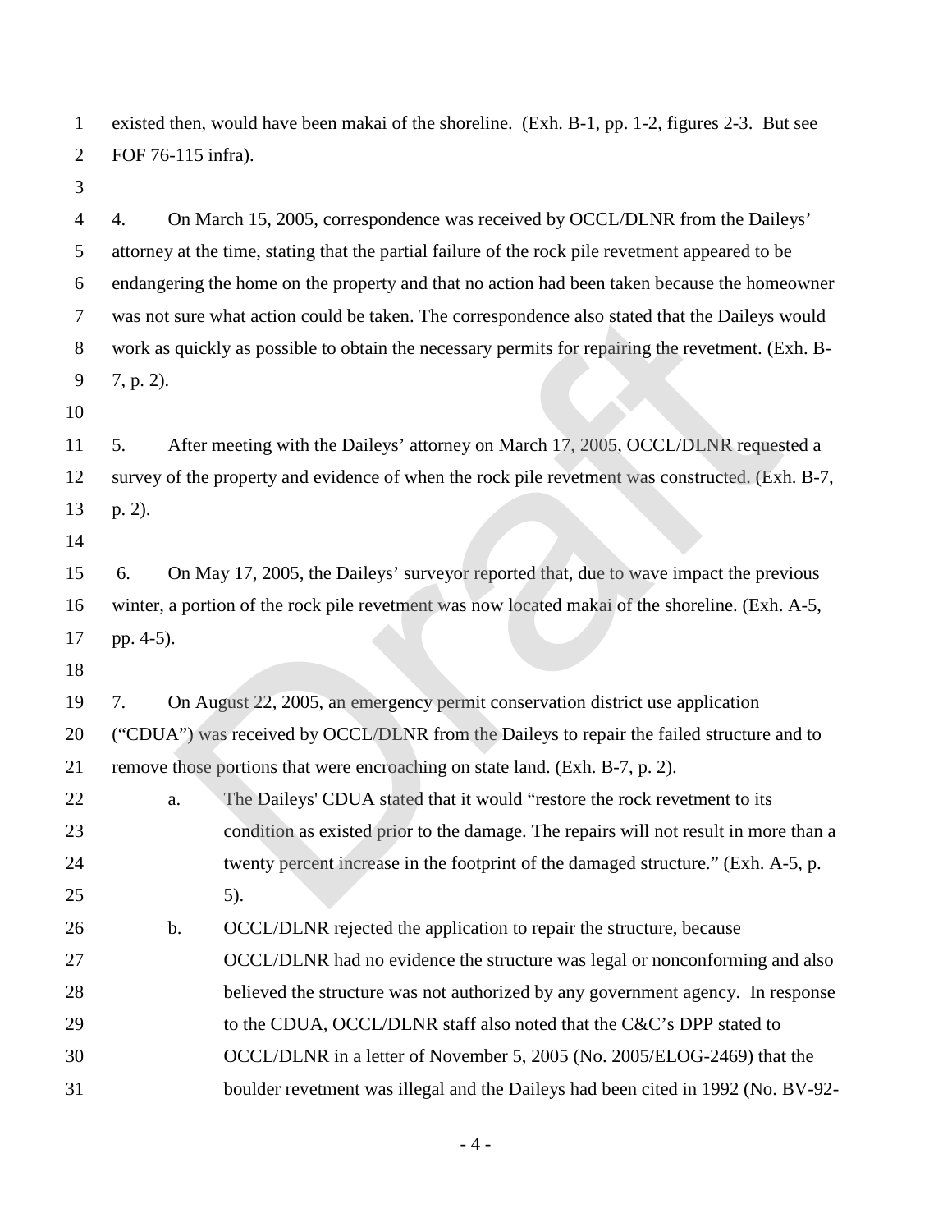existed then, would have been makai of the shoreline. (Exh. B-1, pp. 1-2, figures 2-3. But see FOF 76-115 infra).

4. On March 15, 2005, correspondence was received by OCCL/DLNR from the Daileys' attorney at the time, stating that the partial failure of the rock pile revetment appeared to be endangering the home on the property and that no action had been taken because the homeowner was not sure what action could be taken. The correspondence also stated that the Daileys would work as quickly as possible to obtain the necessary permits for repairing the revetment. (Exh. B-7, p. 2).

5. After meeting with the Daileys' attorney on March 17, 2005, OCCL/DLNR requested a survey of the property and evidence of when the rock pile revetment was constructed. (Exh. B-7, p. 2).

6. On May 17, 2005, the Daileys' surveyor reported that, due to wave impact the previous winter, a portion of the rock pile revetment was now located makai of the shoreline. (Exh. A-5, pp. 4-5).

7. On August 22, 2005, an emergency permit conservation district use application ("CDUA") was received by OCCL/DLNR from the Daileys to repair the failed structure and to remove those portions that were encroaching on state land. (Exh. B-7, p. 2).

   a. The Daileys' CDUA stated that it would "restore the rock revetment to its condition as existed prior to the damage. The repairs will not result in more than a twenty percent increase in the footprint of the damaged structure." (Exh. A-5, p. 5).

   b. OCCL/DLNR rejected the application to repair the structure, because OCCL/DLNR had no evidence the structure was legal or nonconforming and also believed the structure was not authorized by any government agency. In response to the CDUA, OCCL/DLNR staff also noted that the C&C's DPP stated to OCCL/DLNR in a letter of November 5, 2005 (No. 2005/ELOG-2469) that the boulder revetment was illegal and the Daileys had been cited in 1992 (No. BV-92-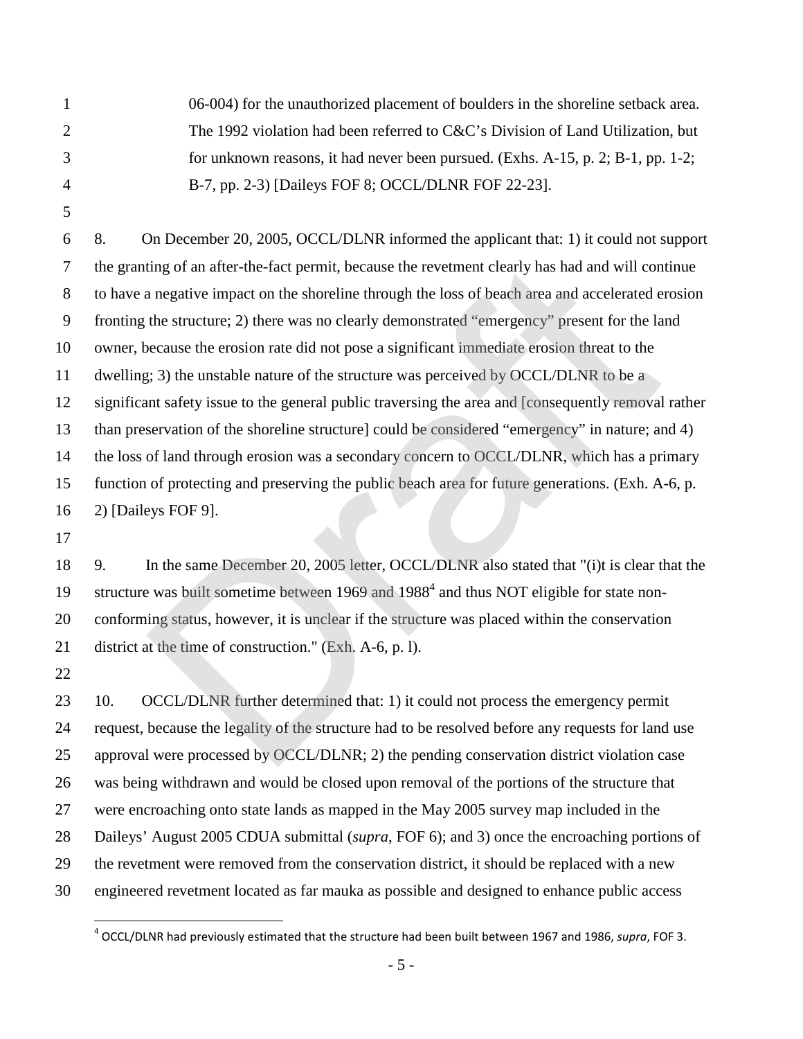06-004) for the unauthorized placement of boulders in the shoreline setback area. The 1992 violation had been referred to C&C's Division of Land Utilization, but for unknown reasons, it had never been pursued. (Exhs. A-15, p. 2; B-1, pp. 1-2; B-7, pp. 2-3) [Daileys FOF 8; OCCL/DLNR FOF 22-23].

8. On December 20, 2005, OCCL/DLNR informed the applicant that: 1) it could not support the granting of an after-the-fact permit, because the revetment clearly has had and will continue to have a negative impact on the shoreline through the loss of beach area and accelerated erosion fronting the structure; 2) there was no clearly demonstrated "emergency" present for the land owner, because the erosion rate did not pose a significant immediate erosion threat to the dwelling; 3) the unstable nature of the structure was perceived by OCCL/DLNR to be a significant safety issue to the general public traversing the area and [consequently removal rather than preservation of the shoreline structure] could be considered "emergency" in nature; and 4) the loss of land through erosion was a secondary concern to OCCL/DLNR, which has a primary function of protecting and preserving the public beach area for future generations. (Exh. A-6, p. 2) [Daileys FOF 9].

9. In the same December 20, 2005 letter, OCCL/DLNR also stated that "(i)t is clear that the structure was built sometime between 1969 and 1988[4] and thus NOT eligible for state non-conforming status, however, it is unclear if the structure was placed within the conservation district at the time of construction." (Exh. A-6, p. l).

10. OCCL/DLNR further determined that: 1) it could not process the emergency permit request, because the legality of the structure had to be resolved before any requests for land use approval were processed by OCCL/DLNR; 2) the pending conservation district violation case was being withdrawn and would be closed upon removal of the portions of the structure that were encroaching onto state lands as mapped in the May 2005 survey map included in the Daileys' August 2005 CDUA submittal (*supra*, FOF 6); and 3) once the encroaching portions of the revetment were removed from the conservation district, it should be replaced with a new engineered revetment located as far mauka as possible and designed to enhance public access

[4] OCCL/DLNR had previously estimated that the structure had been built between 1967 and 1986, *supra*, FOF 3.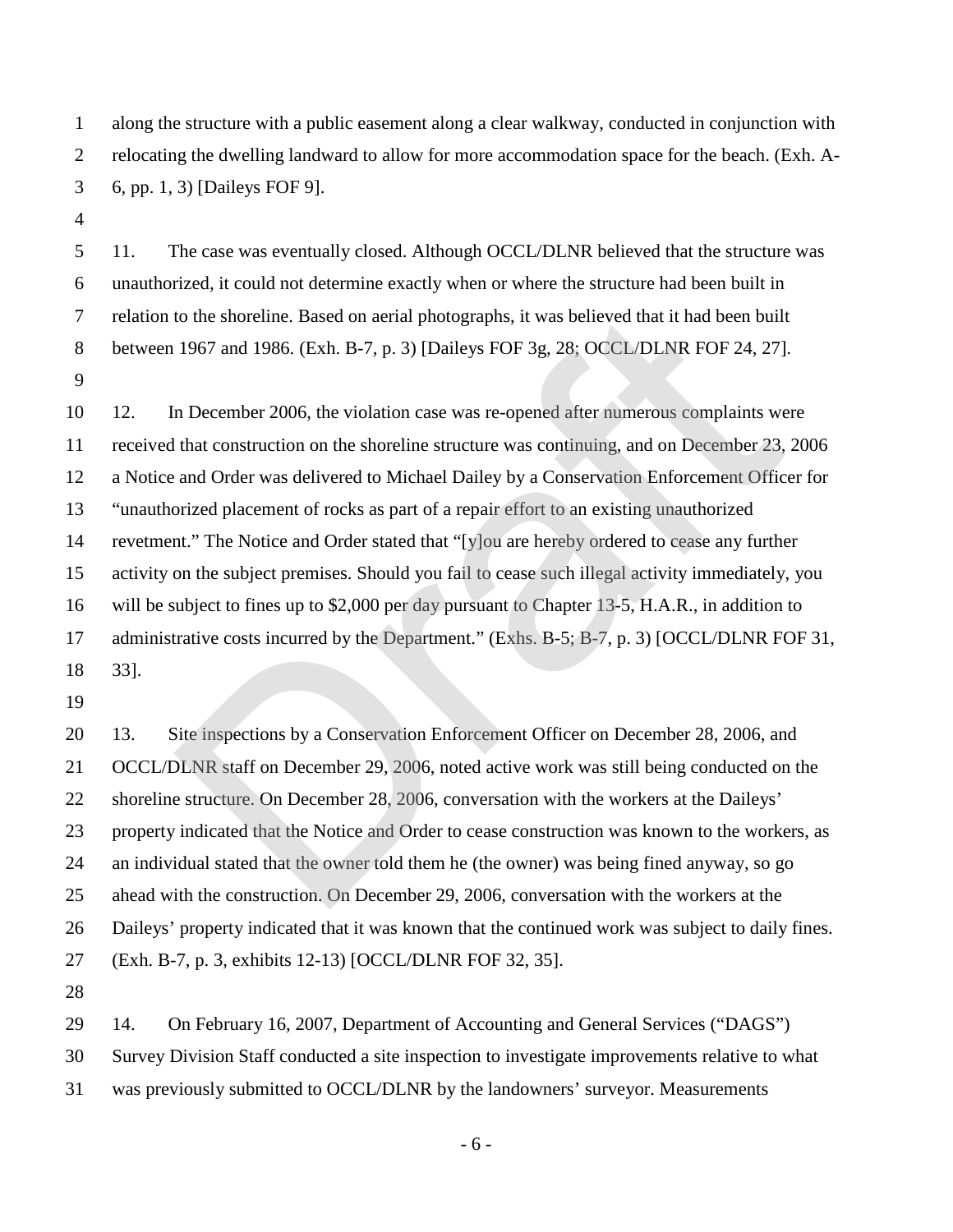along the structure with a public easement along a clear walkway, conducted in conjunction with relocating the dwelling landward to allow for more accommodation space for the beach. (Exh. A-6, pp. 1, 3) [Daileys FOF 9].

11. The case was eventually closed. Although OCCL/DLNR believed that the structure was unauthorized, it could not determine exactly when or where the structure had been built in relation to the shoreline. Based on aerial photographs, it was believed that it had been built between 1967 and 1986. (Exh. B-7, p. 3) [Daileys FOF 3g, 28; OCCL/DLNR FOF 24, 27].

12. In December 2006, the violation case was re-opened after numerous complaints were received that construction on the shoreline structure was continuing, and on December 23, 2006 a Notice and Order was delivered to Michael Dailey by a Conservation Enforcement Officer for "unauthorized placement of rocks as part of a repair effort to an existing unauthorized revetment." The Notice and Order stated that "[y]ou are hereby ordered to cease any further activity on the subject premises. Should you fail to cease such illegal activity immediately, you will be subject to fines up to $2,000 per day pursuant to Chapter 13-5, H.A.R., in addition to administrative costs incurred by the Department." (Exhs. B-5; B-7, p. 3) [OCCL/DLNR FOF 31, 33].

13. Site inspections by a Conservation Enforcement Officer on December 28, 2006, and OCCL/DLNR staff on December 29, 2006, noted active work was still being conducted on the shoreline structure. On December 28, 2006, conversation with the workers at the Daileys' property indicated that the Notice and Order to cease construction was known to the workers, as an individual stated that the owner told them he (the owner) was being fined anyway, so go ahead with the construction. On December 29, 2006, conversation with the workers at the Daileys' property indicated that it was known that the continued work was subject to daily fines. (Exh. B-7, p. 3, exhibits 12-13) [OCCL/DLNR FOF 32, 35].

14. On February 16, 2007, Department of Accounting and General Services ("DAGS") Survey Division Staff conducted a site inspection to investigate improvements relative to what was previously submitted to OCCL/DLNR by the landowners' surveyor. Measurements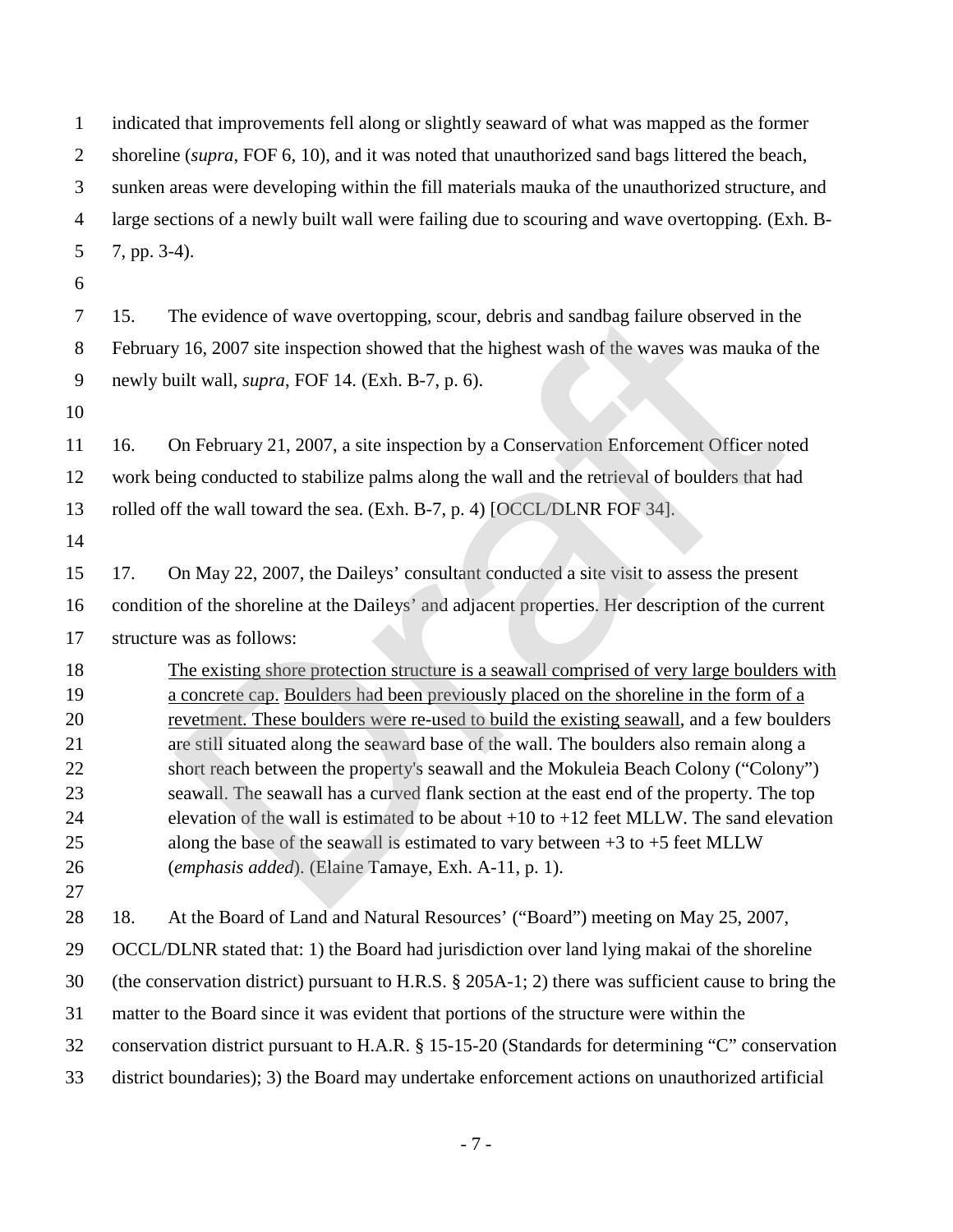indicated that improvements fell along or slightly seaward of what was mapped as the former shoreline (*supra*, FOF 6, 10), and it was noted that unauthorized sand bags littered the beach, sunken areas were developing within the fill materials mauka of the unauthorized structure, and large sections of a newly built wall were failing due to scouring and wave overtopping. (Exh. B-7, pp. 3-4).

15. The evidence of wave overtopping, scour, debris and sandbag failure observed in the February 16, 2007 site inspection showed that the highest wash of the waves was mauka of the newly built wall, *supra*, FOF 14. (Exh. B-7, p. 6).

16. On February 21, 2007, a site inspection by a Conservation Enforcement Officer noted work being conducted to stabilize palms along the wall and the retrieval of boulders that had rolled off the wall toward the sea. (Exh. B-7, p. 4) [OCCL/DLNR FOF 34].

17. On May 22, 2007, the Daileys' consultant conducted a site visit to assess the present condition of the shoreline at the Daileys' and adjacent properties. Her description of the current structure was as follows:

> <u>The existing shore protection structure is a seawall comprised of very large boulders with a concrete cap.</u> <u>Boulders had been previously placed on the shoreline in the form of a revetment. These boulders were re-used to build the existing seawall</u>, and a few boulders are still situated along the seaward base of the wall. The boulders also remain along a short reach between the property's seawall and the Mokuleia Beach Colony ("Colony") seawall. The seawall has a curved flank section at the east end of the property. The top elevation of the wall is estimated to be about +10 to +12 feet MLLW. The sand elevation along the base of the seawall is estimated to vary between +3 to +5 feet MLLW (*emphasis added*). (Elaine Tamaye, Exh. A-11, p. 1).

18. At the Board of Land and Natural Resources' ("Board") meeting on May 25, 2007, OCCL/DLNR stated that: 1) the Board had jurisdiction over land lying makai of the shoreline (the conservation district) pursuant to H.R.S. § 205A-1; 2) there was sufficient cause to bring the matter to the Board since it was evident that portions of the structure were within the conservation district pursuant to H.A.R. § 15-15-20 (Standards for determining "C" conservation district boundaries); 3) the Board may undertake enforcement actions on unauthorized artificial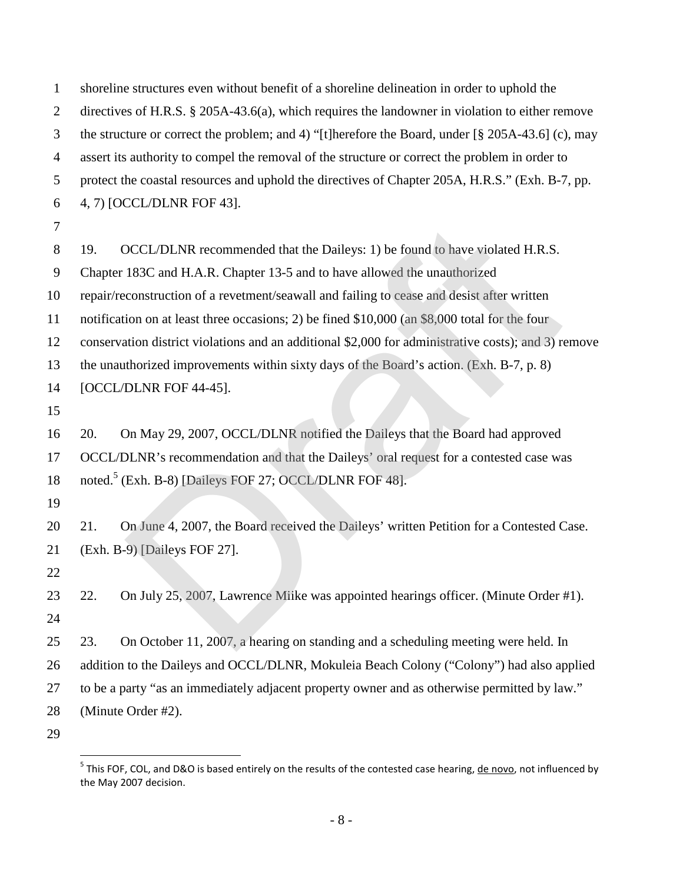shoreline structures even without benefit of a shoreline delineation in order to uphold the directives of H.R.S. § 205A-43.6(a), which requires the landowner in violation to either remove the structure or correct the problem; and 4) "[t]herefore the Board, under [§ 205A-43.6] (c), may assert its authority to compel the removal of the structure or correct the problem in order to protect the coastal resources and uphold the directives of Chapter 205A, H.R.S." (Exh. B-7, pp. 4, 7) [OCCL/DLNR FOF 43].

19. OCCL/DLNR recommended that the Daileys: 1) be found to have violated H.R.S. Chapter 183C and H.A.R. Chapter 13-5 and to have allowed the unauthorized repair/reconstruction of a revetment/seawall and failing to cease and desist after written notification on at least three occasions; 2) be fined $10,000 (an $8,000 total for the four conservation district violations and an additional $2,000 for administrative costs); and 3) remove the unauthorized improvements within sixty days of the Board's action. (Exh. B-7, p. 8) [OCCL/DLNR FOF 44-45].

20. On May 29, 2007, OCCL/DLNR notified the Daileys that the Board had approved OCCL/DLNR's recommendation and that the Daileys' oral request for a contested case was noted.[5] (Exh. B-8) [Daileys FOF 27; OCCL/DLNR FOF 48].

21. On June 4, 2007, the Board received the Daileys' written Petition for a Contested Case. (Exh. B-9) [Daileys FOF 27].

22. On July 25, 2007, Lawrence Miike was appointed hearings officer. (Minute Order #1).

23. On October 11, 2007, a hearing on standing and a scheduling meeting were held. In addition to the Daileys and OCCL/DLNR, Mokuleia Beach Colony ("Colony") had also applied to be a party "as an immediately adjacent property owner and as otherwise permitted by law." (Minute Order #2).

---

[5] This FOF, COL, and D&O is based entirely on the results of the contested case hearing, de novo, not influenced by the May 2007 decision.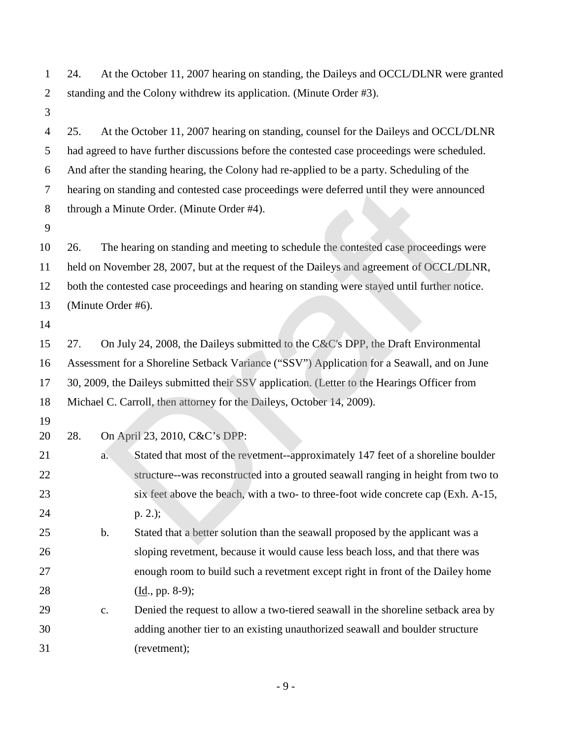24. At the October 11, 2007 hearing on standing, the Daileys and OCCL/DLNR were granted standing and the Colony withdrew its application. (Minute Order #3).

25. At the October 11, 2007 hearing on standing, counsel for the Daileys and OCCL/DLNR had agreed to have further discussions before the contested case proceedings were scheduled. And after the standing hearing, the Colony had re-applied to be a party. Scheduling of the hearing on standing and contested case proceedings were deferred until they were announced through a Minute Order. (Minute Order #4).

26. The hearing on standing and meeting to schedule the contested case proceedings were held on November 28, 2007, but at the request of the Daileys and agreement of OCCL/DLNR, both the contested case proceedings and hearing on standing were stayed until further notice. (Minute Order #6).

27. On July 24, 2008, the Daileys submitted to the C&C's DPP, the Draft Environmental Assessment for a Shoreline Setback Variance ("SSV") Application for a Seawall, and on June 30, 2009, the Daileys submitted their SSV application. (Letter to the Hearings Officer from Michael C. Carroll, then attorney for the Daileys, October 14, 2009).

28. On April 23, 2010, C&C's DPP:

a. Stated that most of the revetment--approximately 147 feet of a shoreline boulder structure--was reconstructed into a grouted seawall ranging in height from two to six feet above the beach, with a two- to three-foot wide concrete cap (Exh. A-15, p. 2.);

b. Stated that a better solution than the seawall proposed by the applicant was a sloping revetment, because it would cause less beach loss, and that there was enough room to build such a revetment except right in front of the Dailey home (Id., pp. 8-9);

c. Denied the request to allow a two-tiered seawall in the shoreline setback area by adding another tier to an existing unauthorized seawall and boulder structure (revetment);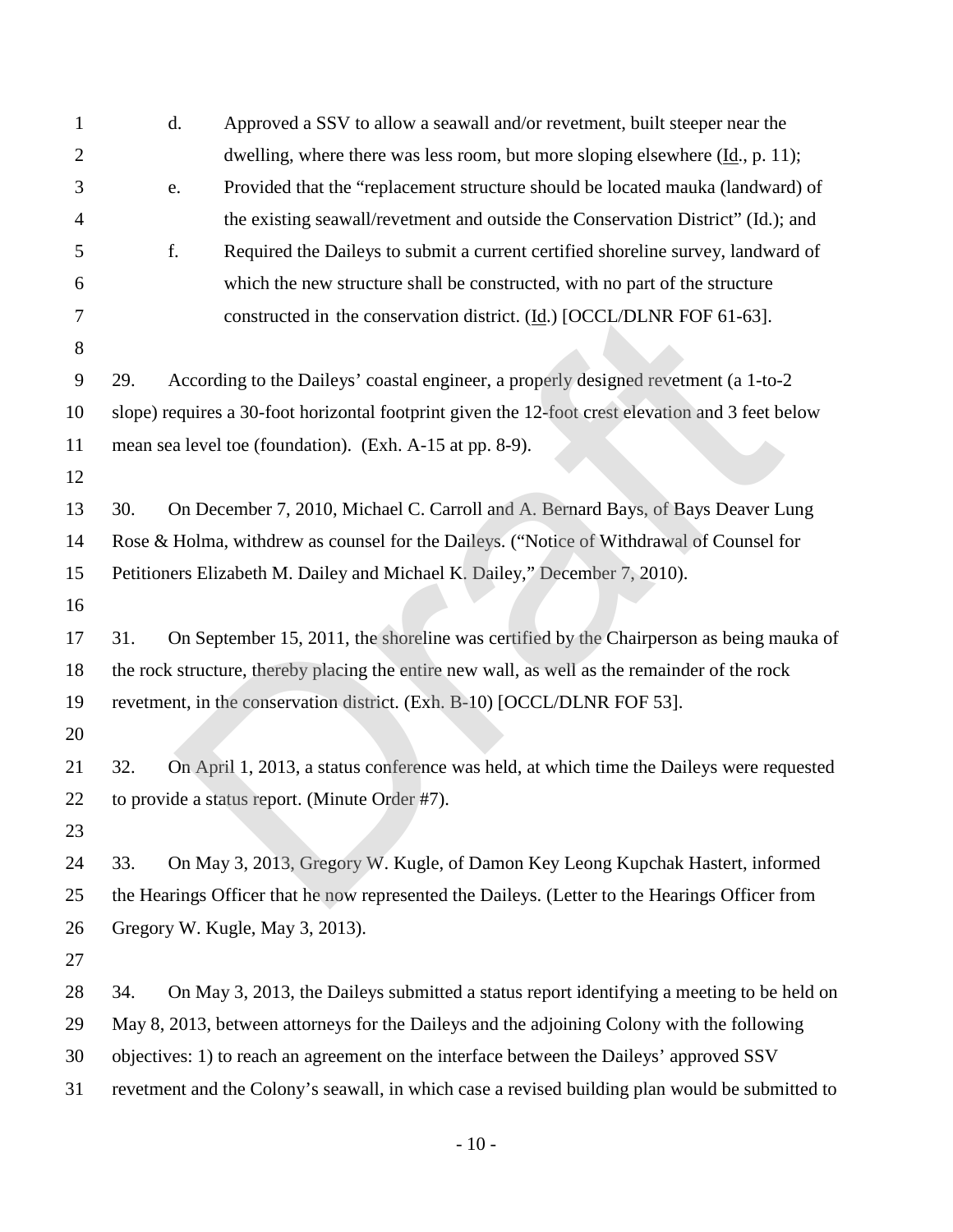d. Approved a SSV to allow a seawall and/or revetment, built steeper near the dwelling, where there was less room, but more sloping elsewhere (Id., p. 11);

e. Provided that the "replacement structure should be located mauka (landward) of the existing seawall/revetment and outside the Conservation District" (Id.); and

f. Required the Daileys to submit a current certified shoreline survey, landward of which the new structure shall be constructed, with no part of the structure constructed in the conservation district. (Id.) [OCCL/DLNR FOF 61-63].

29. According to the Daileys' coastal engineer, a properly designed revetment (a 1-to-2 slope) requires a 30-foot horizontal footprint given the 12-foot crest elevation and 3 feet below mean sea level toe (foundation). (Exh. A-15 at pp. 8-9).

30. On December 7, 2010, Michael C. Carroll and A. Bernard Bays, of Bays Deaver Lung Rose & Holma, withdrew as counsel for the Daileys. ("Notice of Withdrawal of Counsel for Petitioners Elizabeth M. Dailey and Michael K. Dailey," December 7, 2010).

31. On September 15, 2011, the shoreline was certified by the Chairperson as being mauka of the rock structure, thereby placing the entire new wall, as well as the remainder of the rock revetment, in the conservation district. (Exh. B-10) [OCCL/DLNR FOF 53].

32. On April 1, 2013, a status conference was held, at which time the Daileys were requested to provide a status report. (Minute Order #7).

33. On May 3, 2013, Gregory W. Kugle, of Damon Key Leong Kupchak Hastert, informed the Hearings Officer that he now represented the Daileys. (Letter to the Hearings Officer from Gregory W. Kugle, May 3, 2013).

34. On May 3, 2013, the Daileys submitted a status report identifying a meeting to be held on May 8, 2013, between attorneys for the Daileys and the adjoining Colony with the following objectives: 1) to reach an agreement on the interface between the Daileys' approved SSV revetment and the Colony's seawall, in which case a revised building plan would be submitted to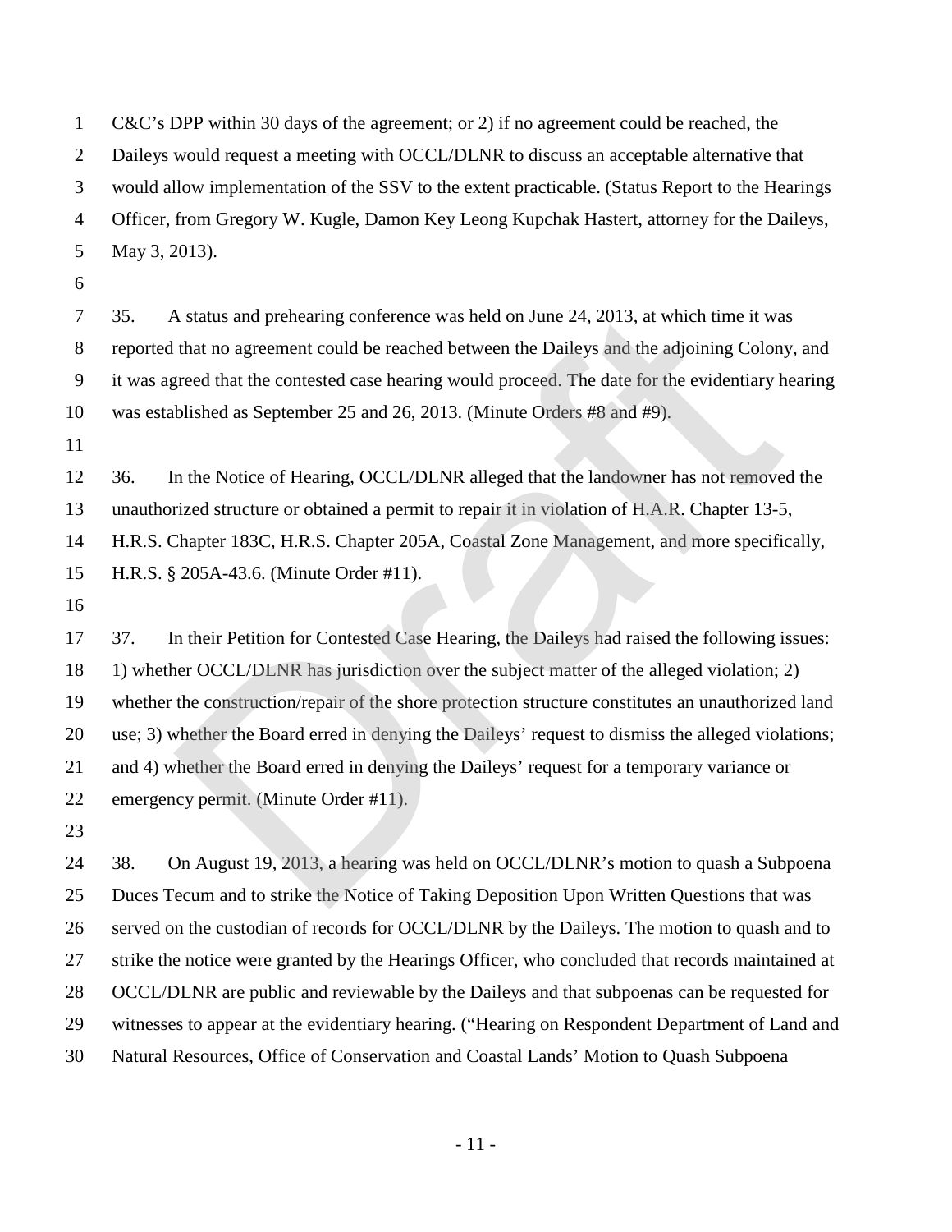C&C's DPP within 30 days of the agreement; or 2) if no agreement could be reached, the Daileys would request a meeting with OCCL/DLNR to discuss an acceptable alternative that would allow implementation of the SSV to the extent practicable. (Status Report to the Hearings Officer, from Gregory W. Kugle, Damon Key Leong Kupchak Hastert, attorney for the Daileys, May 3, 2013).

35. A status and prehearing conference was held on June 24, 2013, at which time it was reported that no agreement could be reached between the Daileys and the adjoining Colony, and it was agreed that the contested case hearing would proceed. The date for the evidentiary hearing was established as September 25 and 26, 2013. (Minute Orders #8 and #9).

36. In the Notice of Hearing, OCCL/DLNR alleged that the landowner has not removed the unauthorized structure or obtained a permit to repair it in violation of H.A.R. Chapter 13-5, H.R.S. Chapter 183C, H.R.S. Chapter 205A, Coastal Zone Management, and more specifically, H.R.S. § 205A-43.6. (Minute Order #11).

37. In their Petition for Contested Case Hearing, the Daileys had raised the following issues: 1) whether OCCL/DLNR has jurisdiction over the subject matter of the alleged violation; 2) whether the construction/repair of the shore protection structure constitutes an unauthorized land use; 3) whether the Board erred in denying the Daileys' request to dismiss the alleged violations; and 4) whether the Board erred in denying the Daileys' request for a temporary variance or emergency permit. (Minute Order #11).

38. On August 19, 2013, a hearing was held on OCCL/DLNR's motion to quash a Subpoena Duces Tecum and to strike the Notice of Taking Deposition Upon Written Questions that was served on the custodian of records for OCCL/DLNR by the Daileys. The motion to quash and to strike the notice were granted by the Hearings Officer, who concluded that records maintained at OCCL/DLNR are public and reviewable by the Daileys and that subpoenas can be requested for witnesses to appear at the evidentiary hearing. ("Hearing on Respondent Department of Land and Natural Resources, Office of Conservation and Coastal Lands' Motion to Quash Subpoena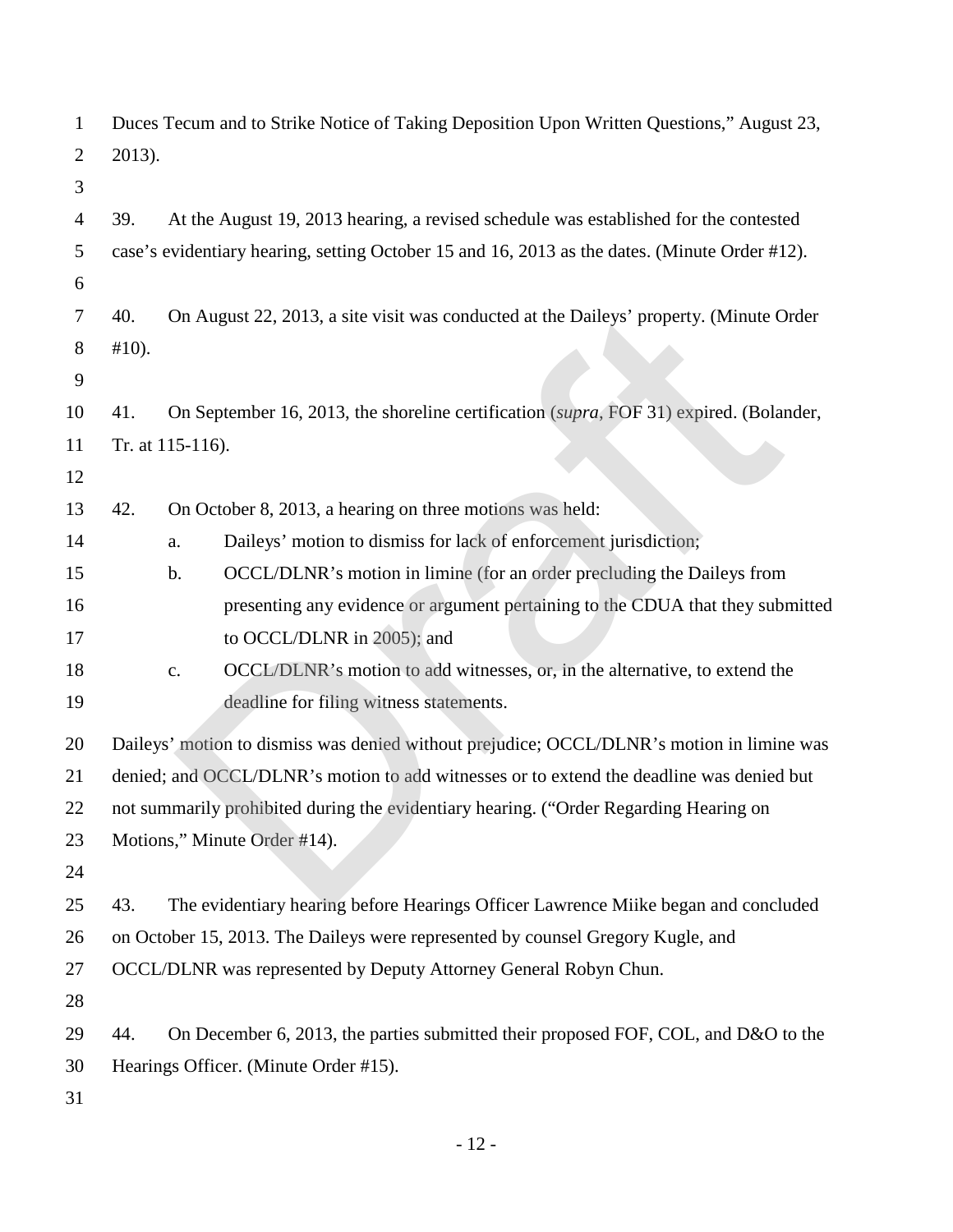Duces Tecum and to Strike Notice of Taking Deposition Upon Written Questions," August 23, 2013).

39. At the August 19, 2013 hearing, a revised schedule was established for the contested case's evidentiary hearing, setting October 15 and 16, 2013 as the dates. (Minute Order #12).

40. On August 22, 2013, a site visit was conducted at the Daileys' property. (Minute Order #10).

41. On September 16, 2013, the shoreline certification (*supra*, FOF 31) expired. (Bolander, Tr. at 115-116).

42. On October 8, 2013, a hearing on three motions was held:

   a. Daileys' motion to dismiss for lack of enforcement jurisdiction;
   b. OCCL/DLNR's motion in limine (for an order precluding the Daileys from presenting any evidence or argument pertaining to the CDUA that they submitted to OCCL/DLNR in 2005); and
   c. OCCL/DLNR's motion to add witnesses, or, in the alternative, to extend the deadline for filing witness statements.

Daileys' motion to dismiss was denied without prejudice; OCCL/DLNR's motion in limine was denied; and OCCL/DLNR's motion to add witnesses or to extend the deadline was denied but not summarily prohibited during the evidentiary hearing. ("Order Regarding Hearing on Motions," Minute Order #14).

43. The evidentiary hearing before Hearings Officer Lawrence Miike began and concluded on October 15, 2013. The Daileys were represented by counsel Gregory Kugle, and OCCL/DLNR was represented by Deputy Attorney General Robyn Chun.

44. On December 6, 2013, the parties submitted their proposed FOF, COL, and D&O to the Hearings Officer. (Minute Order #15).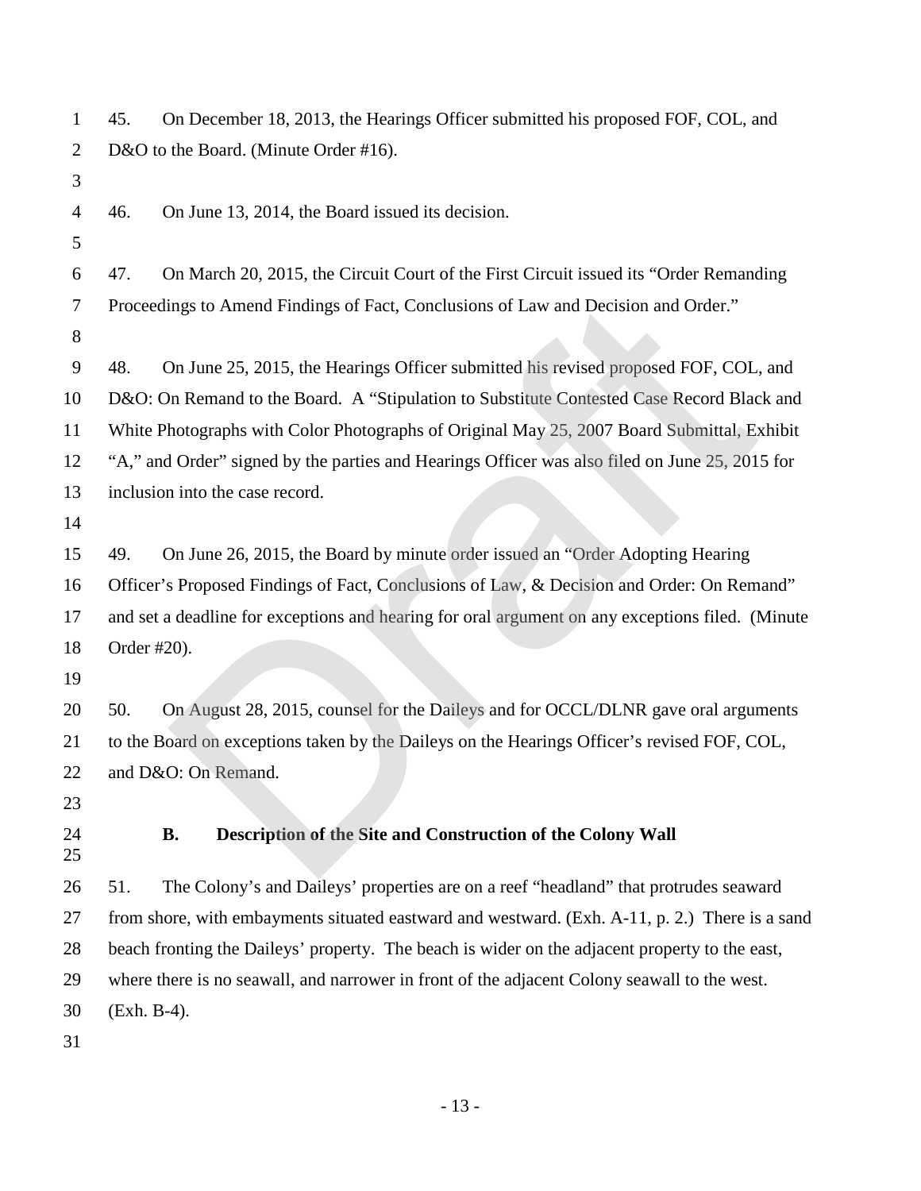45. On December 18, 2013, the Hearings Officer submitted his proposed FOF, COL, and D&O to the Board. (Minute Order #16).

46. On June 13, 2014, the Board issued its decision.

47. On March 20, 2015, the Circuit Court of the First Circuit issued its "Order Remanding Proceedings to Amend Findings of Fact, Conclusions of Law and Decision and Order."

48. On June 25, 2015, the Hearings Officer submitted his revised proposed FOF, COL, and D&O: On Remand to the Board. A "Stipulation to Substitute Contested Case Record Black and White Photographs with Color Photographs of Original May 25, 2007 Board Submittal, Exhibit "A," and Order" signed by the parties and Hearings Officer was also filed on June 25, 2015 for inclusion into the case record.

49. On June 26, 2015, the Board by minute order issued an "Order Adopting Hearing Officer's Proposed Findings of Fact, Conclusions of Law, & Decision and Order: On Remand" and set a deadline for exceptions and hearing for oral argument on any exceptions filed. (Minute Order #20).

50. On August 28, 2015, counsel for the Daileys and for OCCL/DLNR gave oral arguments to the Board on exceptions taken by the Daileys on the Hearings Officer's revised FOF, COL, and D&O: On Remand.

### B. Description of the Site and Construction of the Colony Wall

51. The Colony's and Daileys' properties are on a reef "headland" that protrudes seaward from shore, with embayments situated eastward and westward. (Exh. A-11, p. 2.) There is a sand beach fronting the Daileys' property. The beach is wider on the adjacent property to the east, where there is no seawall, and narrower in front of the adjacent Colony seawall to the west. (Exh. B-4).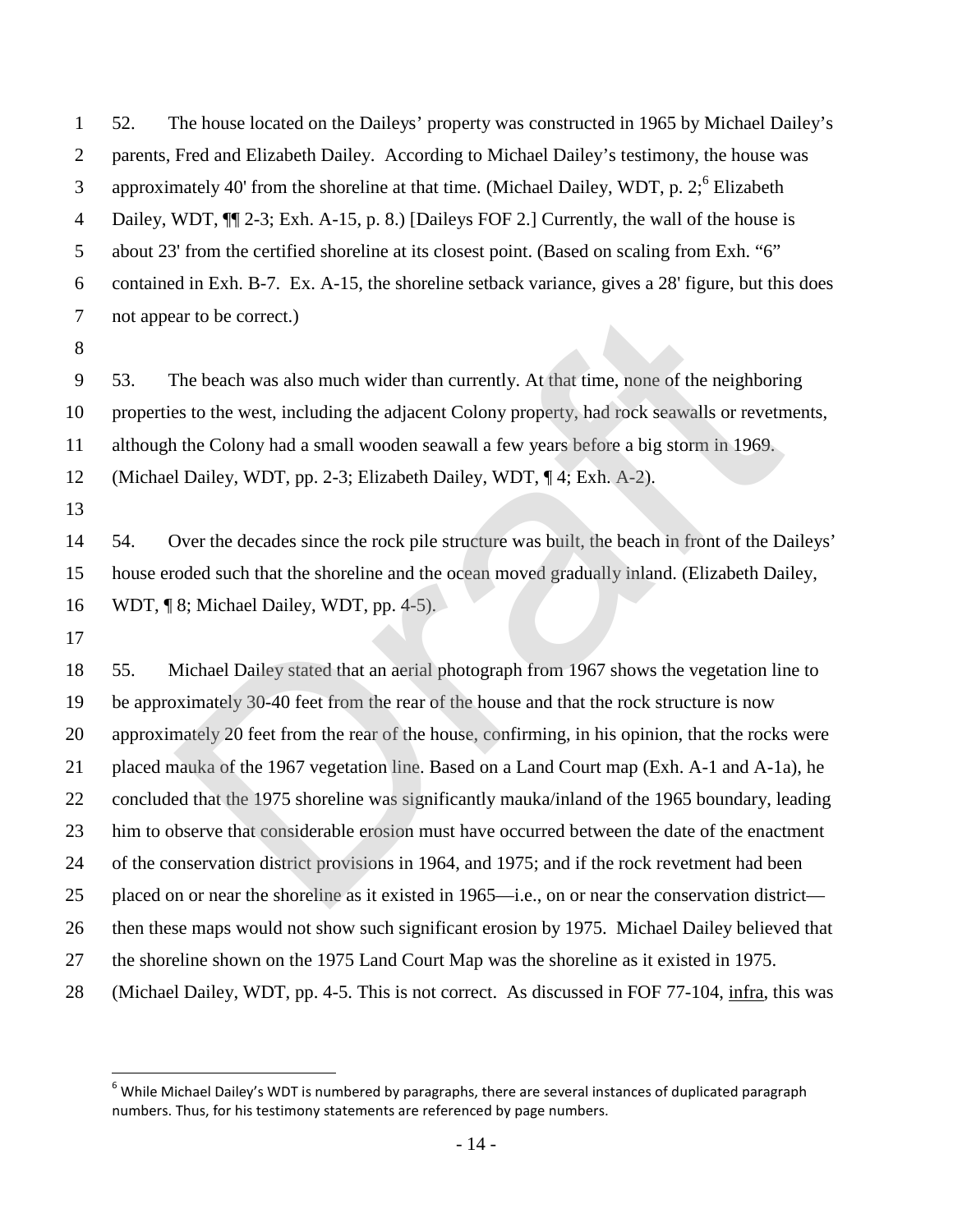52. The house located on the Daileys' property was constructed in 1965 by Michael Dailey's parents, Fred and Elizabeth Dailey. According to Michael Dailey's testimony, the house was approximately 40' from the shoreline at that time. (Michael Dailey, WDT, p. 2;[6] Elizabeth Dailey, WDT, ¶¶ 2-3; Exh. A-15, p. 8.) [Daileys FOF 2.] Currently, the wall of the house is about 23' from the certified shoreline at its closest point. (Based on scaling from Exh. "6" contained in Exh. B-7. Ex. A-15, the shoreline setback variance, gives a 28' figure, but this does not appear to be correct.)

53. The beach was also much wider than currently. At that time, none of the neighboring properties to the west, including the adjacent Colony property, had rock seawalls or revetments, although the Colony had a small wooden seawall a few years before a big storm in 1969. (Michael Dailey, WDT, pp. 2-3; Elizabeth Dailey, WDT, ¶ 4; Exh. A-2).

54. Over the decades since the rock pile structure was built, the beach in front of the Daileys' house eroded such that the shoreline and the ocean moved gradually inland. (Elizabeth Dailey, WDT, ¶ 8; Michael Dailey, WDT, pp. 4-5).

55. Michael Dailey stated that an aerial photograph from 1967 shows the vegetation line to be approximately 30-40 feet from the rear of the house and that the rock structure is now approximately 20 feet from the rear of the house, confirming, in his opinion, that the rocks were placed mauka of the 1967 vegetation line. Based on a Land Court map (Exh. A-1 and A-1a), he concluded that the 1975 shoreline was significantly mauka/inland of the 1965 boundary, leading him to observe that considerable erosion must have occurred between the date of the enactment of the conservation district provisions in 1964, and 1975; and if the rock revetment had been placed on or near the shoreline as it existed in 1965—i.e., on or near the conservation district—then these maps would not show such significant erosion by 1975. Michael Dailey believed that the shoreline shown on the 1975 Land Court Map was the shoreline as it existed in 1975. (Michael Dailey, WDT, pp. 4-5. This is not correct. As discussed in FOF 77-104, infra, this was

[6] While Michael Dailey's WDT is numbered by paragraphs, there are several instances of duplicated paragraph numbers. Thus, for his testimony statements are referenced by page numbers.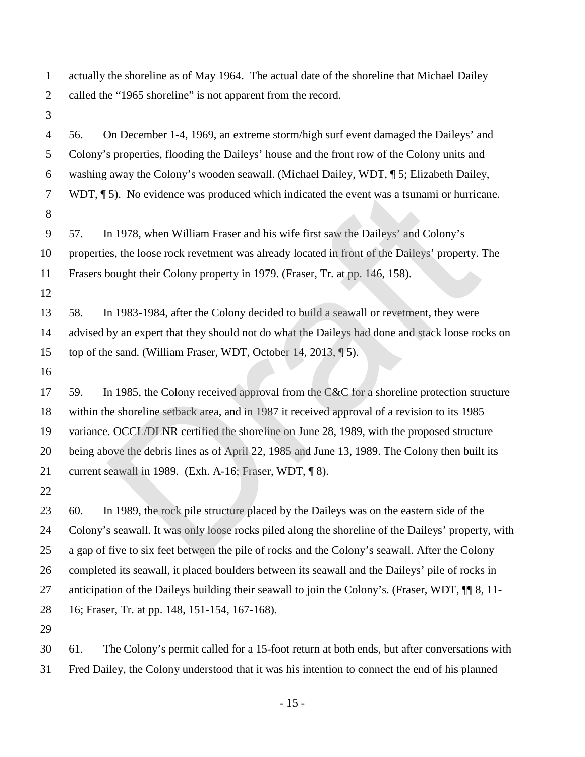actually the shoreline as of May 1964. The actual date of the shoreline that Michael Dailey called the "1965 shoreline" is not apparent from the record.

56. On December 1-4, 1969, an extreme storm/high surf event damaged the Daileys' and Colony's properties, flooding the Daileys' house and the front row of the Colony units and washing away the Colony's wooden seawall. (Michael Dailey, WDT, ¶ 5; Elizabeth Dailey, WDT, ¶ 5). No evidence was produced which indicated the event was a tsunami or hurricane.

57. In 1978, when William Fraser and his wife first saw the Daileys' and Colony's properties, the loose rock revetment was already located in front of the Daileys' property. The Frasers bought their Colony property in 1979. (Fraser, Tr. at pp. 146, 158).

58. In 1983-1984, after the Colony decided to build a seawall or revetment, they were advised by an expert that they should not do what the Daileys had done and stack loose rocks on top of the sand. (William Fraser, WDT, October 14, 2013, ¶ 5).

59. In 1985, the Colony received approval from the C&C for a shoreline protection structure within the shoreline setback area, and in 1987 it received approval of a revision to its 1985 variance. OCCL/DLNR certified the shoreline on June 28, 1989, with the proposed structure being above the debris lines as of April 22, 1985 and June 13, 1989. The Colony then built its current seawall in 1989. (Exh. A-16; Fraser, WDT, ¶ 8).

60. In 1989, the rock pile structure placed by the Daileys was on the eastern side of the Colony's seawall. It was only loose rocks piled along the shoreline of the Daileys' property, with a gap of five to six feet between the pile of rocks and the Colony's seawall. After the Colony completed its seawall, it placed boulders between its seawall and the Daileys' pile of rocks in anticipation of the Daileys building their seawall to join the Colony's. (Fraser, WDT, ¶¶ 8, 11-16; Fraser, Tr. at pp. 148, 151-154, 167-168).

61. The Colony's permit called for a 15-foot return at both ends, but after conversations with Fred Dailey, the Colony understood that it was his intention to connect the end of his planned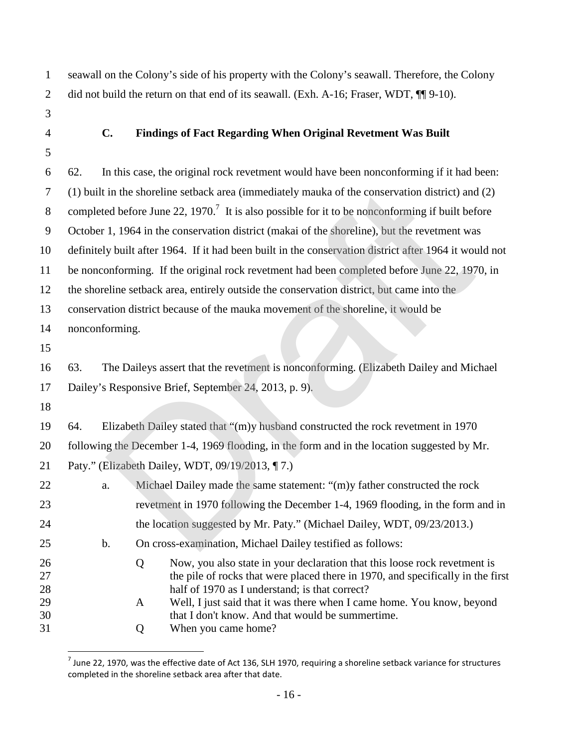seawall on the Colony's side of his property with the Colony's seawall. Therefore, the Colony did not build the return on that end of its seawall. (Exh. A-16; Fraser, WDT, ¶¶ 9-10).

### C. Findings of Fact Regarding When Original Revetment Was Built

62. In this case, the original rock revetment would have been nonconforming if it had been: (1) built in the shoreline setback area (immediately mauka of the conservation district) and (2) completed before June 22, 1970.[7] It is also possible for it to be nonconforming if built before October 1, 1964 in the conservation district (makai of the shoreline), but the revetment was definitely built after 1964. If it had been built in the conservation district after 1964 it would not be nonconforming. If the original rock revetment had been completed before June 22, 1970, in the shoreline setback area, entirely outside the conservation district, but came into the conservation district because of the mauka movement of the shoreline, it would be nonconforming.

63. The Daileys assert that the revetment is nonconforming. (Elizabeth Dailey and Michael Dailey's Responsive Brief, September 24, 2013, p. 9).

64. Elizabeth Dailey stated that "(m)y husband constructed the rock revetment in 1970 following the December 1-4, 1969 flooding, in the form and in the location suggested by Mr. Paty." (Elizabeth Dailey, WDT, 09/19/2013, ¶ 7.)

a. Michael Dailey made the same statement: "(m)y father constructed the rock revetment in 1970 following the December 1-4, 1969 flooding, in the form and in the location suggested by Mr. Paty." (Michael Dailey, WDT, 09/23/2013.)

b. On cross-examination, Michael Dailey testified as follows:

> Q Now, you also state in your declaration that this loose rock revetment is the pile of rocks that were placed there in 1970, and specifically in the first half of 1970 as I understand; is that correct?
>
> A Well, I just said that it was there when I came home. You know, beyond that I don't know. And that would be summertime.
>
> Q When you came home?

---

[7] June 22, 1970, was the effective date of Act 136, SLH 1970, requiring a shoreline setback variance for structures completed in the shoreline setback area after that date.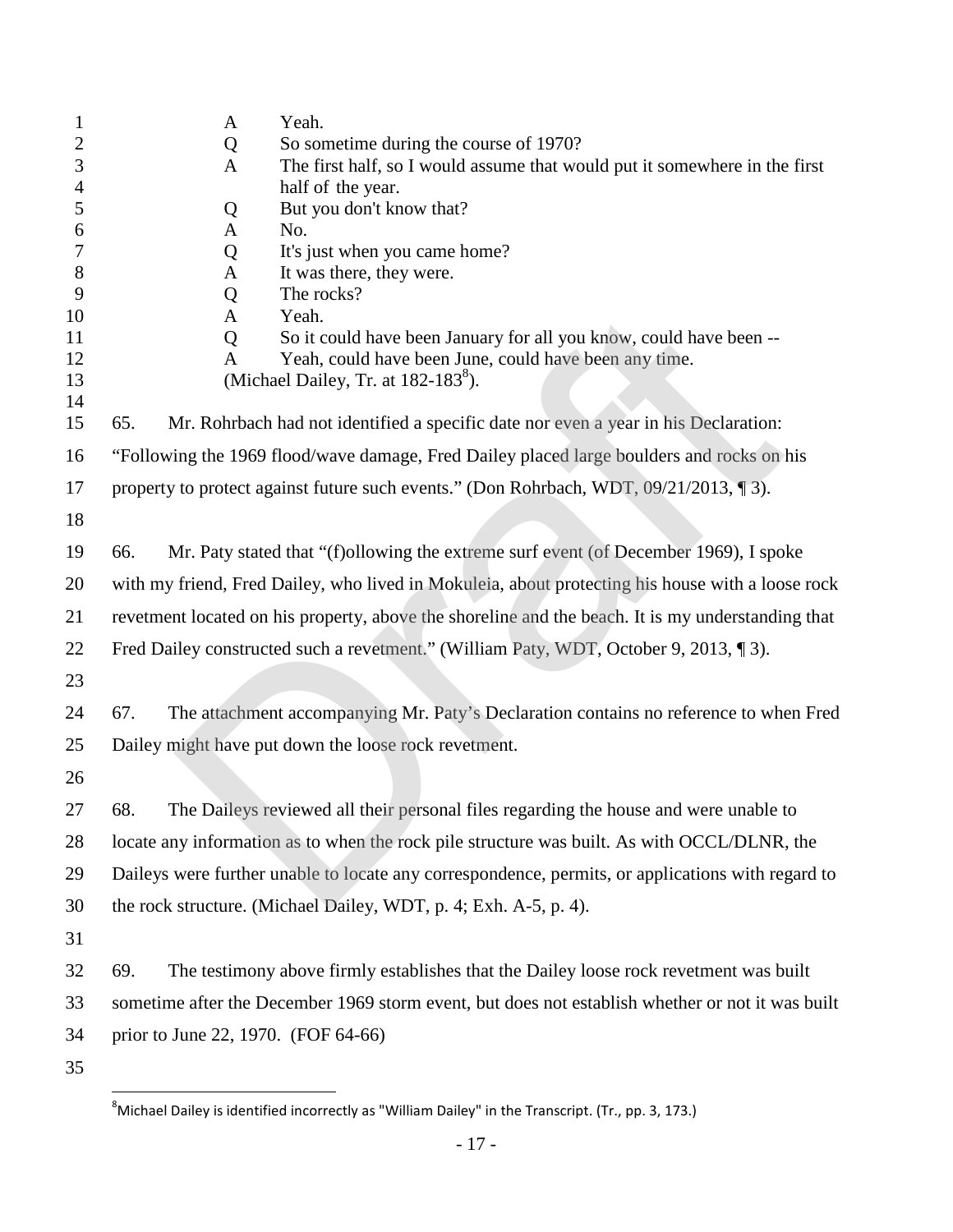A Yeah.
Q So sometime during the course of 1970?
A The first half, so I would assume that would put it somewhere in the first half of the year.
Q But you don't know that?
A No.
Q It's just when you came home?
A It was there, they were.
Q The rocks?
A Yeah.
Q So it could have been January for all you know, could have been --
A Yeah, could have been June, could have been any time.
(Michael Dailey, Tr. at 182-183[8]).

65. Mr. Rohrbach had not identified a specific date nor even a year in his Declaration: "Following the 1969 flood/wave damage, Fred Dailey placed large boulders and rocks on his property to protect against future such events." (Don Rohrbach, WDT, 09/21/2013, ¶ 3).

66. Mr. Paty stated that "(f)ollowing the extreme surf event (of December 1969), I spoke with my friend, Fred Dailey, who lived in Mokuleia, about protecting his house with a loose rock revetment located on his property, above the shoreline and the beach. It is my understanding that Fred Dailey constructed such a revetment." (William Paty, WDT, October 9, 2013, ¶ 3).

67. The attachment accompanying Mr. Paty's Declaration contains no reference to when Fred Dailey might have put down the loose rock revetment.

68. The Daileys reviewed all their personal files regarding the house and were unable to locate any information as to when the rock pile structure was built. As with OCCL/DLNR, the Daileys were further unable to locate any correspondence, permits, or applications with regard to the rock structure. (Michael Dailey, WDT, p. 4; Exh. A-5, p. 4).

69. The testimony above firmly establishes that the Dailey loose rock revetment was built sometime after the December 1969 storm event, but does not establish whether or not it was built prior to June 22, 1970. (FOF 64-66)

[8] Michael Dailey is identified incorrectly as "William Dailey" in the Transcript. (Tr., pp. 3, 173.)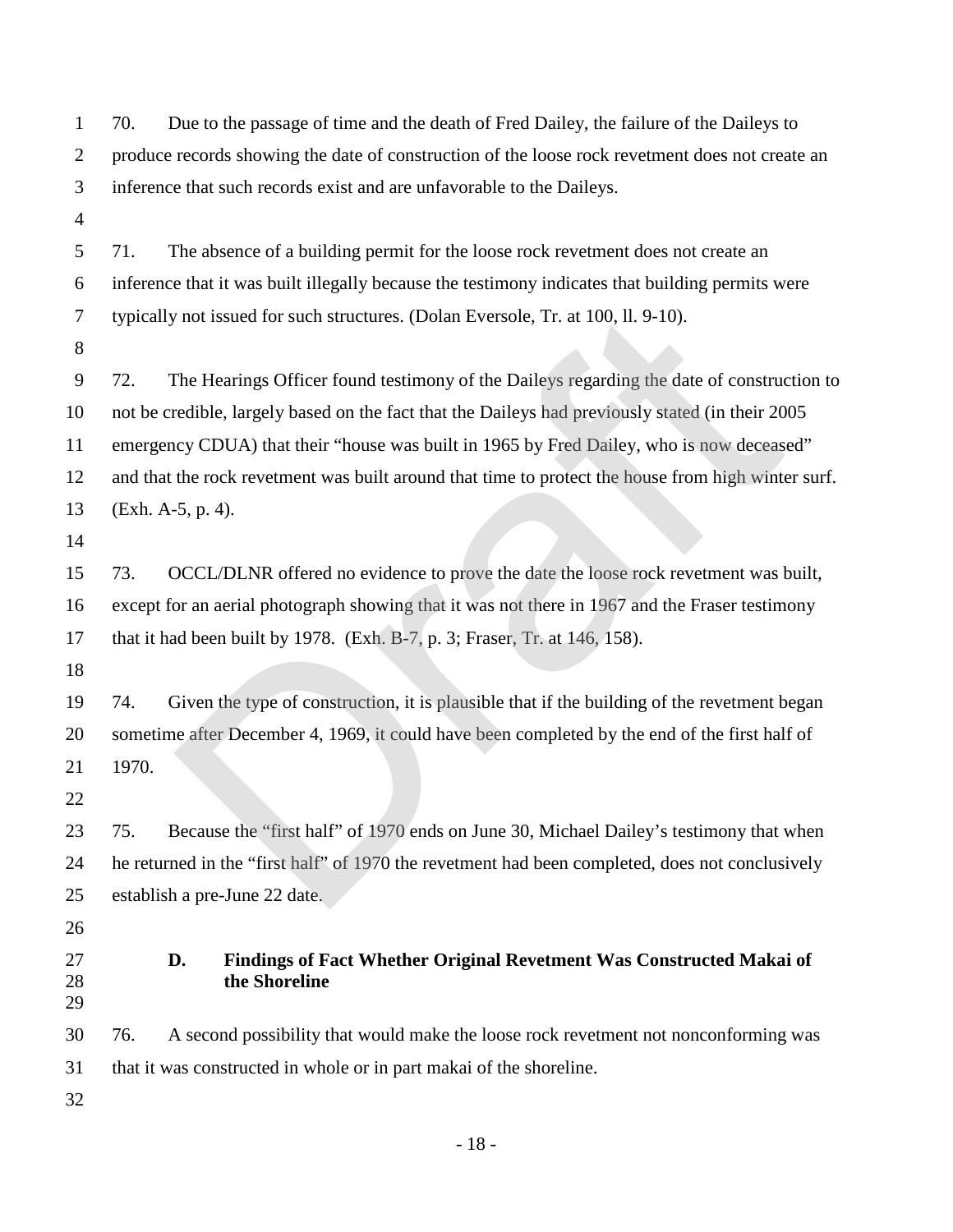70. Due to the passage of time and the death of Fred Dailey, the failure of the Daileys to produce records showing the date of construction of the loose rock revetment does not create an inference that such records exist and are unfavorable to the Daileys.

71. The absence of a building permit for the loose rock revetment does not create an inference that it was built illegally because the testimony indicates that building permits were typically not issued for such structures. (Dolan Eversole, Tr. at 100, ll. 9-10).

72. The Hearings Officer found testimony of the Daileys regarding the date of construction to not be credible, largely based on the fact that the Daileys had previously stated (in their 2005 emergency CDUA) that their "house was built in 1965 by Fred Dailey, who is now deceased" and that the rock revetment was built around that time to protect the house from high winter surf. (Exh. A-5, p. 4).

73. OCCL/DLNR offered no evidence to prove the date the loose rock revetment was built, except for an aerial photograph showing that it was not there in 1967 and the Fraser testimony that it had been built by 1978. (Exh. B-7, p. 3; Fraser, Tr. at 146, 158).

74. Given the type of construction, it is plausible that if the building of the revetment began sometime after December 4, 1969, it could have been completed by the end of the first half of 1970.

75. Because the "first half" of 1970 ends on June 30, Michael Dailey's testimony that when he returned in the "first half" of 1970 the revetment had been completed, does not conclusively establish a pre-June 22 date.

### D. Findings of Fact Whether Original Revetment Was Constructed Makai of the Shoreline

76. A second possibility that would make the loose rock revetment not nonconforming was that it was constructed in whole or in part makai of the shoreline.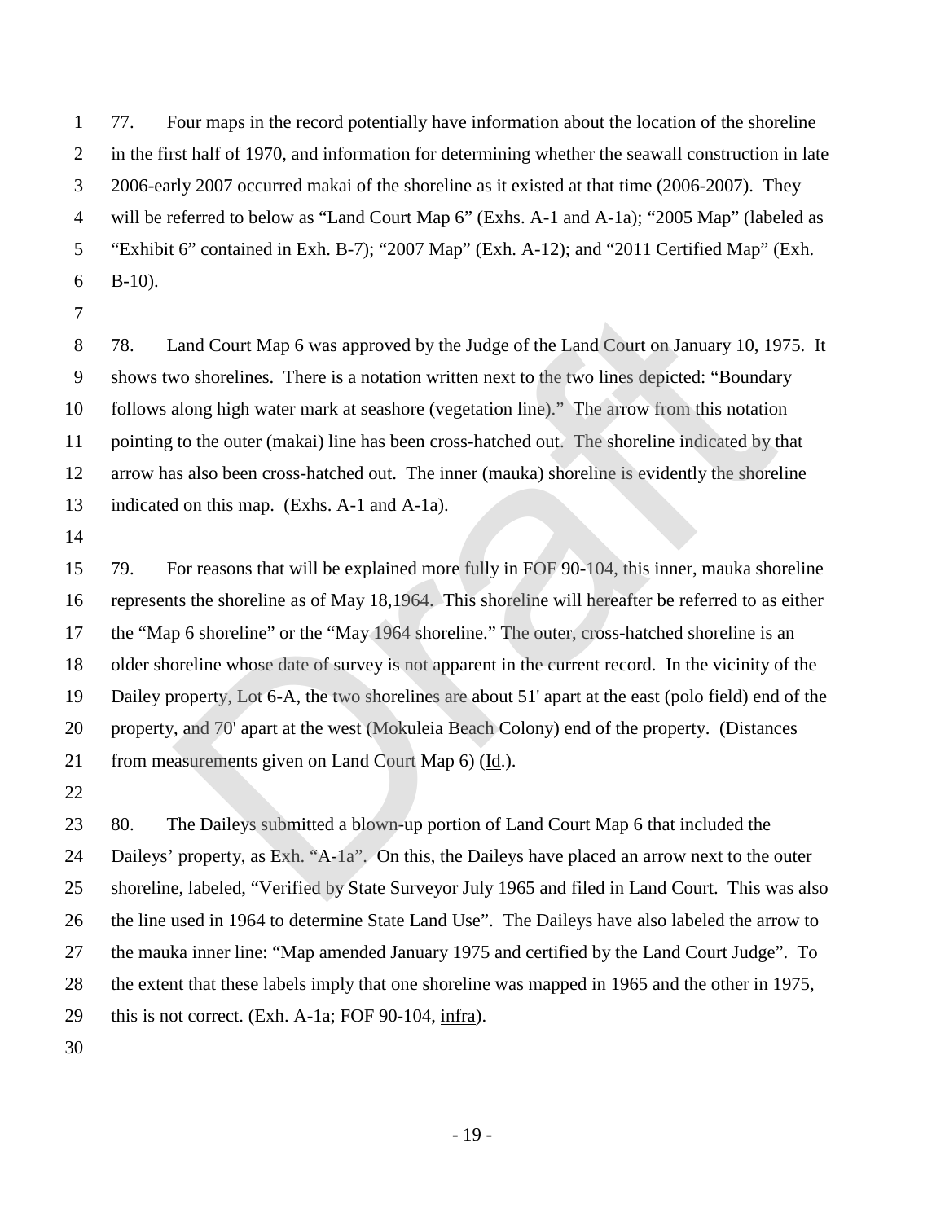77. Four maps in the record potentially have information about the location of the shoreline in the first half of 1970, and information for determining whether the seawall construction in late 2006-early 2007 occurred makai of the shoreline as it existed at that time (2006-2007). They will be referred to below as "Land Court Map 6" (Exhs. A-1 and A-1a); "2005 Map" (labeled as "Exhibit 6" contained in Exh. B-7); "2007 Map" (Exh. A-12); and "2011 Certified Map" (Exh. B-10).

78. Land Court Map 6 was approved by the Judge of the Land Court on January 10, 1975. It shows two shorelines. There is a notation written next to the two lines depicted: "Boundary follows along high water mark at seashore (vegetation line)." The arrow from this notation pointing to the outer (makai) line has been cross-hatched out. The shoreline indicated by that arrow has also been cross-hatched out. The inner (mauka) shoreline is evidently the shoreline indicated on this map. (Exhs. A-1 and A-1a).

79. For reasons that will be explained more fully in FOF 90-104, this inner, mauka shoreline represents the shoreline as of May 18,1964. This shoreline will hereafter be referred to as either the "Map 6 shoreline" or the "May 1964 shoreline." The outer, cross-hatched shoreline is an older shoreline whose date of survey is not apparent in the current record. In the vicinity of the Dailey property, Lot 6-A, the two shorelines are about 51' apart at the east (polo field) end of the property, and 70' apart at the west (Mokuleia Beach Colony) end of the property. (Distances from measurements given on Land Court Map 6) (Id.).

80. The Daileys submitted a blown-up portion of Land Court Map 6 that included the Daileys' property, as Exh. "A-1a". On this, the Daileys have placed an arrow next to the outer shoreline, labeled, "Verified by State Surveyor July 1965 and filed in Land Court. This was also the line used in 1964 to determine State Land Use". The Daileys have also labeled the arrow to the mauka inner line: "Map amended January 1975 and certified by the Land Court Judge". To the extent that these labels imply that one shoreline was mapped in 1965 and the other in 1975, this is not correct. (Exh. A-1a; FOF 90-104, infra).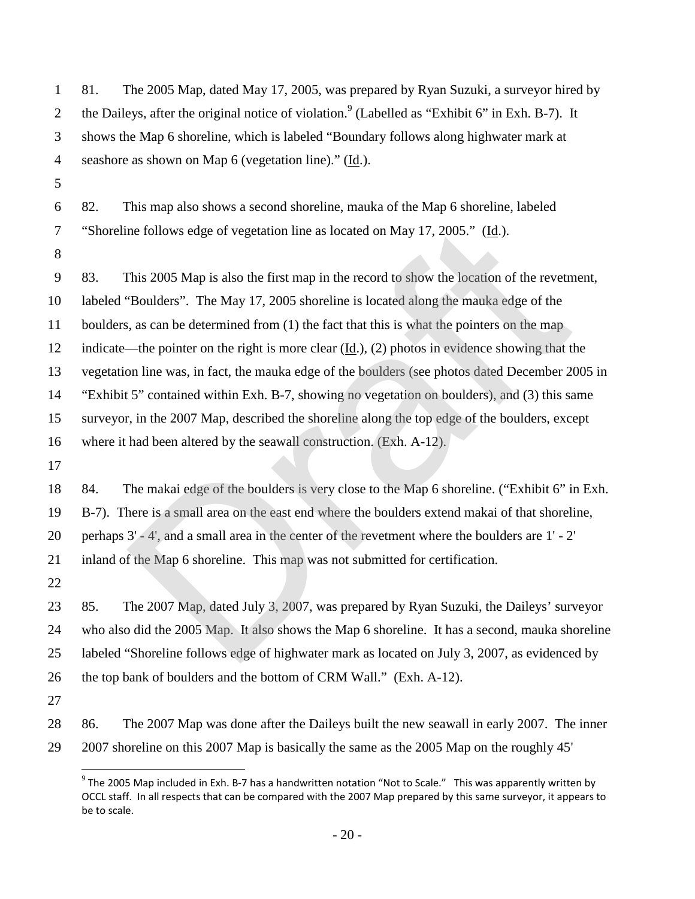81. The 2005 Map, dated May 17, 2005, was prepared by Ryan Suzuki, a surveyor hired by the Daileys, after the original notice of violation.[9] (Labelled as "Exhibit 6" in Exh. B-7). It shows the Map 6 shoreline, which is labeled "Boundary follows along highwater mark at seashore as shown on Map 6 (vegetation line)." (Id.).

82. This map also shows a second shoreline, mauka of the Map 6 shoreline, labeled "Shoreline follows edge of vegetation line as located on May 17, 2005." (Id.).

83. This 2005 Map is also the first map in the record to show the location of the revetment, labeled "Boulders". The May 17, 2005 shoreline is located along the mauka edge of the boulders, as can be determined from (1) the fact that this is what the pointers on the map indicate—the pointer on the right is more clear (Id.), (2) photos in evidence showing that the vegetation line was, in fact, the mauka edge of the boulders (see photos dated December 2005 in "Exhibit 5" contained within Exh. B-7, showing no vegetation on boulders), and (3) this same surveyor, in the 2007 Map, described the shoreline along the top edge of the boulders, except where it had been altered by the seawall construction. (Exh. A-12).

84. The makai edge of the boulders is very close to the Map 6 shoreline. ("Exhibit 6" in Exh. B-7). There is a small area on the east end where the boulders extend makai of that shoreline, perhaps 3' - 4', and a small area in the center of the revetment where the boulders are 1' - 2' inland of the Map 6 shoreline. This map was not submitted for certification.

85. The 2007 Map, dated July 3, 2007, was prepared by Ryan Suzuki, the Daileys' surveyor who also did the 2005 Map. It also shows the Map 6 shoreline. It has a second, mauka shoreline labeled "Shoreline follows edge of highwater mark as located on July 3, 2007, as evidenced by the top bank of boulders and the bottom of CRM Wall." (Exh. A-12).

86. The 2007 Map was done after the Daileys built the new seawall in early 2007. The inner 2007 shoreline on this 2007 Map is basically the same as the 2005 Map on the roughly 45'

[9] The 2005 Map included in Exh. B-7 has a handwritten notation "Not to Scale." This was apparently written by OCCL staff. In all respects that can be compared with the 2007 Map prepared by this same surveyor, it appears to be to scale.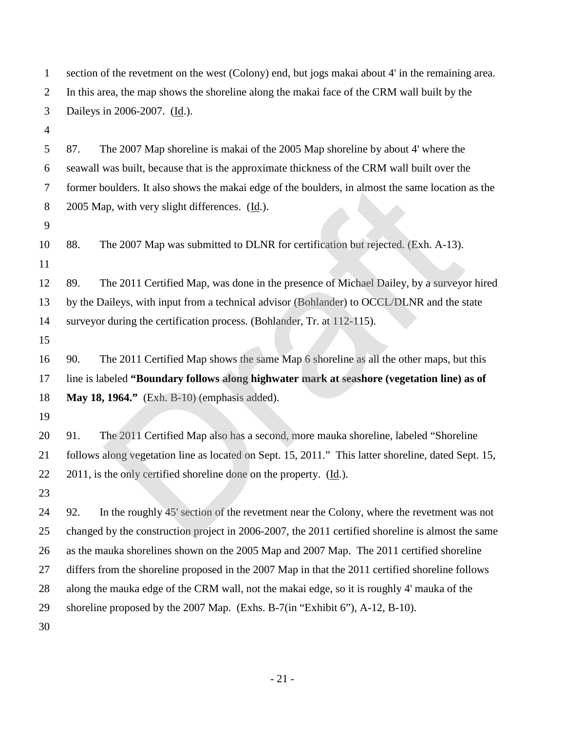section of the revetment on the west (Colony) end, but jogs makai about 4' in the remaining area. In this area, the map shows the shoreline along the makai face of the CRM wall built by the Daileys in 2006-2007. (Id.).

87. The 2007 Map shoreline is makai of the 2005 Map shoreline by about 4' where the seawall was built, because that is the approximate thickness of the CRM wall built over the former boulders. It also shows the makai edge of the boulders, in almost the same location as the 2005 Map, with very slight differences. (Id.).

88. The 2007 Map was submitted to DLNR for certification but rejected. (Exh. A-13).

89. The 2011 Certified Map, was done in the presence of Michael Dailey, by a surveyor hired by the Daileys, with input from a technical advisor (Bohlander) to OCCL/DLNR and the state surveyor during the certification process. (Bohlander, Tr. at 112-115).

90. The 2011 Certified Map shows the same Map 6 shoreline as all the other maps, but this line is labeled **"Boundary follows along highwater mark at seashore (vegetation line) as of May 18, 1964."** (Exh. B-10) (emphasis added).

91. The 2011 Certified Map also has a second, more mauka shoreline, labeled "Shoreline follows along vegetation line as located on Sept. 15, 2011." This latter shoreline, dated Sept. 15, 2011, is the only certified shoreline done on the property. (Id.).

92. In the roughly 45' section of the revetment near the Colony, where the revetment was not changed by the construction project in 2006-2007, the 2011 certified shoreline is almost the same as the mauka shorelines shown on the 2005 Map and 2007 Map. The 2011 certified shoreline differs from the shoreline proposed in the 2007 Map in that the 2011 certified shoreline follows along the mauka edge of the CRM wall, not the makai edge, so it is roughly 4' mauka of the shoreline proposed by the 2007 Map. (Exhs. B-7(in "Exhibit 6"), A-12, B-10).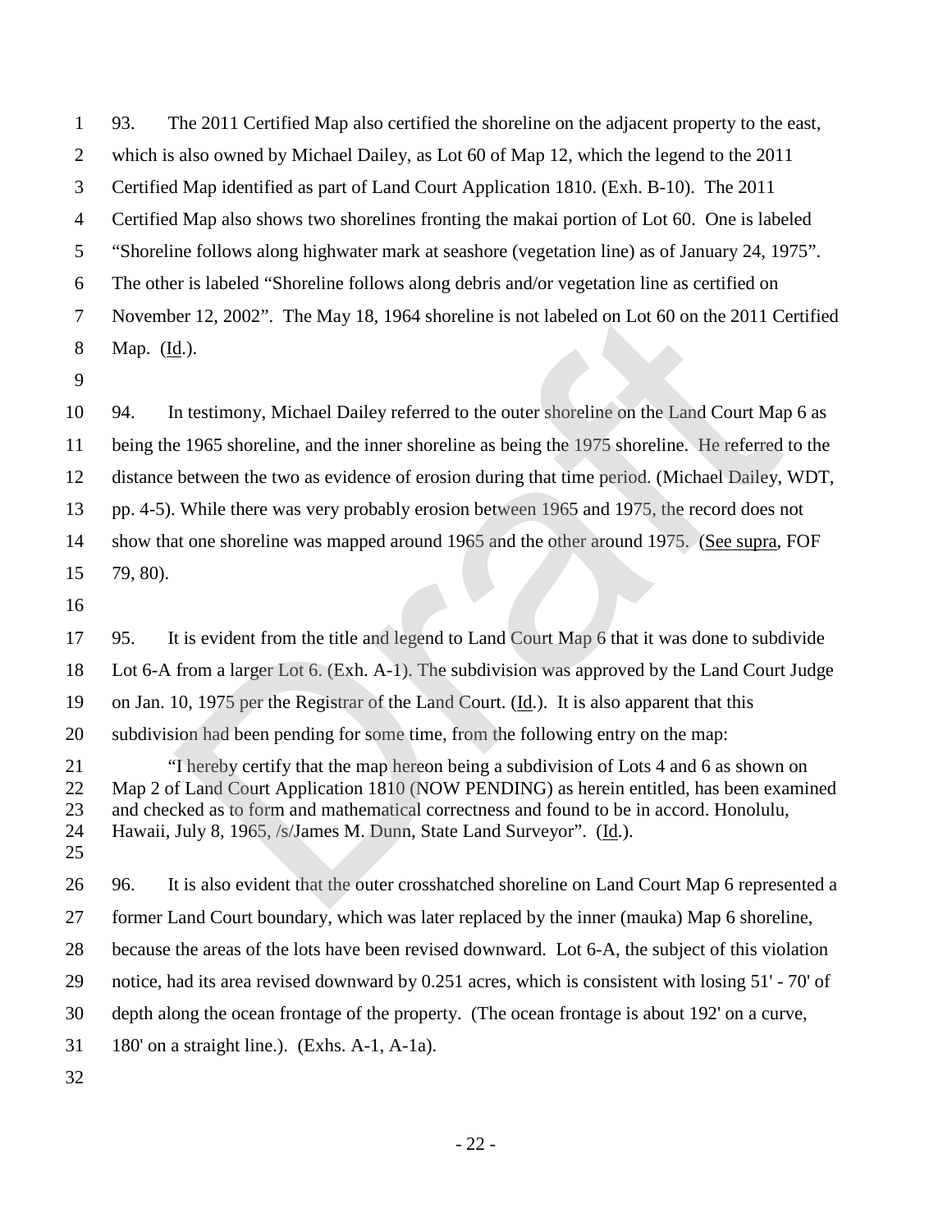93. The 2011 Certified Map also certified the shoreline on the adjacent property to the east, which is also owned by Michael Dailey, as Lot 60 of Map 12, which the legend to the 2011 Certified Map identified as part of Land Court Application 1810. (Exh. B-10). The 2011 Certified Map also shows two shorelines fronting the makai portion of Lot 60. One is labeled "Shoreline follows along highwater mark at seashore (vegetation line) as of January 24, 1975". The other is labeled "Shoreline follows along debris and/or vegetation line as certified on November 12, 2002". The May 18, 1964 shoreline is not labeled on Lot 60 on the 2011 Certified Map. (Id.).

94. In testimony, Michael Dailey referred to the outer shoreline on the Land Court Map 6 as being the 1965 shoreline, and the inner shoreline as being the 1975 shoreline. He referred to the distance between the two as evidence of erosion during that time period. (Michael Dailey, WDT, pp. 4-5). While there was very probably erosion between 1965 and 1975, the record does not show that one shoreline was mapped around 1965 and the other around 1975. (See supra, FOF 79, 80).

95. It is evident from the title and legend to Land Court Map 6 that it was done to subdivide Lot 6-A from a larger Lot 6. (Exh. A-1). The subdivision was approved by the Land Court Judge on Jan. 10, 1975 per the Registrar of the Land Court. (Id.). It is also apparent that this subdivision had been pending for some time, from the following entry on the map:

> "I hereby certify that the map hereon being a subdivision of Lots 4 and 6 as shown on Map 2 of Land Court Application 1810 (NOW PENDING) as herein entitled, has been examined and checked as to form and mathematical correctness and found to be in accord. Honolulu, Hawaii, July 8, 1965, /s/James M. Dunn, State Land Surveyor". (Id.).

96. It is also evident that the outer crosshatched shoreline on Land Court Map 6 represented a former Land Court boundary, which was later replaced by the inner (mauka) Map 6 shoreline, because the areas of the lots have been revised downward. Lot 6-A, the subject of this violation notice, had its area revised downward by 0.251 acres, which is consistent with losing 51' - 70' of depth along the ocean frontage of the property. (The ocean frontage is about 192' on a curve, 180' on a straight line.). (Exhs. A-1, A-1a).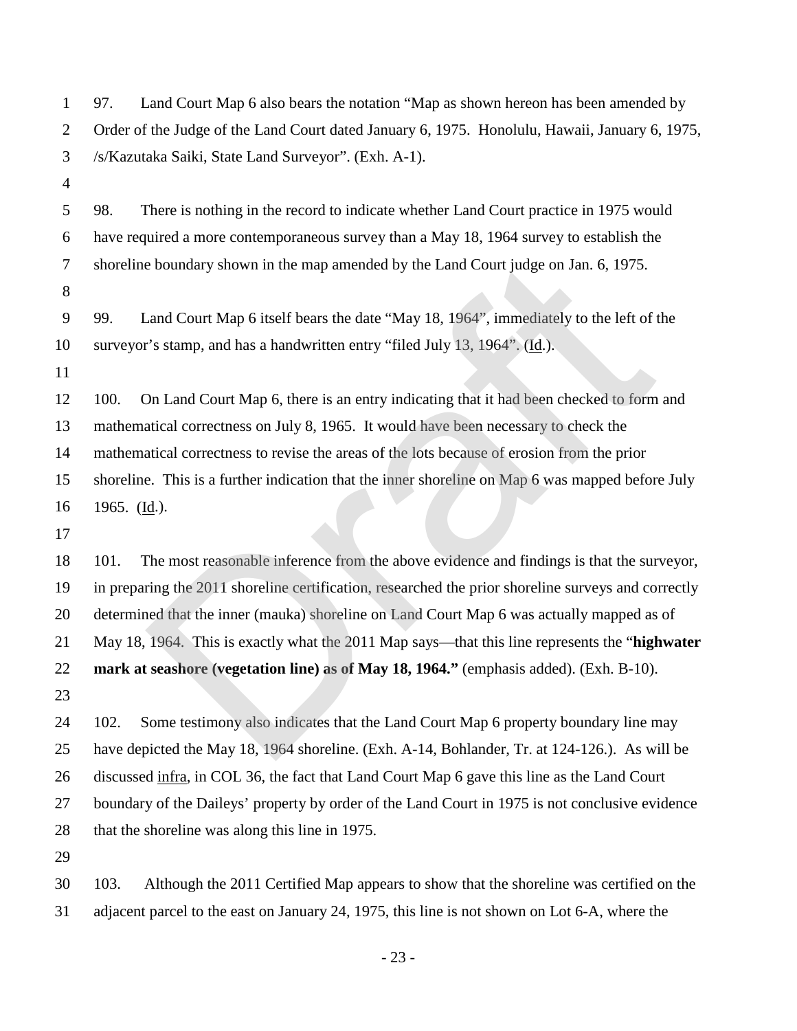97. Land Court Map 6 also bears the notation "Map as shown hereon has been amended by Order of the Judge of the Land Court dated January 6, 1975. Honolulu, Hawaii, January 6, 1975, /s/Kazutaka Saiki, State Land Surveyor". (Exh. A-1).

98. There is nothing in the record to indicate whether Land Court practice in 1975 would have required a more contemporaneous survey than a May 18, 1964 survey to establish the shoreline boundary shown in the map amended by the Land Court judge on Jan. 6, 1975.

99. Land Court Map 6 itself bears the date "May 18, 1964", immediately to the left of the surveyor's stamp, and has a handwritten entry "filed July 13, 1964". (Id.).

100. On Land Court Map 6, there is an entry indicating that it had been checked to form and mathematical correctness on July 8, 1965. It would have been necessary to check the mathematical correctness to revise the areas of the lots because of erosion from the prior shoreline. This is a further indication that the inner shoreline on Map 6 was mapped before July 1965. (Id.).

101. The most reasonable inference from the above evidence and findings is that the surveyor, in preparing the 2011 shoreline certification, researched the prior shoreline surveys and correctly determined that the inner (mauka) shoreline on Land Court Map 6 was actually mapped as of May 18, 1964. This is exactly what the 2011 Map says—that this line represents the "**highwater mark at seashore (vegetation line) as of May 18, 1964.**" (emphasis added). (Exh. B-10).

102. Some testimony also indicates that the Land Court Map 6 property boundary line may have depicted the May 18, 1964 shoreline. (Exh. A-14, Bohlander, Tr. at 124-126.). As will be discussed infra, in COL 36, the fact that Land Court Map 6 gave this line as the Land Court boundary of the Daileys' property by order of the Land Court in 1975 is not conclusive evidence that the shoreline was along this line in 1975.

103. Although the 2011 Certified Map appears to show that the shoreline was certified on the adjacent parcel to the east on January 24, 1975, this line is not shown on Lot 6-A, where the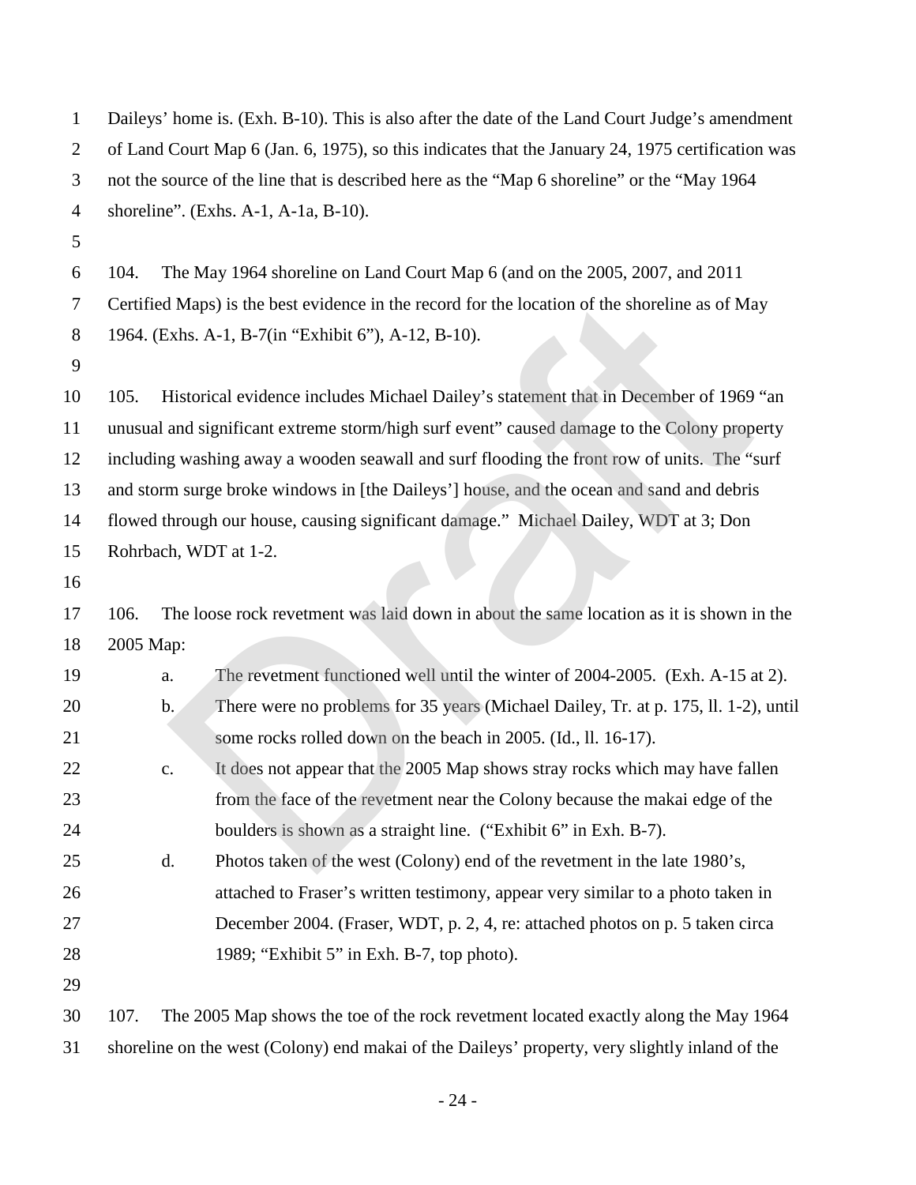Daileys' home is. (Exh. B-10). This is also after the date of the Land Court Judge's amendment of Land Court Map 6 (Jan. 6, 1975), so this indicates that the January 24, 1975 certification was not the source of the line that is described here as the "Map 6 shoreline" or the "May 1964 shoreline". (Exhs. A-1, A-1a, B-10).

104. The May 1964 shoreline on Land Court Map 6 (and on the 2005, 2007, and 2011 Certified Maps) is the best evidence in the record for the location of the shoreline as of May 1964. (Exhs. A-1, B-7(in "Exhibit 6"), A-12, B-10).

105. Historical evidence includes Michael Dailey's statement that in December of 1969 "an unusual and significant extreme storm/high surf event" caused damage to the Colony property including washing away a wooden seawall and surf flooding the front row of units. The "surf and storm surge broke windows in [the Daileys'] house, and the ocean and sand and debris flowed through our house, causing significant damage." Michael Dailey, WDT at 3; Don Rohrbach, WDT at 1-2.

106. The loose rock revetment was laid down in about the same location as it is shown in the 2005 Map:

a. The revetment functioned well until the winter of 2004-2005. (Exh. A-15 at 2).

b. There were no problems for 35 years (Michael Dailey, Tr. at p. 175, ll. 1-2), until some rocks rolled down on the beach in 2005. (Id., ll. 16-17).

c. It does not appear that the 2005 Map shows stray rocks which may have fallen from the face of the revetment near the Colony because the makai edge of the boulders is shown as a straight line. ("Exhibit 6" in Exh. B-7).

d. Photos taken of the west (Colony) end of the revetment in the late 1980's, attached to Fraser's written testimony, appear very similar to a photo taken in December 2004. (Fraser, WDT, p. 2, 4, re: attached photos on p. 5 taken circa 1989; "Exhibit 5" in Exh. B-7, top photo).

107. The 2005 Map shows the toe of the rock revetment located exactly along the May 1964 shoreline on the west (Colony) end makai of the Daileys' property, very slightly inland of the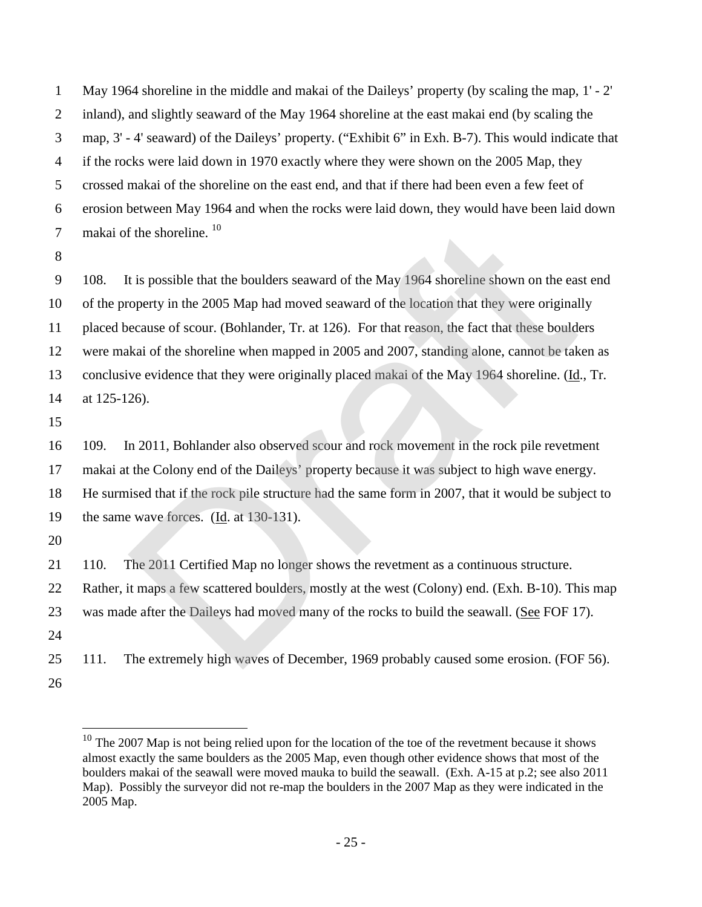May 1964 shoreline in the middle and makai of the Daileys' property (by scaling the map, 1' - 2' inland), and slightly seaward of the May 1964 shoreline at the east makai end (by scaling the map, 3' - 4' seaward) of the Daileys' property. ("Exhibit 6" in Exh. B-7). This would indicate that if the rocks were laid down in 1970 exactly where they were shown on the 2005 Map, they crossed makai of the shoreline on the east end, and that if there had been even a few feet of erosion between May 1964 and when the rocks were laid down, they would have been laid down makai of the shoreline. [10]

108. It is possible that the boulders seaward of the May 1964 shoreline shown on the east end of the property in the 2005 Map had moved seaward of the location that they were originally placed because of scour. (Bohlander, Tr. at 126). For that reason, the fact that these boulders were makai of the shoreline when mapped in 2005 and 2007, standing alone, cannot be taken as conclusive evidence that they were originally placed makai of the May 1964 shoreline. (Id., Tr. at 125-126).

109. In 2011, Bohlander also observed scour and rock movement in the rock pile revetment makai at the Colony end of the Daileys' property because it was subject to high wave energy. He surmised that if the rock pile structure had the same form in 2007, that it would be subject to the same wave forces. (Id. at 130-131).

110. The 2011 Certified Map no longer shows the revetment as a continuous structure. Rather, it maps a few scattered boulders, mostly at the west (Colony) end. (Exh. B-10). This map was made after the Daileys had moved many of the rocks to build the seawall. (See FOF 17).

111. The extremely high waves of December, 1969 probably caused some erosion. (FOF 56).

---

[10] The 2007 Map is not being relied upon for the location of the toe of the revetment because it shows almost exactly the same boulders as the 2005 Map, even though other evidence shows that most of the boulders makai of the seawall were moved mauka to build the seawall. (Exh. A-15 at p.2; see also 2011 Map). Possibly the surveyor did not re-map the boulders in the 2007 Map as they were indicated in the 2005 Map.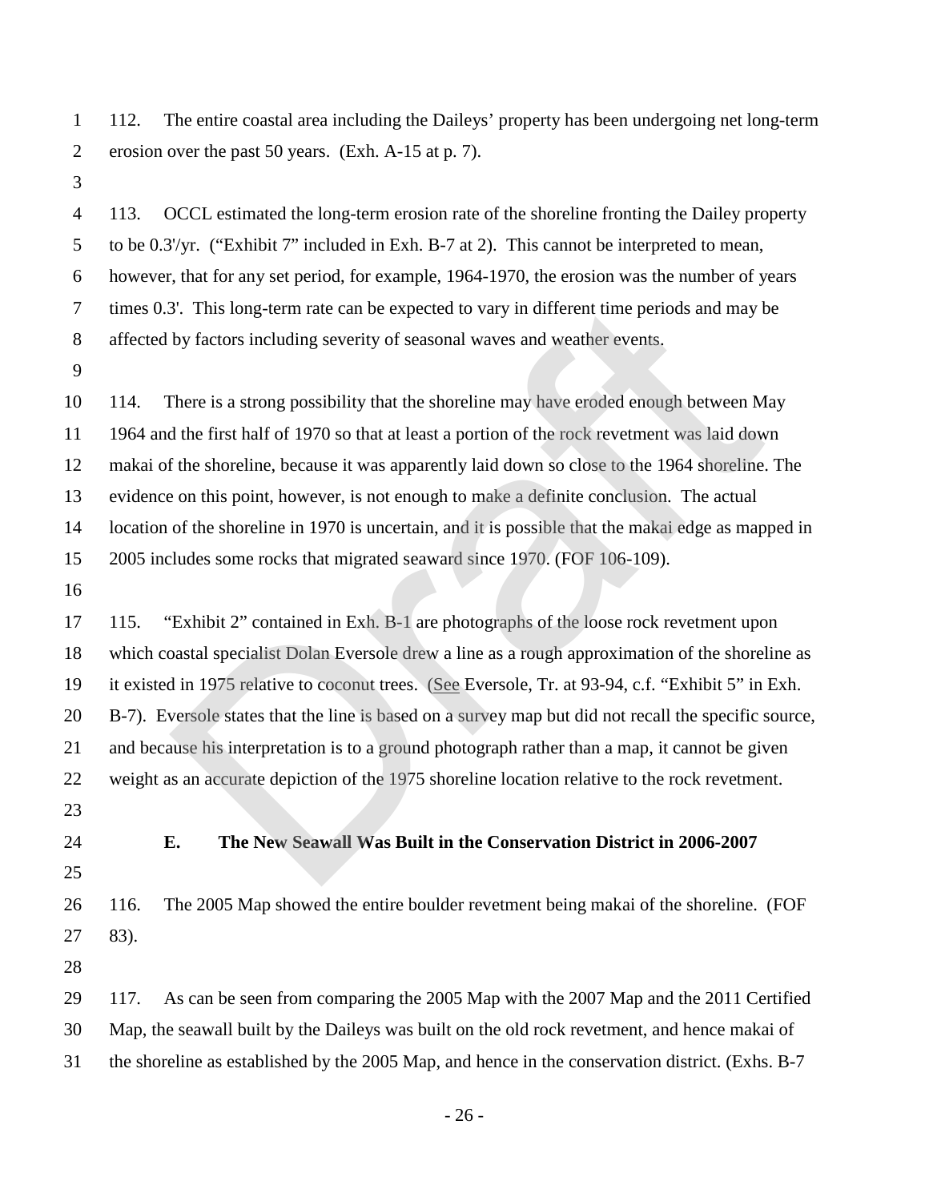112. The entire coastal area including the Daileys' property has been undergoing net long-term erosion over the past 50 years. (Exh. A-15 at p. 7).

113. OCCL estimated the long-term erosion rate of the shoreline fronting the Dailey property to be 0.3'/yr. ("Exhibit 7" included in Exh. B-7 at 2). This cannot be interpreted to mean, however, that for any set period, for example, 1964-1970, the erosion was the number of years times 0.3'. This long-term rate can be expected to vary in different time periods and may be affected by factors including severity of seasonal waves and weather events.

114. There is a strong possibility that the shoreline may have eroded enough between May 1964 and the first half of 1970 so that at least a portion of the rock revetment was laid down makai of the shoreline, because it was apparently laid down so close to the 1964 shoreline. The evidence on this point, however, is not enough to make a definite conclusion. The actual location of the shoreline in 1970 is uncertain, and it is possible that the makai edge as mapped in 2005 includes some rocks that migrated seaward since 1970. (FOF 106-109).

115. "Exhibit 2" contained in Exh. B-1 are photographs of the loose rock revetment upon which coastal specialist Dolan Eversole drew a line as a rough approximation of the shoreline as it existed in 1975 relative to coconut trees. (See Eversole, Tr. at 93-94, c.f. "Exhibit 5" in Exh. B-7). Eversole states that the line is based on a survey map but did not recall the specific source, and because his interpretation is to a ground photograph rather than a map, it cannot be given weight as an accurate depiction of the 1975 shoreline location relative to the rock revetment.

### E. The New Seawall Was Built in the Conservation District in 2006-2007

116. The 2005 Map showed the entire boulder revetment being makai of the shoreline. (FOF 83).

117. As can be seen from comparing the 2005 Map with the 2007 Map and the 2011 Certified Map, the seawall built by the Daileys was built on the old rock revetment, and hence makai of the shoreline as established by the 2005 Map, and hence in the conservation district. (Exhs. B-7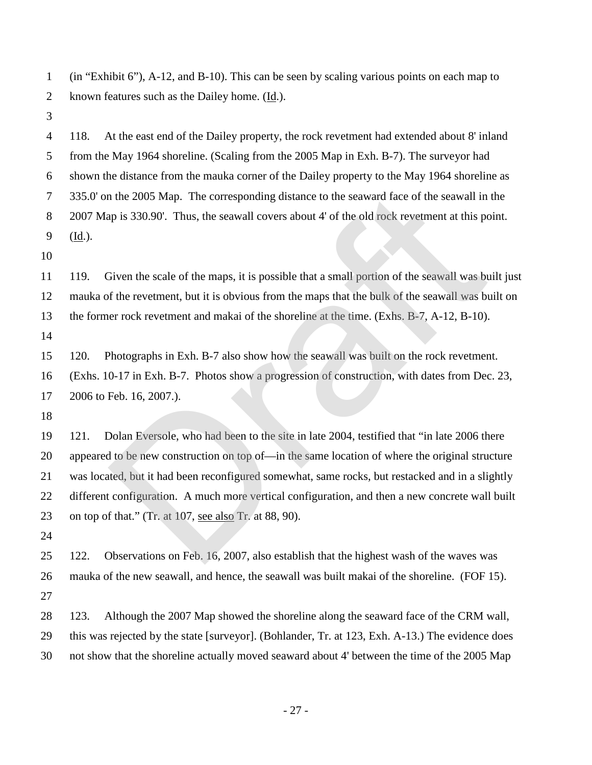(in "Exhibit 6"), A-12, and B-10). This can be seen by scaling various points on each map to known features such as the Dailey home. (Id.).

118. At the east end of the Dailey property, the rock revetment had extended about 8' inland from the May 1964 shoreline. (Scaling from the 2005 Map in Exh. B-7). The surveyor had shown the distance from the mauka corner of the Dailey property to the May 1964 shoreline as 335.0' on the 2005 Map. The corresponding distance to the seaward face of the seawall in the 2007 Map is 330.90'. Thus, the seawall covers about 4' of the old rock revetment at this point. (Id.).

119. Given the scale of the maps, it is possible that a small portion of the seawall was built just mauka of the revetment, but it is obvious from the maps that the bulk of the seawall was built on the former rock revetment and makai of the shoreline at the time. (Exhs. B-7, A-12, B-10).

120. Photographs in Exh. B-7 also show how the seawall was built on the rock revetment. (Exhs. 10-17 in Exh. B-7. Photos show a progression of construction, with dates from Dec. 23, 2006 to Feb. 16, 2007.).

121. Dolan Eversole, who had been to the site in late 2004, testified that "in late 2006 there appeared to be new construction on top of—in the same location of where the original structure was located, but it had been reconfigured somewhat, same rocks, but restacked and in a slightly different configuration. A much more vertical configuration, and then a new concrete wall built on top of that." (Tr. at 107, see also Tr. at 88, 90).

122. Observations on Feb. 16, 2007, also establish that the highest wash of the waves was mauka of the new seawall, and hence, the seawall was built makai of the shoreline. (FOF 15).

123. Although the 2007 Map showed the shoreline along the seaward face of the CRM wall, this was rejected by the state [surveyor]. (Bohlander, Tr. at 123, Exh. A-13.) The evidence does not show that the shoreline actually moved seaward about 4' between the time of the 2005 Map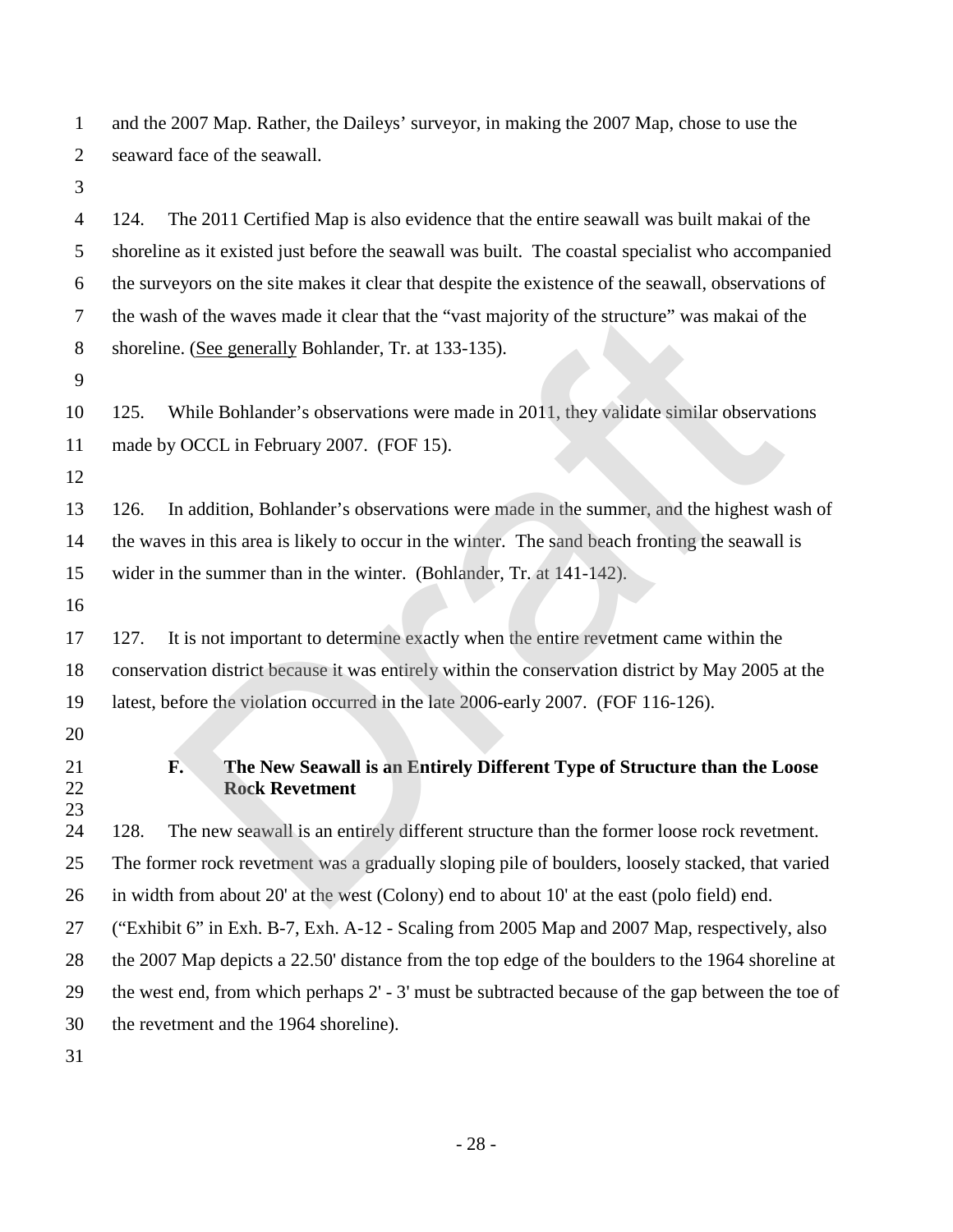and the 2007 Map. Rather, the Daileys' surveyor, in making the 2007 Map, chose to use the seaward face of the seawall.

124. The 2011 Certified Map is also evidence that the entire seawall was built makai of the shoreline as it existed just before the seawall was built. The coastal specialist who accompanied the surveyors on the site makes it clear that despite the existence of the seawall, observations of the wash of the waves made it clear that the "vast majority of the structure" was makai of the shoreline. (See generally Bohlander, Tr. at 133-135).

125. While Bohlander's observations were made in 2011, they validate similar observations made by OCCL in February 2007. (FOF 15).

126. In addition, Bohlander's observations were made in the summer, and the highest wash of the waves in this area is likely to occur in the winter. The sand beach fronting the seawall is wider in the summer than in the winter. (Bohlander, Tr. at 141-142).

127. It is not important to determine exactly when the entire revetment came within the conservation district because it was entirely within the conservation district by May 2005 at the latest, before the violation occurred in the late 2006-early 2007. (FOF 116-126).

### F. The New Seawall is an Entirely Different Type of Structure than the Loose Rock Revetment

128. The new seawall is an entirely different structure than the former loose rock revetment. The former rock revetment was a gradually sloping pile of boulders, loosely stacked, that varied in width from about 20' at the west (Colony) end to about 10' at the east (polo field) end. ("Exhibit 6" in Exh. B-7, Exh. A-12 - Scaling from 2005 Map and 2007 Map, respectively, also the 2007 Map depicts a 22.50' distance from the top edge of the boulders to the 1964 shoreline at the west end, from which perhaps 2' - 3' must be subtracted because of the gap between the toe of the revetment and the 1964 shoreline).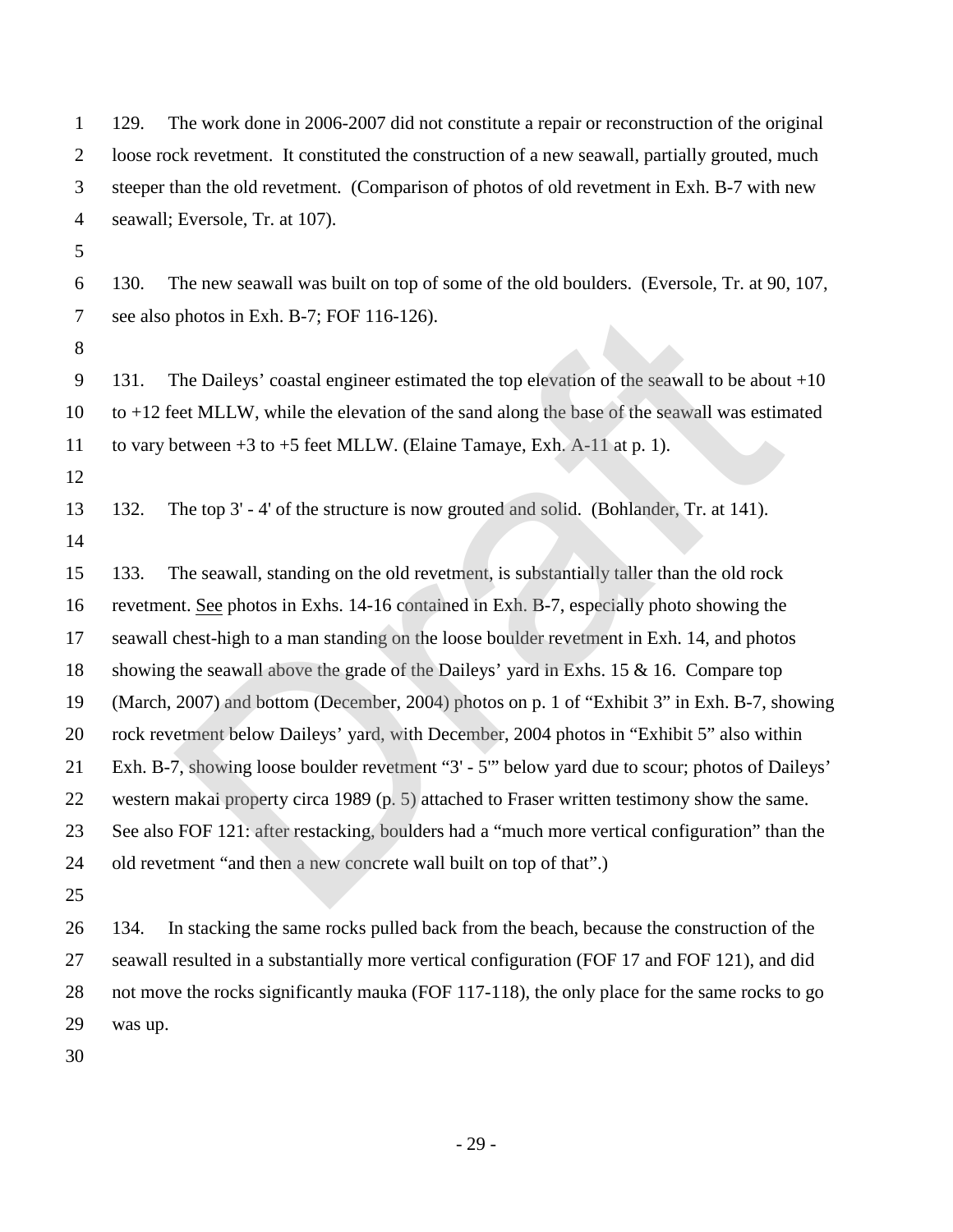129. The work done in 2006-2007 did not constitute a repair or reconstruction of the original loose rock revetment. It constituted the construction of a new seawall, partially grouted, much steeper than the old revetment. (Comparison of photos of old revetment in Exh. B-7 with new seawall; Eversole, Tr. at 107).

130. The new seawall was built on top of some of the old boulders. (Eversole, Tr. at 90, 107, see also photos in Exh. B-7; FOF 116-126).

131. The Daileys' coastal engineer estimated the top elevation of the seawall to be about +10 to +12 feet MLLW, while the elevation of the sand along the base of the seawall was estimated to vary between +3 to +5 feet MLLW. (Elaine Tamaye, Exh. A-11 at p. 1).

132. The top 3' - 4' of the structure is now grouted and solid. (Bohlander, Tr. at 141).

133. The seawall, standing on the old revetment, is substantially taller than the old rock revetment. See photos in Exhs. 14-16 contained in Exh. B-7, especially photo showing the seawall chest-high to a man standing on the loose boulder revetment in Exh. 14, and photos showing the seawall above the grade of the Daileys' yard in Exhs. 15 & 16. Compare top (March, 2007) and bottom (December, 2004) photos on p. 1 of "Exhibit 3" in Exh. B-7, showing rock revetment below Daileys' yard, with December, 2004 photos in "Exhibit 5" also within Exh. B-7, showing loose boulder revetment "3' - 5'" below yard due to scour; photos of Daileys' western makai property circa 1989 (p. 5) attached to Fraser written testimony show the same. See also FOF 121: after restacking, boulders had a "much more vertical configuration" than the old revetment "and then a new concrete wall built on top of that".)

134. In stacking the same rocks pulled back from the beach, because the construction of the seawall resulted in a substantially more vertical configuration (FOF 17 and FOF 121), and did not move the rocks significantly mauka (FOF 117-118), the only place for the same rocks to go was up.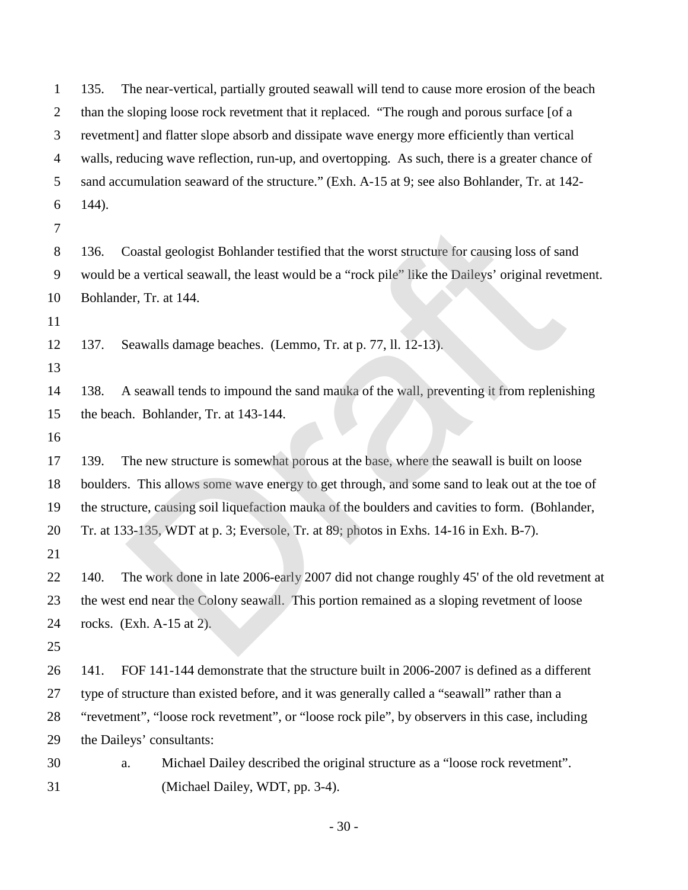135. The near-vertical, partially grouted seawall will tend to cause more erosion of the beach than the sloping loose rock revetment that it replaced. "The rough and porous surface [of a revetment] and flatter slope absorb and dissipate wave energy more efficiently than vertical walls, reducing wave reflection, run-up, and overtopping. As such, there is a greater chance of sand accumulation seaward of the structure." (Exh. A-15 at 9; see also Bohlander, Tr. at 142-144).

136. Coastal geologist Bohlander testified that the worst structure for causing loss of sand would be a vertical seawall, the least would be a "rock pile" like the Daileys' original revetment. Bohlander, Tr. at 144.

137. Seawalls damage beaches. (Lemmo, Tr. at p. 77, ll. 12-13).

138. A seawall tends to impound the sand mauka of the wall, preventing it from replenishing the beach. Bohlander, Tr. at 143-144.

139. The new structure is somewhat porous at the base, where the seawall is built on loose boulders. This allows some wave energy to get through, and some sand to leak out at the toe of the structure, causing soil liquefaction mauka of the boulders and cavities to form. (Bohlander, Tr. at 133-135, WDT at p. 3; Eversole, Tr. at 89; photos in Exhs. 14-16 in Exh. B-7).

140. The work done in late 2006-early 2007 did not change roughly 45' of the old revetment at the west end near the Colony seawall. This portion remained as a sloping revetment of loose rocks. (Exh. A-15 at 2).

141. FOF 141-144 demonstrate that the structure built in 2006-2007 is defined as a different type of structure than existed before, and it was generally called a "seawall" rather than a "revetment", "loose rock revetment", or "loose rock pile", by observers in this case, including the Daileys' consultants:

a. Michael Dailey described the original structure as a "loose rock revetment". (Michael Dailey, WDT, pp. 3-4).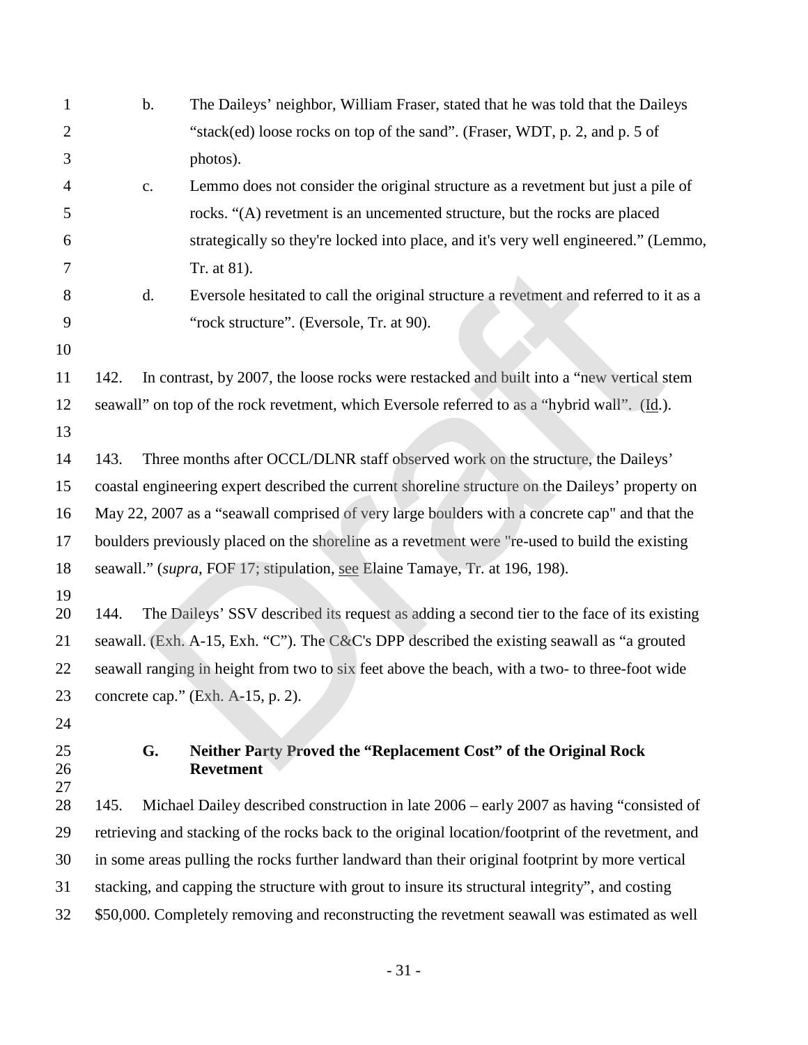b. The Daileys' neighbor, William Fraser, stated that he was told that the Daileys "stack(ed) loose rocks on top of the sand". (Fraser, WDT, p. 2, and p. 5 of photos).

c. Lemmo does not consider the original structure as a revetment but just a pile of rocks. "(A) revetment is an uncemented structure, but the rocks are placed strategically so they're locked into place, and it's very well engineered." (Lemmo, Tr. at 81).

d. Eversole hesitated to call the original structure a revetment and referred to it as a "rock structure". (Eversole, Tr. at 90).

142. In contrast, by 2007, the loose rocks were restacked and built into a "new vertical stem seawall" on top of the rock revetment, which Eversole referred to as a "hybrid wall". (Id.).

143. Three months after OCCL/DLNR staff observed work on the structure, the Daileys' coastal engineering expert described the current shoreline structure on the Daileys' property on May 22, 2007 as a "seawall comprised of very large boulders with a concrete cap" and that the boulders previously placed on the shoreline as a revetment were "re-used to build the existing seawall." (*supra*, FOF 17; stipulation, see Elaine Tamaye, Tr. at 196, 198).

144. The Daileys' SSV described its request as adding a second tier to the face of its existing seawall. (Exh. A-15, Exh. "C"). The C&C's DPP described the existing seawall as "a grouted seawall ranging in height from two to six feet above the beach, with a two- to three-foot wide concrete cap." (Exh. A-15, p. 2).

### G. Neither Party Proved the "Replacement Cost" of the Original Rock Revetment

145. Michael Dailey described construction in late 2006 – early 2007 as having "consisted of retrieving and stacking of the rocks back to the original location/footprint of the revetment, and in some areas pulling the rocks further landward than their original footprint by more vertical stacking, and capping the structure with grout to insure its structural integrity", and costing $50,000. Completely removing and reconstructing the revetment seawall was estimated as well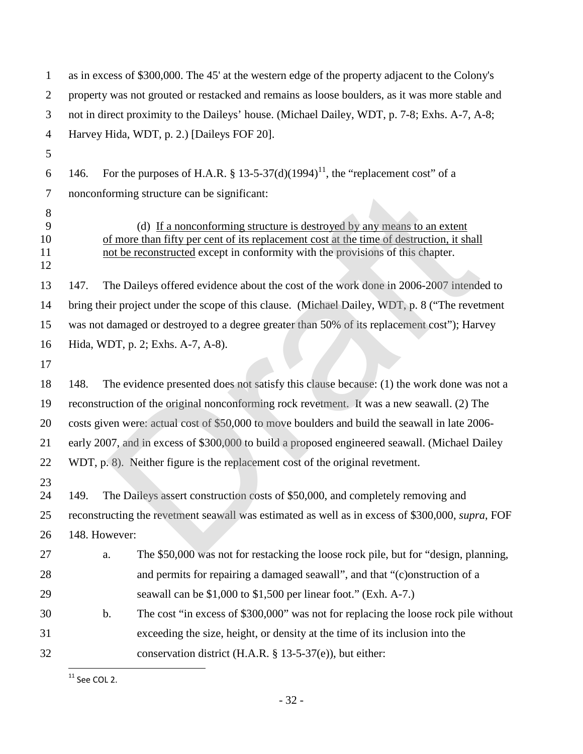as in excess of $300,000. The 45' at the western edge of the property adjacent to the Colony's property was not grouted or restacked and remains as loose boulders, as it was more stable and not in direct proximity to the Daileys' house. (Michael Dailey, WDT, p. 7-8; Exhs. A-7, A-8; Harvey Hida, WDT, p. 2.) [Daileys FOF 20].

146. For the purposes of H.A.R. § 13-5-37(d)(1994)[11], the "replacement cost" of a nonconforming structure can be significant:

> (d) <u>If a nonconforming structure is destroyed by any means to an extent of more than fifty per cent of its replacement cost at the time of destruction, it shall not be reconstructed</u> except in conformity with the provisions of this chapter.

147. The Daileys offered evidence about the cost of the work done in 2006-2007 intended to bring their project under the scope of this clause. (Michael Dailey, WDT, p. 8 ("The revetment was not damaged or destroyed to a degree greater than 50% of its replacement cost"); Harvey Hida, WDT, p. 2; Exhs. A-7, A-8).

148. The evidence presented does not satisfy this clause because: (1) the work done was not a reconstruction of the original nonconforming rock revetment. It was a new seawall. (2) The costs given were: actual cost of $50,000 to move boulders and build the seawall in late 2006-early 2007, and in excess of $300,000 to build a proposed engineered seawall. (Michael Dailey WDT, p. 8). Neither figure is the replacement cost of the original revetment.

149. The Daileys assert construction costs of $50,000, and completely removing and reconstructing the revetment seawall was estimated as well as in excess of $300,000, *supra*, FOF 148. However:

a. The $50,000 was not for restacking the loose rock pile, but for "design, planning, and permits for repairing a damaged seawall", and that "(c)onstruction of a seawall can be $1,000 to $1,500 per linear foot." (Exh. A-7.)

b. The cost "in excess of $300,000" was not for replacing the loose rock pile without exceeding the size, height, or density at the time of its inclusion into the conservation district (H.A.R. § 13-5-37(e)), but either:

[11] See COL 2.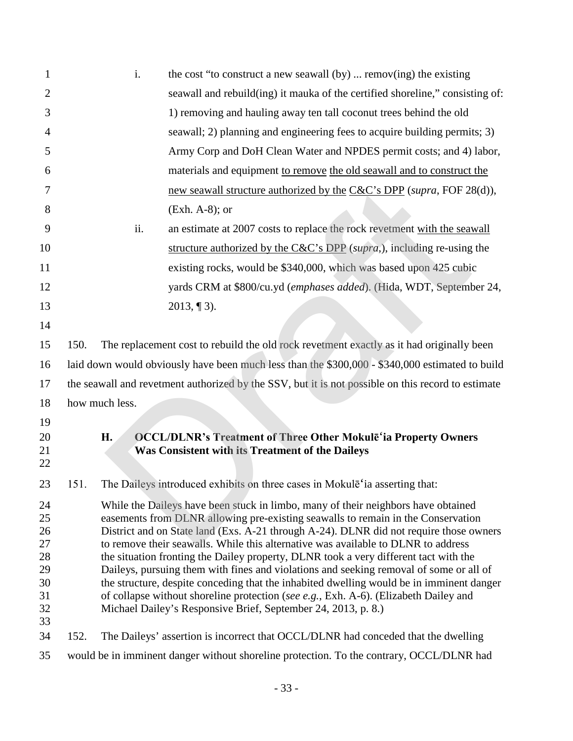i. the cost "to construct a new seawall (by) ... remov(ing) the existing seawall and rebuild(ing) it mauka of the certified shoreline," consisting of: 1) removing and hauling away ten tall coconut trees behind the old seawall; 2) planning and engineering fees to acquire building permits; 3) Army Corp and DoH Clean Water and NPDES permit costs; and 4) labor, materials and equipment <u>to remove</u> <u>the old seawall and to construct the new seawall structure authorized by the</u> <u>C&C's DPP</u> (*supra*, FOF 28(d)), (Exh. A-8); or

ii. an estimate at 2007 costs to replace the rock revetment <u>with the seawall structure authorized by the C&C's DPP</u> (*supra*,), including re-using the existing rocks, would be $340,000, which was based upon 425 cubic yards CRM at $800/cu.yd (*emphases added*). (Hida, WDT, September 24, 2013, ¶ 3).

150. The replacement cost to rebuild the old rock revetment exactly as it had originally been laid down would obviously have been much less than the $300,000 - $340,000 estimated to build the seawall and revetment authorized by the SSV, but it is not possible on this record to estimate how much less.

### H. OCCL/DLNR's Treatment of Three Other Mokulēʻia Property Owners Was Consistent with its Treatment of the Daileys

151. The Daileys introduced exhibits on three cases in Mokulēʻia asserting that:

> While the Daileys have been stuck in limbo, many of their neighbors have obtained easements from DLNR allowing pre-existing seawalls to remain in the Conservation District and on State land (Exs. A-21 through A-24). DLNR did not require those owners to remove their seawalls. While this alternative was available to DLNR to address the situation fronting the Dailey property, DLNR took a very different tact with the Daileys, pursuing them with fines and violations and seeking removal of some or all of the structure, despite conceding that the inhabited dwelling would be in imminent danger of collapse without shoreline protection (*see e.g.*, Exh. A-6). (Elizabeth Dailey and Michael Dailey's Responsive Brief, September 24, 2013, p. 8.)

152. The Daileys' assertion is incorrect that OCCL/DLNR had conceded that the dwelling would be in imminent danger without shoreline protection. To the contrary, OCCL/DLNR had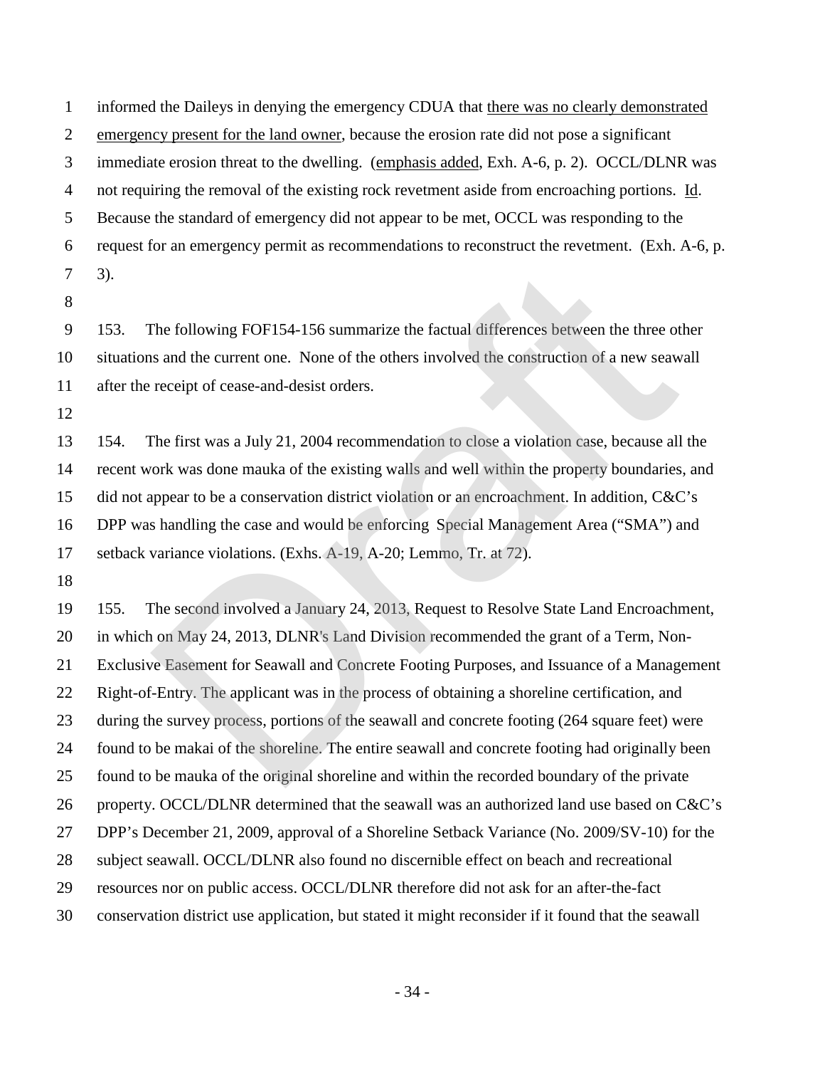informed the Daileys in denying the emergency CDUA that <u>there was no clearly demonstrated emergency present for the land owner</u>, because the erosion rate did not pose a significant immediate erosion threat to the dwelling. (<u>emphasis added</u>, Exh. A-6, p. 2). OCCL/DLNR was not requiring the removal of the existing rock revetment aside from encroaching portions. <u>Id</u>. Because the standard of emergency did not appear to be met, OCCL was responding to the request for an emergency permit as recommendations to reconstruct the revetment. (Exh. A-6, p. 3).

153. The following FOF154-156 summarize the factual differences between the three other situations and the current one. None of the others involved the construction of a new seawall after the receipt of cease-and-desist orders.

154. The first was a July 21, 2004 recommendation to close a violation case, because all the recent work was done mauka of the existing walls and well within the property boundaries, and did not appear to be a conservation district violation or an encroachment. In addition, C&C's DPP was handling the case and would be enforcing Special Management Area ("SMA") and setback variance violations. (Exhs. A-19, A-20; Lemmo, Tr. at 72).

155. The second involved a January 24, 2013, Request to Resolve State Land Encroachment, in which on May 24, 2013, DLNR's Land Division recommended the grant of a Term, Non-Exclusive Easement for Seawall and Concrete Footing Purposes, and Issuance of a Management Right-of-Entry. The applicant was in the process of obtaining a shoreline certification, and during the survey process, portions of the seawall and concrete footing (264 square feet) were found to be makai of the shoreline. The entire seawall and concrete footing had originally been found to be mauka of the original shoreline and within the recorded boundary of the private property. OCCL/DLNR determined that the seawall was an authorized land use based on C&C's DPP's December 21, 2009, approval of a Shoreline Setback Variance (No. 2009/SV-10) for the subject seawall. OCCL/DLNR also found no discernible effect on beach and recreational resources nor on public access. OCCL/DLNR therefore did not ask for an after-the-fact conservation district use application, but stated it might reconsider if it found that the seawall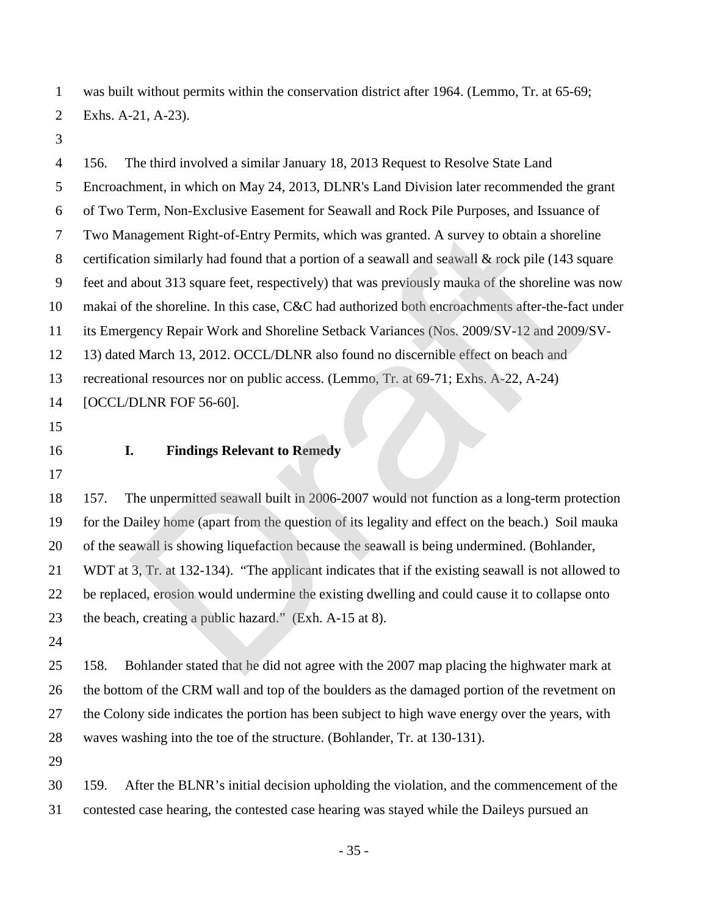was built without permits within the conservation district after 1964. (Lemmo, Tr. at 65-69; Exhs. A-21, A-23).

156. The third involved a similar January 18, 2013 Request to Resolve State Land Encroachment, in which on May 24, 2013, DLNR's Land Division later recommended the grant of Two Term, Non-Exclusive Easement for Seawall and Rock Pile Purposes, and Issuance of Two Management Right-of-Entry Permits, which was granted. A survey to obtain a shoreline certification similarly had found that a portion of a seawall and seawall & rock pile (143 square feet and about 313 square feet, respectively) that was previously mauka of the shoreline was now makai of the shoreline. In this case, C&C had authorized both encroachments after-the-fact under its Emergency Repair Work and Shoreline Setback Variances (Nos. 2009/SV-12 and 2009/SV-13) dated March 13, 2012. OCCL/DLNR also found no discernible effect on beach and recreational resources nor on public access. (Lemmo, Tr. at 69-71; Exhs. A-22, A-24) [OCCL/DLNR FOF 56-60].

### I. Findings Relevant to Remedy

157. The unpermitted seawall built in 2006-2007 would not function as a long-term protection for the Dailey home (apart from the question of its legality and effect on the beach.) Soil mauka of the seawall is showing liquefaction because the seawall is being undermined. (Bohlander, WDT at 3, Tr. at 132-134). "The applicant indicates that if the existing seawall is not allowed to be replaced, erosion would undermine the existing dwelling and could cause it to collapse onto the beach, creating a public hazard." (Exh. A-15 at 8).

158. Bohlander stated that he did not agree with the 2007 map placing the highwater mark at the bottom of the CRM wall and top of the boulders as the damaged portion of the revetment on the Colony side indicates the portion has been subject to high wave energy over the years, with waves washing into the toe of the structure. (Bohlander, Tr. at 130-131).

159. After the BLNR's initial decision upholding the violation, and the commencement of the contested case hearing, the contested case hearing was stayed while the Daileys pursued an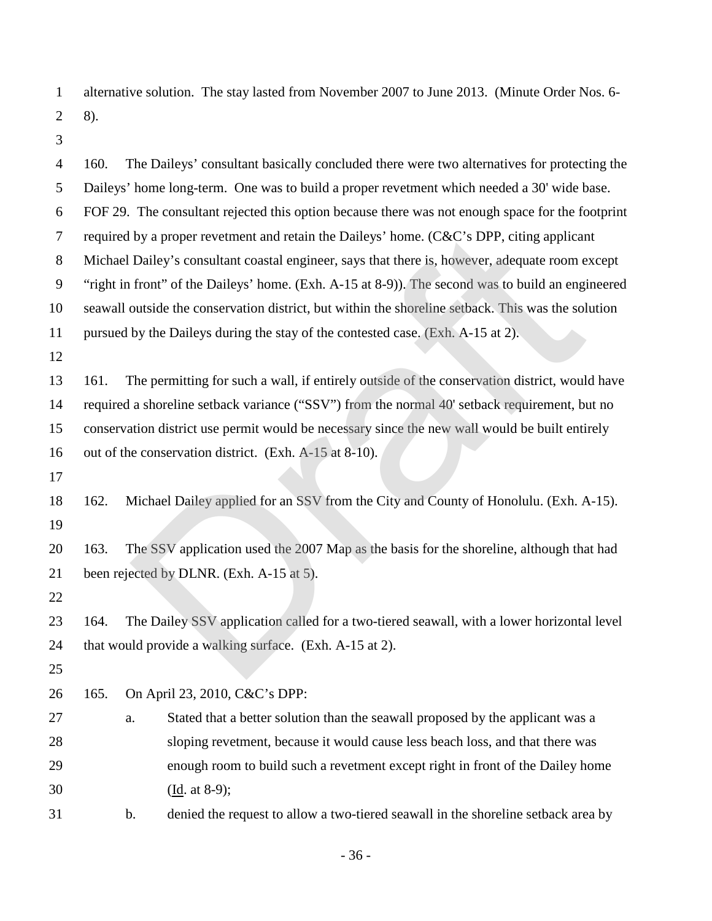alternative solution. The stay lasted from November 2007 to June 2013. (Minute Order Nos. 6-8).

160. The Daileys' consultant basically concluded there were two alternatives for protecting the Daileys' home long-term. One was to build a proper revetment which needed a 30' wide base. FOF 29. The consultant rejected this option because there was not enough space for the footprint required by a proper revetment and retain the Daileys' home. (C&C's DPP, citing applicant Michael Dailey's consultant coastal engineer, says that there is, however, adequate room except "right in front" of the Daileys' home. (Exh. A-15 at 8-9)). The second was to build an engineered seawall outside the conservation district, but within the shoreline setback. This was the solution pursued by the Daileys during the stay of the contested case. (Exh. A-15 at 2).

161. The permitting for such a wall, if entirely outside of the conservation district, would have required a shoreline setback variance ("SSV") from the normal 40' setback requirement, but no conservation district use permit would be necessary since the new wall would be built entirely out of the conservation district. (Exh. A-15 at 8-10).

162. Michael Dailey applied for an SSV from the City and County of Honolulu. (Exh. A-15).

163. The SSV application used the 2007 Map as the basis for the shoreline, although that had been rejected by DLNR. (Exh. A-15 at 5).

164. The Dailey SSV application called for a two-tiered seawall, with a lower horizontal level that would provide a walking surface. (Exh. A-15 at 2).

165. On April 23, 2010, C&C's DPP:

a. Stated that a better solution than the seawall proposed by the applicant was a sloping revetment, because it would cause less beach loss, and that there was enough room to build such a revetment except right in front of the Dailey home (Id. at 8-9);

b. denied the request to allow a two-tiered seawall in the shoreline setback area by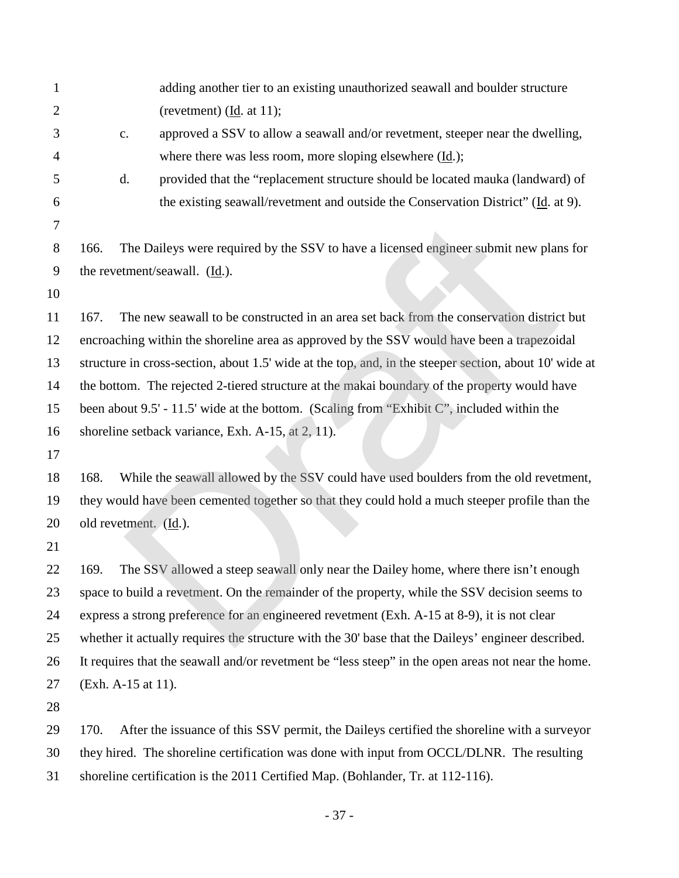adding another tier to an existing unauthorized seawall and boulder structure (revetment) (Id. at 11);

c. approved a SSV to allow a seawall and/or revetment, steeper near the dwelling, where there was less room, more sloping elsewhere (Id.);

d. provided that the "replacement structure should be located mauka (landward) of the existing seawall/revetment and outside the Conservation District" (Id. at 9).

166. The Daileys were required by the SSV to have a licensed engineer submit new plans for the revetment/seawall. (Id.).

167. The new seawall to be constructed in an area set back from the conservation district but encroaching within the shoreline area as approved by the SSV would have been a trapezoidal structure in cross-section, about 1.5' wide at the top, and, in the steeper section, about 10' wide at the bottom. The rejected 2-tiered structure at the makai boundary of the property would have been about 9.5' - 11.5' wide at the bottom. (Scaling from "Exhibit C", included within the shoreline setback variance, Exh. A-15, at 2, 11).

168. While the seawall allowed by the SSV could have used boulders from the old revetment, they would have been cemented together so that they could hold a much steeper profile than the old revetment. (Id.).

169. The SSV allowed a steep seawall only near the Dailey home, where there isn't enough space to build a revetment. On the remainder of the property, while the SSV decision seems to express a strong preference for an engineered revetment (Exh. A-15 at 8-9), it is not clear whether it actually requires the structure with the 30' base that the Daileys' engineer described. It requires that the seawall and/or revetment be "less steep" in the open areas not near the home. (Exh. A-15 at 11).

170. After the issuance of this SSV permit, the Daileys certified the shoreline with a surveyor they hired. The shoreline certification was done with input from OCCL/DLNR. The resulting shoreline certification is the 2011 Certified Map. (Bohlander, Tr. at 112-116).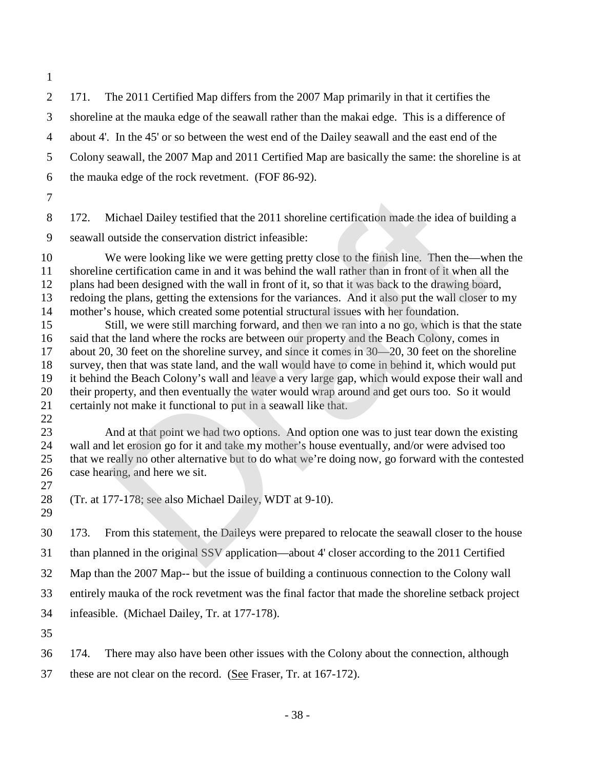171. The 2011 Certified Map differs from the 2007 Map primarily in that it certifies the shoreline at the mauka edge of the seawall rather than the makai edge. This is a difference of about 4'. In the 45' or so between the west end of the Dailey seawall and the east end of the Colony seawall, the 2007 Map and 2011 Certified Map are basically the same: the shoreline is at the mauka edge of the rock revetment. (FOF 86-92).

172. Michael Dailey testified that the 2011 shoreline certification made the idea of building a seawall outside the conservation district infeasible:

> We were looking like we were getting pretty close to the finish line. Then the—when the shoreline certification came in and it was behind the wall rather than in front of it when all the plans had been designed with the wall in front of it, so that it was back to the drawing board, redoing the plans, getting the extensions for the variances. And it also put the wall closer to my mother's house, which created some potential structural issues with her foundation.
>
> Still, we were still marching forward, and then we ran into a no go, which is that the state said that the land where the rocks are between our property and the Beach Colony, comes in about 20, 30 feet on the shoreline survey, and since it comes in 30—20, 30 feet on the shoreline survey, then that was state land, and the wall would have to come in behind it, which would put it behind the Beach Colony's wall and leave a very large gap, which would expose their wall and their property, and then eventually the water would wrap around and get ours too. So it would certainly not make it functional to put in a seawall like that.
>
> And at that point we had two options. And option one was to just tear down the existing wall and let erosion go for it and take my mother's house eventually, and/or were advised too that we really no other alternative but to do what we're doing now, go forward with the contested case hearing, and here we sit.

(Tr. at 177-178; see also Michael Dailey, WDT at 9-10).

173. From this statement, the Daileys were prepared to relocate the seawall closer to the house than planned in the original SSV application—about 4' closer according to the 2011 Certified Map than the 2007 Map-- but the issue of building a continuous connection to the Colony wall entirely mauka of the rock revetment was the final factor that made the shoreline setback project infeasible. (Michael Dailey, Tr. at 177-178).

174. There may also have been other issues with the Colony about the connection, although these are not clear on the record. (See Fraser, Tr. at 167-172).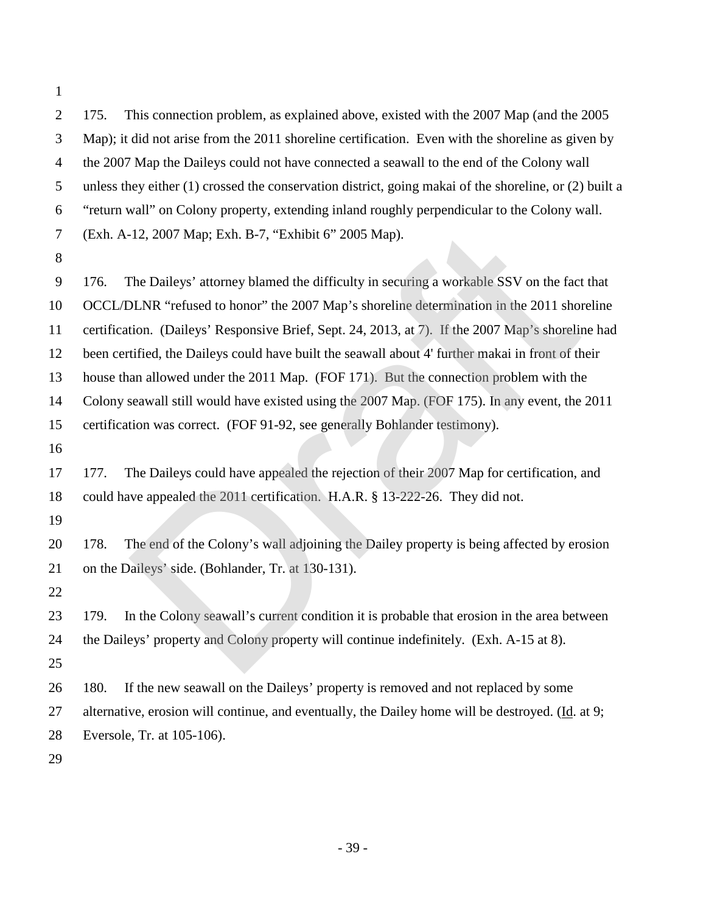175. This connection problem, as explained above, existed with the 2007 Map (and the 2005 Map); it did not arise from the 2011 shoreline certification. Even with the shoreline as given by the 2007 Map the Daileys could not have connected a seawall to the end of the Colony wall unless they either (1) crossed the conservation district, going makai of the shoreline, or (2) built a "return wall" on Colony property, extending inland roughly perpendicular to the Colony wall. (Exh. A-12, 2007 Map; Exh. B-7, "Exhibit 6" 2005 Map).

176. The Daileys' attorney blamed the difficulty in securing a workable SSV on the fact that OCCL/DLNR "refused to honor" the 2007 Map's shoreline determination in the 2011 shoreline certification. (Daileys' Responsive Brief, Sept. 24, 2013, at 7). If the 2007 Map's shoreline had been certified, the Daileys could have built the seawall about 4' further makai in front of their house than allowed under the 2011 Map. (FOF 171). But the connection problem with the Colony seawall still would have existed using the 2007 Map. (FOF 175). In any event, the 2011 certification was correct. (FOF 91-92, see generally Bohlander testimony).

177. The Daileys could have appealed the rejection of their 2007 Map for certification, and could have appealed the 2011 certification. H.A.R. § 13-222-26. They did not.

178. The end of the Colony's wall adjoining the Dailey property is being affected by erosion on the Daileys' side. (Bohlander, Tr. at 130-131).

179. In the Colony seawall's current condition it is probable that erosion in the area between the Daileys' property and Colony property will continue indefinitely. (Exh. A-15 at 8).

180. If the new seawall on the Daileys' property is removed and not replaced by some alternative, erosion will continue, and eventually, the Dailey home will be destroyed. (Id. at 9; Eversole, Tr. at 105-106).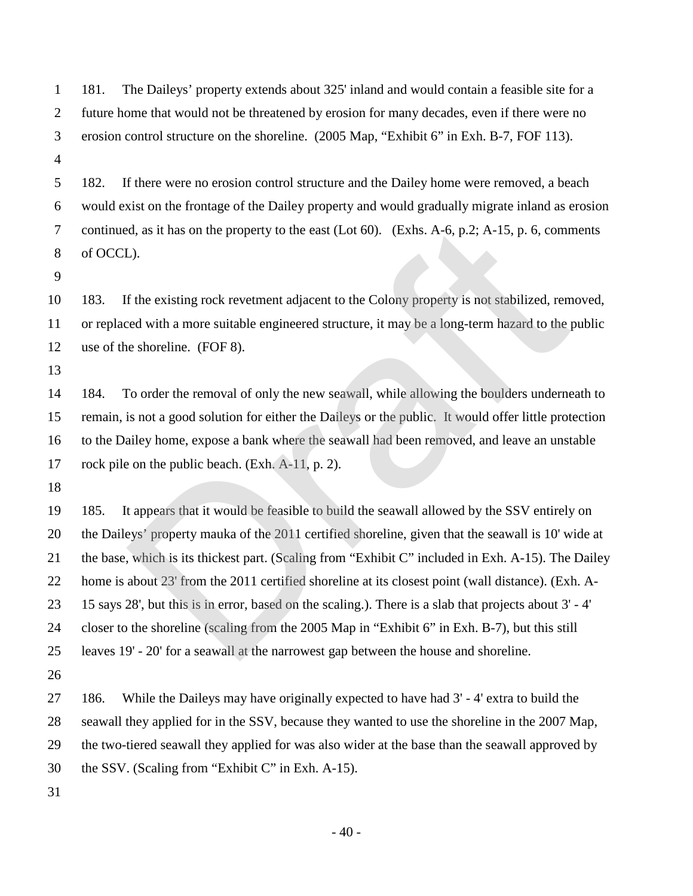181. The Daileys' property extends about 325' inland and would contain a feasible site for a future home that would not be threatened by erosion for many decades, even if there were no erosion control structure on the shoreline. (2005 Map, "Exhibit 6" in Exh. B-7, FOF 113).

182. If there were no erosion control structure and the Dailey home were removed, a beach would exist on the frontage of the Dailey property and would gradually migrate inland as erosion continued, as it has on the property to the east (Lot 60). (Exhs. A-6, p.2; A-15, p. 6, comments of OCCL).

183. If the existing rock revetment adjacent to the Colony property is not stabilized, removed, or replaced with a more suitable engineered structure, it may be a long-term hazard to the public use of the shoreline. (FOF 8).

184. To order the removal of only the new seawall, while allowing the boulders underneath to remain, is not a good solution for either the Daileys or the public. It would offer little protection to the Dailey home, expose a bank where the seawall had been removed, and leave an unstable rock pile on the public beach. (Exh. A-11, p. 2).

185. It appears that it would be feasible to build the seawall allowed by the SSV entirely on the Daileys' property mauka of the 2011 certified shoreline, given that the seawall is 10' wide at the base, which is its thickest part. (Scaling from "Exhibit C" included in Exh. A-15). The Dailey home is about 23' from the 2011 certified shoreline at its closest point (wall distance). (Exh. A-15 says 28', but this is in error, based on the scaling.). There is a slab that projects about 3' - 4' closer to the shoreline (scaling from the 2005 Map in "Exhibit 6" in Exh. B-7), but this still leaves 19' - 20' for a seawall at the narrowest gap between the house and shoreline.

186. While the Daileys may have originally expected to have had 3' - 4' extra to build the seawall they applied for in the SSV, because they wanted to use the shoreline in the 2007 Map, the two-tiered seawall they applied for was also wider at the base than the seawall approved by the SSV. (Scaling from "Exhibit C" in Exh. A-15).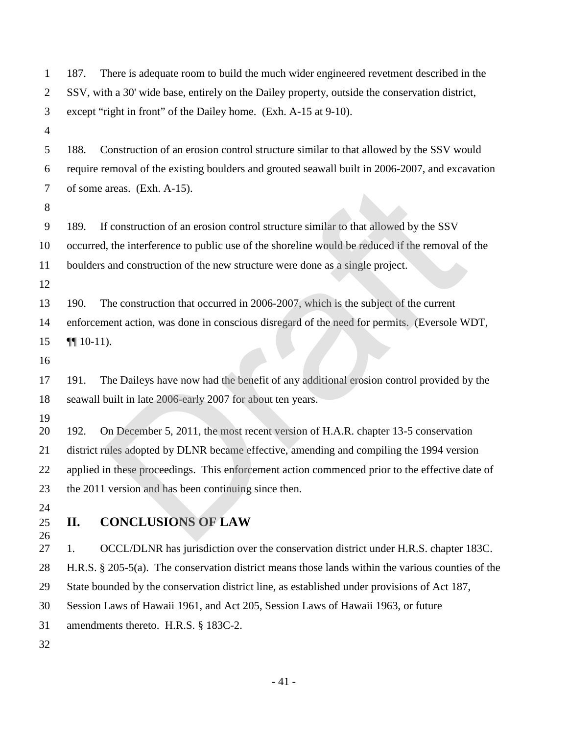187. There is adequate room to build the much wider engineered revetment described in the SSV, with a 30' wide base, entirely on the Dailey property, outside the conservation district, except "right in front" of the Dailey home. (Exh. A-15 at 9-10).

188. Construction of an erosion control structure similar to that allowed by the SSV would require removal of the existing boulders and grouted seawall built in 2006-2007, and excavation of some areas. (Exh. A-15).

189. If construction of an erosion control structure similar to that allowed by the SSV occurred, the interference to public use of the shoreline would be reduced if the removal of the boulders and construction of the new structure were done as a single project.

190. The construction that occurred in 2006-2007, which is the subject of the current enforcement action, was done in conscious disregard of the need for permits. (Eversole WDT, ¶¶ 10-11).

191. The Daileys have now had the benefit of any additional erosion control provided by the seawall built in late 2006-early 2007 for about ten years.

192. On December 5, 2011, the most recent version of H.A.R. chapter 13-5 conservation district rules adopted by DLNR became effective, amending and compiling the 1994 version applied in these proceedings. This enforcement action commenced prior to the effective date of the 2011 version and has been continuing since then.

## II. CONCLUSIONS OF LAW

1. OCCL/DLNR has jurisdiction over the conservation district under H.R.S. chapter 183C. H.R.S. § 205-5(a). The conservation district means those lands within the various counties of the State bounded by the conservation district line, as established under provisions of Act 187, Session Laws of Hawaii 1961, and Act 205, Session Laws of Hawaii 1963, or future amendments thereto. H.R.S. § 183C-2.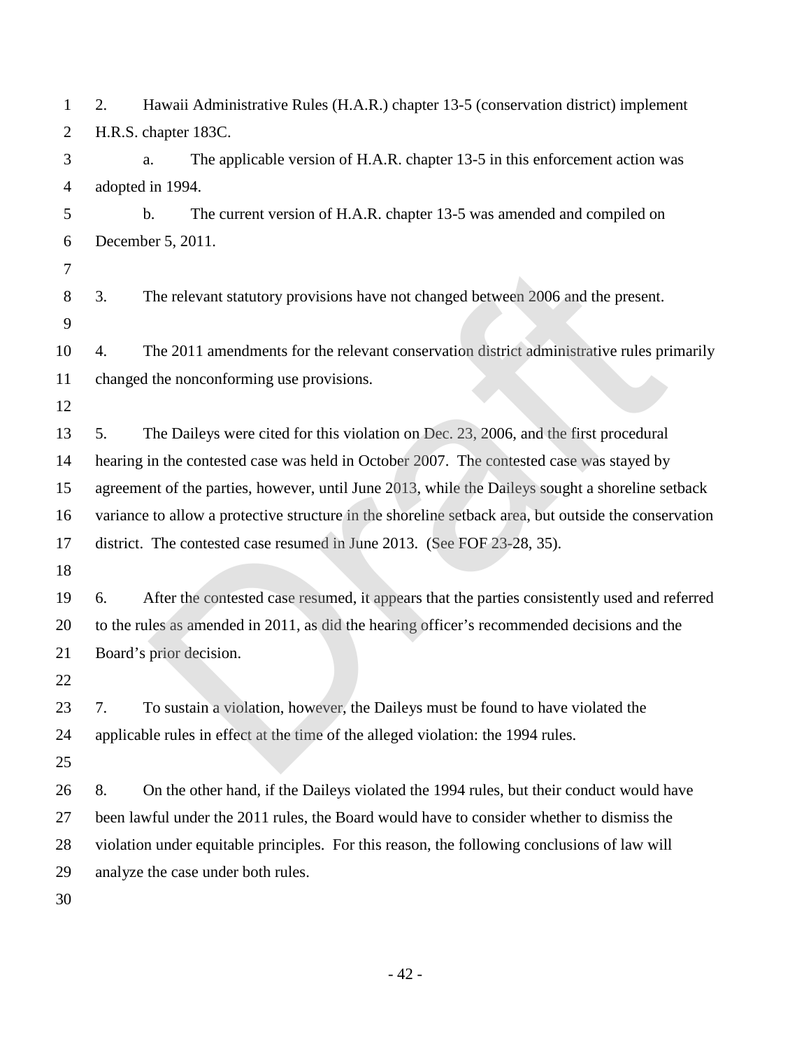2. Hawaii Administrative Rules (H.A.R.) chapter 13-5 (conservation district) implement H.R.S. chapter 183C.

   a. The applicable version of H.A.R. chapter 13-5 in this enforcement action was adopted in 1994.

   b. The current version of H.A.R. chapter 13-5 was amended and compiled on December 5, 2011.

3. The relevant statutory provisions have not changed between 2006 and the present.

4. The 2011 amendments for the relevant conservation district administrative rules primarily changed the nonconforming use provisions.

5. The Daileys were cited for this violation on Dec. 23, 2006, and the first procedural hearing in the contested case was held in October 2007. The contested case was stayed by agreement of the parties, however, until June 2013, while the Daileys sought a shoreline setback variance to allow a protective structure in the shoreline setback area, but outside the conservation district. The contested case resumed in June 2013. (See FOF 23-28, 35).

6. After the contested case resumed, it appears that the parties consistently used and referred to the rules as amended in 2011, as did the hearing officer's recommended decisions and the Board's prior decision.

7. To sustain a violation, however, the Daileys must be found to have violated the applicable rules in effect at the time of the alleged violation: the 1994 rules.

8. On the other hand, if the Daileys violated the 1994 rules, but their conduct would have been lawful under the 2011 rules, the Board would have to consider whether to dismiss the violation under equitable principles. For this reason, the following conclusions of law will analyze the case under both rules.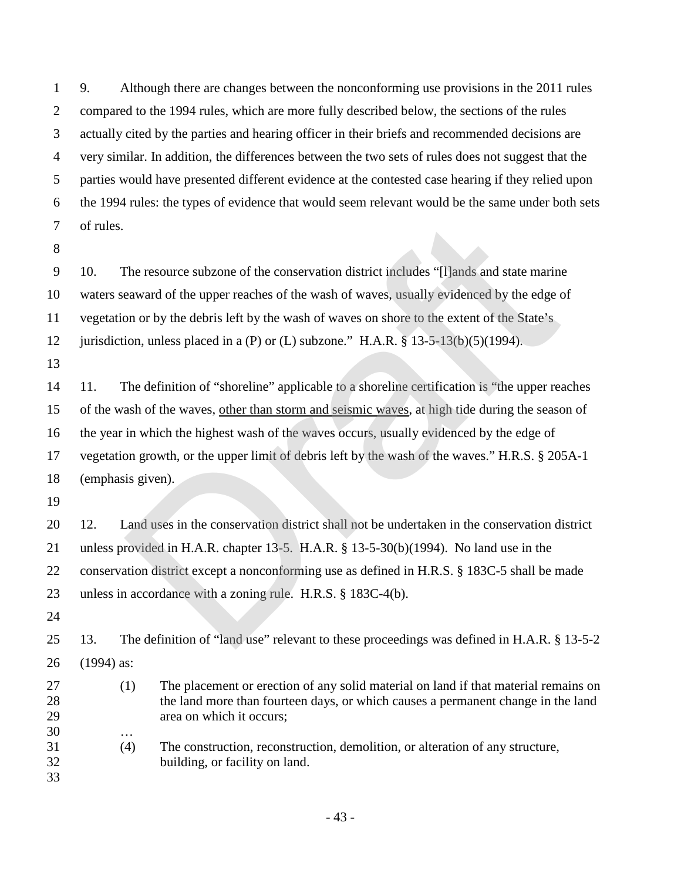9. Although there are changes between the nonconforming use provisions in the 2011 rules compared to the 1994 rules, which are more fully described below, the sections of the rules actually cited by the parties and hearing officer in their briefs and recommended decisions are very similar. In addition, the differences between the two sets of rules does not suggest that the parties would have presented different evidence at the contested case hearing if they relied upon the 1994 rules: the types of evidence that would seem relevant would be the same under both sets of rules.

10. The resource subzone of the conservation district includes "[l]ands and state marine waters seaward of the upper reaches of the wash of waves, usually evidenced by the edge of vegetation or by the debris left by the wash of waves on shore to the extent of the State's jurisdiction, unless placed in a (P) or (L) subzone." H.A.R. § 13-5-13(b)(5)(1994).

11. The definition of "shoreline" applicable to a shoreline certification is "the upper reaches of the wash of the waves, <u>other than storm and seismic waves</u>, at high tide during the season of the year in which the highest wash of the waves occurs, usually evidenced by the edge of vegetation growth, or the upper limit of debris left by the wash of the waves." H.R.S. § 205A-1 (emphasis given).

12. Land uses in the conservation district shall not be undertaken in the conservation district unless provided in H.A.R. chapter 13-5. H.A.R. § 13-5-30(b)(1994). No land use in the conservation district except a nonconforming use as defined in H.R.S. § 183C-5 shall be made unless in accordance with a zoning rule. H.R.S. § 183C-4(b).

13. The definition of "land use" relevant to these proceedings was defined in H.A.R. § 13-5-2 (1994) as:

> (1) The placement or erection of any solid material on land if that material remains on the land more than fourteen days, or which causes a permanent change in the land area on which it occurs;
>
> …
>
> (4) The construction, reconstruction, demolition, or alteration of any structure, building, or facility on land.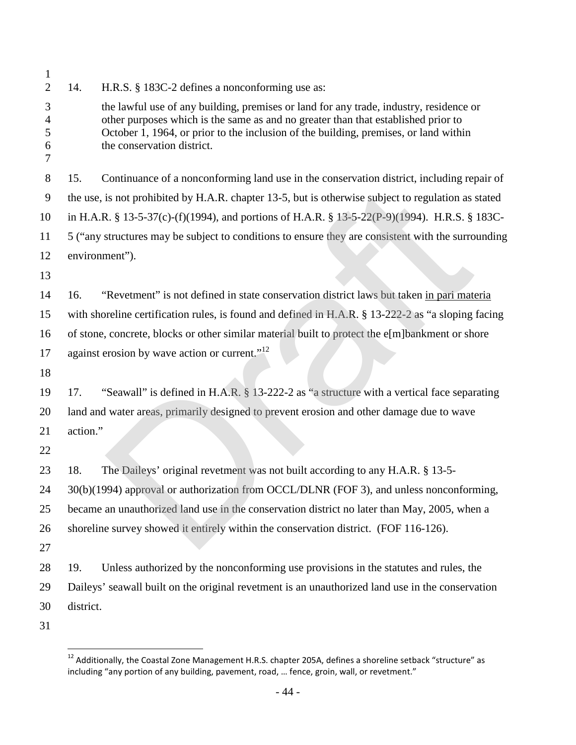14. H.R.S. § 183C-2 defines a nonconforming use as:

> the lawful use of any building, premises or land for any trade, industry, residence or other purposes which is the same as and no greater than that established prior to October 1, 1964, or prior to the inclusion of the building, premises, or land within the conservation district.

15. Continuance of a nonconforming land use in the conservation district, including repair of the use, is not prohibited by H.A.R. chapter 13-5, but is otherwise subject to regulation as stated in H.A.R. § 13-5-37(c)-(f)(1994), and portions of H.A.R. § 13-5-22(P-9)(1994). H.R.S. § 183C-5 ("any structures may be subject to conditions to ensure they are consistent with the surrounding environment").

16. "Revetment" is not defined in state conservation district laws but taken in pari materia with shoreline certification rules, is found and defined in H.A.R. § 13-222-2 as "a sloping facing of stone, concrete, blocks or other similar material built to protect the e[m]bankment or shore against erosion by wave action or current."[12]

17. "Seawall" is defined in H.A.R. § 13-222-2 as "a structure with a vertical face separating land and water areas, primarily designed to prevent erosion and other damage due to wave action."

18. The Daileys' original revetment was not built according to any H.A.R. § 13-5-30(b)(1994) approval or authorization from OCCL/DLNR (FOF 3), and unless nonconforming, became an unauthorized land use in the conservation district no later than May, 2005, when a shoreline survey showed it entirely within the conservation district. (FOF 116-126).

19. Unless authorized by the nonconforming use provisions in the statutes and rules, the Daileys' seawall built on the original revetment is an unauthorized land use in the conservation district.

---

[12] Additionally, the Coastal Zone Management H.R.S. chapter 205A, defines a shoreline setback "structure" as including "any portion of any building, pavement, road, … fence, groin, wall, or revetment."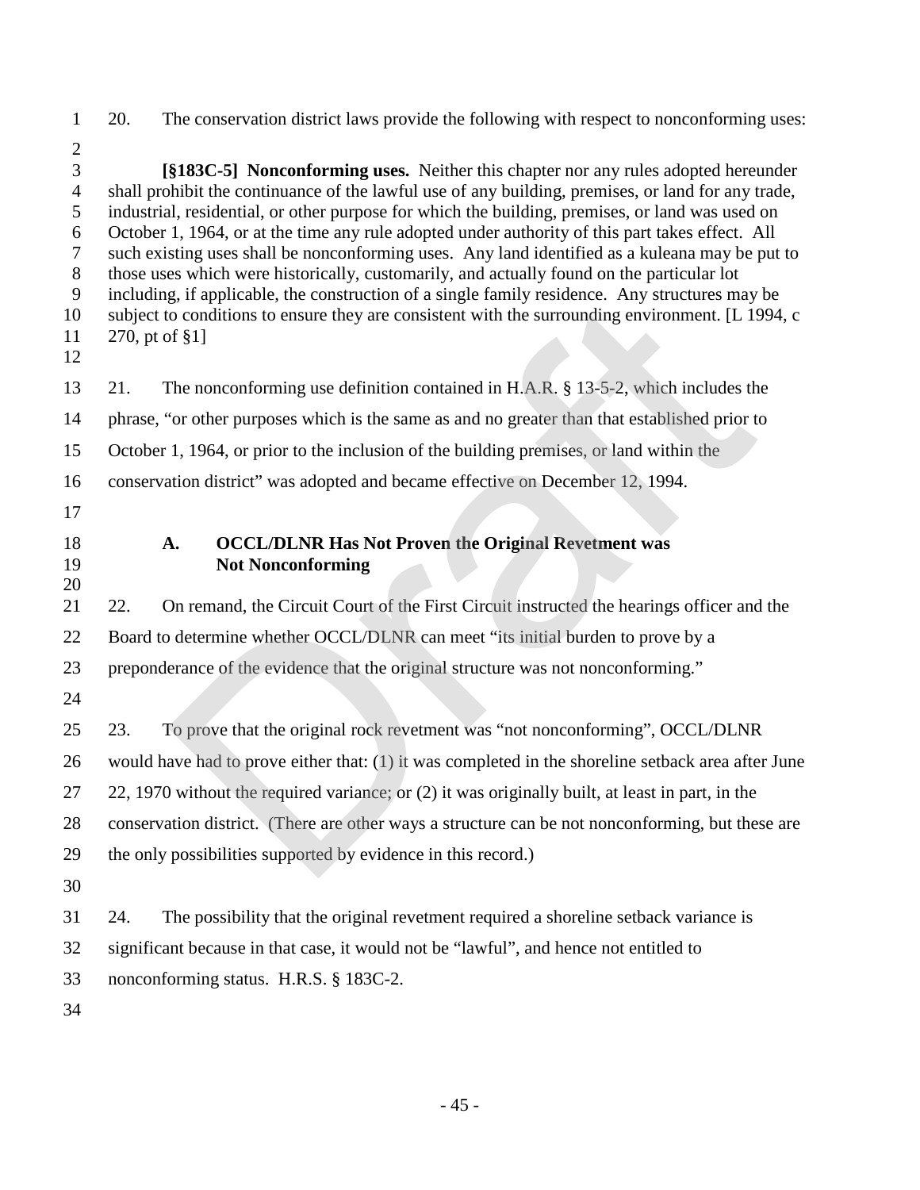20. The conservation district laws provide the following with respect to nonconforming uses:

> **[§183C-5] Nonconforming uses.** Neither this chapter nor any rules adopted hereunder shall prohibit the continuance of the lawful use of any building, premises, or land for any trade, industrial, residential, or other purpose for which the building, premises, or land was used on October 1, 1964, or at the time any rule adopted under authority of this part takes effect. All such existing uses shall be nonconforming uses. Any land identified as a kuleana may be put to those uses which were historically, customarily, and actually found on the particular lot including, if applicable, the construction of a single family residence. Any structures may be subject to conditions to ensure they are consistent with the surrounding environment. [L 1994, c 270, pt of §1]

21. The nonconforming use definition contained in H.A.R. § 13-5-2, which includes the phrase, "or other purposes which is the same as and no greater than that established prior to October 1, 1964, or prior to the inclusion of the building premises, or land within the conservation district" was adopted and became effective on December 12, 1994.

### A. OCCL/DLNR Has Not Proven the Original Revetment was Not Nonconforming

22. On remand, the Circuit Court of the First Circuit instructed the hearings officer and the Board to determine whether OCCL/DLNR can meet "its initial burden to prove by a preponderance of the evidence that the original structure was not nonconforming."

23. To prove that the original rock revetment was "not nonconforming", OCCL/DLNR would have had to prove either that: (1) it was completed in the shoreline setback area after June 22, 1970 without the required variance; or (2) it was originally built, at least in part, in the conservation district. (There are other ways a structure can be not nonconforming, but these are the only possibilities supported by evidence in this record.)

24. The possibility that the original revetment required a shoreline setback variance is significant because in that case, it would not be "lawful", and hence not entitled to nonconforming status. H.R.S. § 183C-2.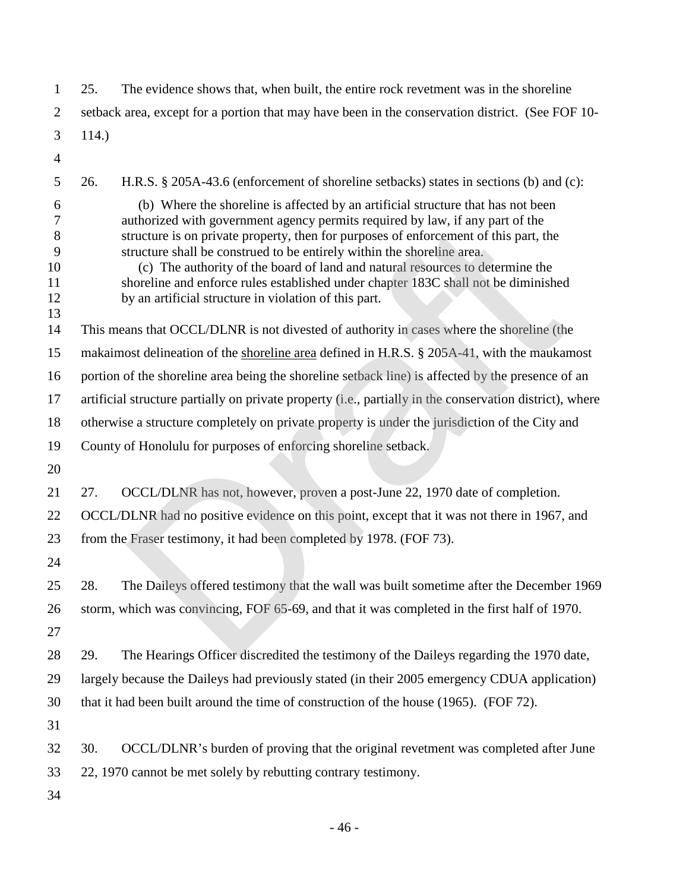25. The evidence shows that, when built, the entire rock revetment was in the shoreline setback area, except for a portion that may have been in the conservation district. (See FOF 10-114.)

26. H.R.S. § 205A-43.6 (enforcement of shoreline setbacks) states in sections (b) and (c):

> (b) Where the shoreline is affected by an artificial structure that has not been authorized with government agency permits required by law, if any part of the structure is on private property, then for purposes of enforcement of this part, the structure shall be construed to be entirely within the shoreline area.
>
> (c) The authority of the board of land and natural resources to determine the shoreline and enforce rules established under chapter 183C shall not be diminished by an artificial structure in violation of this part.

This means that OCCL/DLNR is not divested of authority in cases where the shoreline (the makaimost delineation of the shoreline area defined in H.R.S. § 205A-41, with the maukamost portion of the shoreline area being the shoreline setback line) is affected by the presence of an artificial structure partially on private property (i.e., partially in the conservation district), where otherwise a structure completely on private property is under the jurisdiction of the City and County of Honolulu for purposes of enforcing shoreline setback.

27. OCCL/DLNR has not, however, proven a post-June 22, 1970 date of completion. OCCL/DLNR had no positive evidence on this point, except that it was not there in 1967, and from the Fraser testimony, it had been completed by 1978. (FOF 73).

28. The Daileys offered testimony that the wall was built sometime after the December 1969 storm, which was convincing, FOF 65-69, and that it was completed in the first half of 1970.

29. The Hearings Officer discredited the testimony of the Daileys regarding the 1970 date, largely because the Daileys had previously stated (in their 2005 emergency CDUA application) that it had been built around the time of construction of the house (1965). (FOF 72).

30. OCCL/DLNR's burden of proving that the original revetment was completed after June 22, 1970 cannot be met solely by rebutting contrary testimony.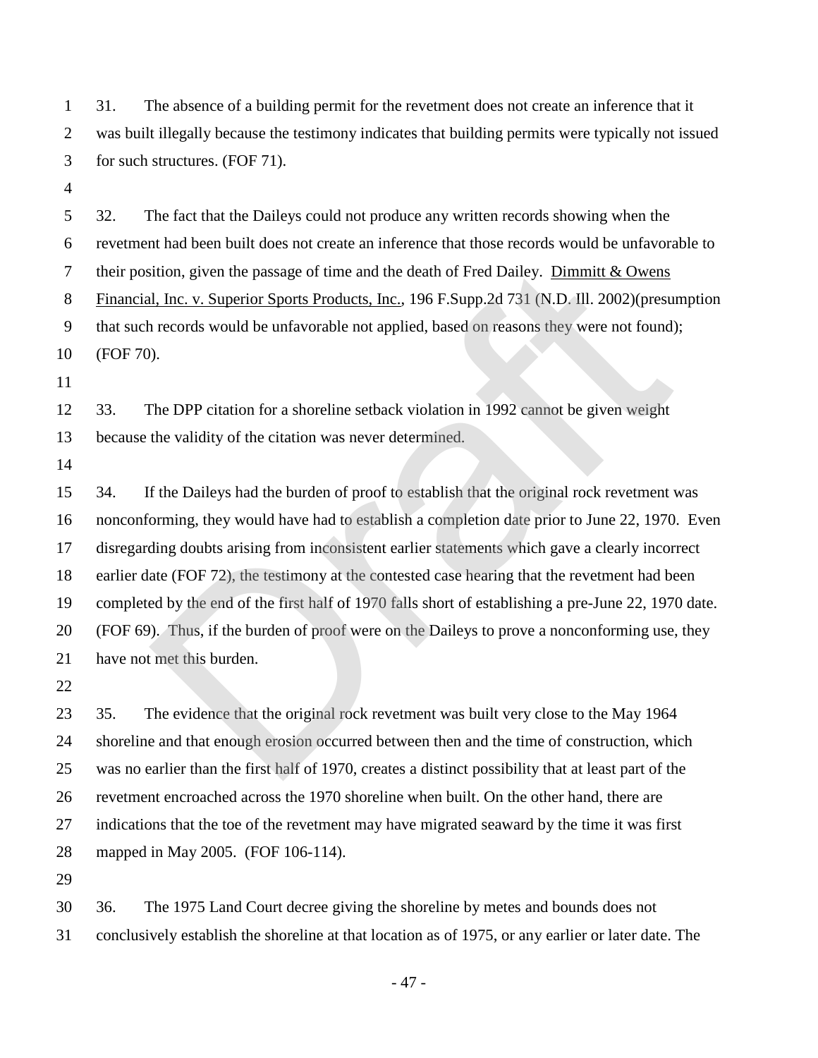31. The absence of a building permit for the revetment does not create an inference that it was built illegally because the testimony indicates that building permits were typically not issued for such structures. (FOF 71).

32. The fact that the Daileys could not produce any written records showing when the revetment had been built does not create an inference that those records would be unfavorable to their position, given the passage of time and the death of Fred Dailey. Dimmitt & Owens Financial, Inc. v. Superior Sports Products, Inc., 196 F.Supp.2d 731 (N.D. Ill. 2002)(presumption that such records would be unfavorable not applied, based on reasons they were not found); (FOF 70).

33. The DPP citation for a shoreline setback violation in 1992 cannot be given weight because the validity of the citation was never determined.

34. If the Daileys had the burden of proof to establish that the original rock revetment was nonconforming, they would have had to establish a completion date prior to June 22, 1970. Even disregarding doubts arising from inconsistent earlier statements which gave a clearly incorrect earlier date (FOF 72), the testimony at the contested case hearing that the revetment had been completed by the end of the first half of 1970 falls short of establishing a pre-June 22, 1970 date. (FOF 69). Thus, if the burden of proof were on the Daileys to prove a nonconforming use, they have not met this burden.

35. The evidence that the original rock revetment was built very close to the May 1964 shoreline and that enough erosion occurred between then and the time of construction, which was no earlier than the first half of 1970, creates a distinct possibility that at least part of the revetment encroached across the 1970 shoreline when built. On the other hand, there are indications that the toe of the revetment may have migrated seaward by the time it was first mapped in May 2005. (FOF 106-114).

36. The 1975 Land Court decree giving the shoreline by metes and bounds does not conclusively establish the shoreline at that location as of 1975, or any earlier or later date. The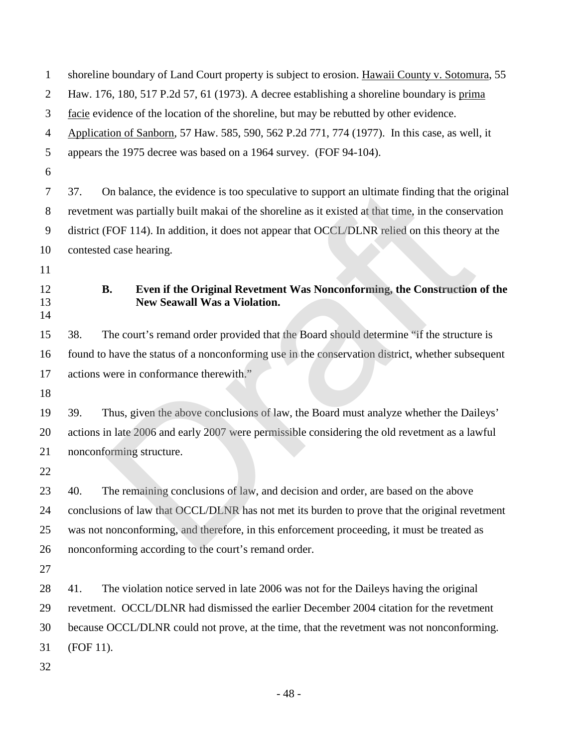shoreline boundary of Land Court property is subject to erosion. Hawaii County v. Sotomura, 55 Haw. 176, 180, 517 P.2d 57, 61 (1973). A decree establishing a shoreline boundary is prima facie evidence of the location of the shoreline, but may be rebutted by other evidence. Application of Sanborn, 57 Haw. 585, 590, 562 P.2d 771, 774 (1977). In this case, as well, it appears the 1975 decree was based on a 1964 survey. (FOF 94-104).

37. On balance, the evidence is too speculative to support an ultimate finding that the original revetment was partially built makai of the shoreline as it existed at that time, in the conservation district (FOF 114). In addition, it does not appear that OCCL/DLNR relied on this theory at the contested case hearing.

### B. Even if the Original Revetment Was Nonconforming, the Construction of the New Seawall Was a Violation.

38. The court's remand order provided that the Board should determine "if the structure is found to have the status of a nonconforming use in the conservation district, whether subsequent actions were in conformance therewith."

39. Thus, given the above conclusions of law, the Board must analyze whether the Daileys' actions in late 2006 and early 2007 were permissible considering the old revetment as a lawful nonconforming structure.

40. The remaining conclusions of law, and decision and order, are based on the above conclusions of law that OCCL/DLNR has not met its burden to prove that the original revetment was not nonconforming, and therefore, in this enforcement proceeding, it must be treated as nonconforming according to the court's remand order.

41. The violation notice served in late 2006 was not for the Daileys having the original revetment. OCCL/DLNR had dismissed the earlier December 2004 citation for the revetment because OCCL/DLNR could not prove, at the time, that the revetment was not nonconforming. (FOF 11).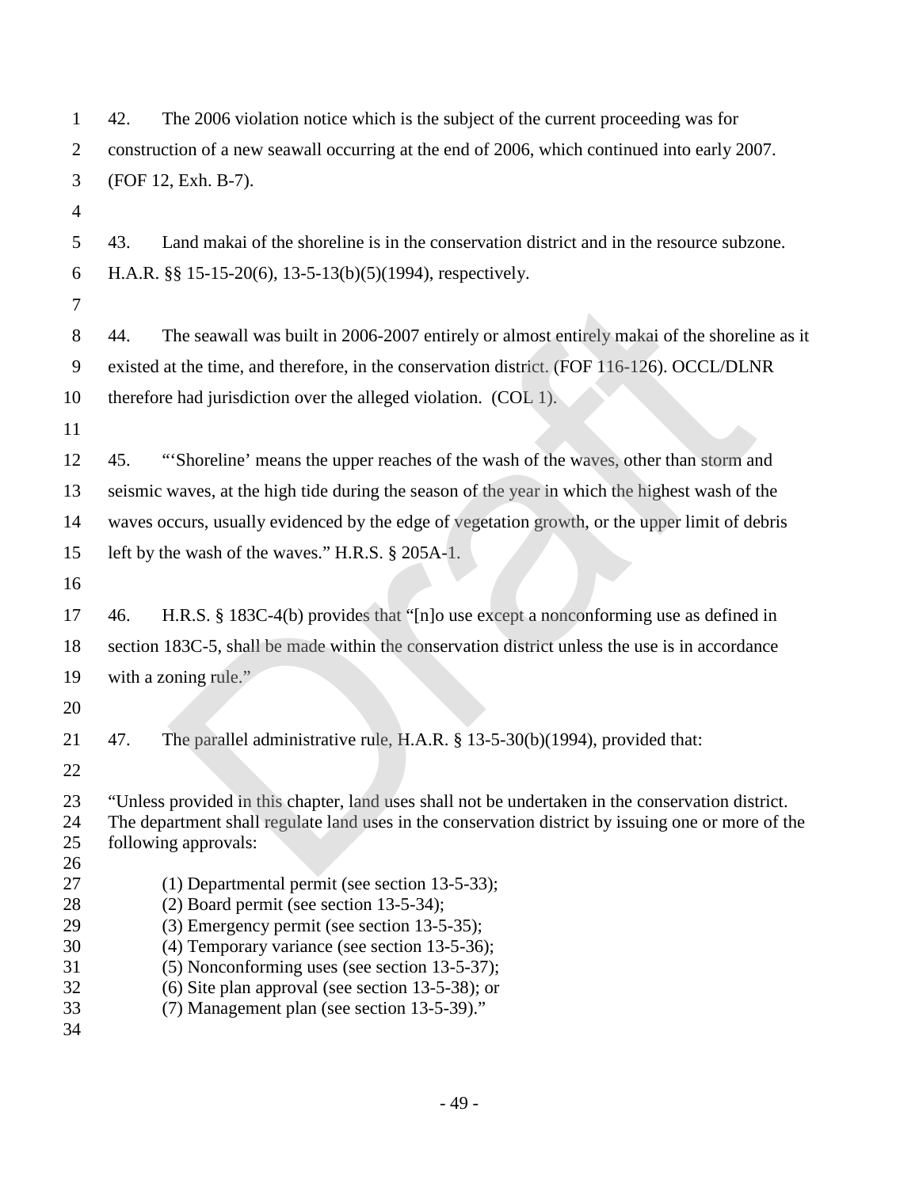42. The 2006 violation notice which is the subject of the current proceeding was for construction of a new seawall occurring at the end of 2006, which continued into early 2007. (FOF 12, Exh. B-7).

43. Land makai of the shoreline is in the conservation district and in the resource subzone. H.A.R. §§ 15-15-20(6), 13-5-13(b)(5)(1994), respectively.

44. The seawall was built in 2006-2007 entirely or almost entirely makai of the shoreline as it existed at the time, and therefore, in the conservation district. (FOF 116-126). OCCL/DLNR therefore had jurisdiction over the alleged violation. (COL 1).

45. "'Shoreline' means the upper reaches of the wash of the waves, other than storm and seismic waves, at the high tide during the season of the year in which the highest wash of the waves occurs, usually evidenced by the edge of vegetation growth, or the upper limit of debris left by the wash of the waves." H.R.S. § 205A-1.

46. H.R.S. § 183C-4(b) provides that "[n]o use except a nonconforming use as defined in section 183C-5, shall be made within the conservation district unless the use is in accordance with a zoning rule."

47. The parallel administrative rule, H.A.R. § 13-5-30(b)(1994), provided that:

"Unless provided in this chapter, land uses shall not be undertaken in the conservation district. The department shall regulate land uses in the conservation district by issuing one or more of the following approvals:

(1) Departmental permit (see section 13-5-33);
(2) Board permit (see section 13-5-34);
(3) Emergency permit (see section 13-5-35);
(4) Temporary variance (see section 13-5-36);
(5) Nonconforming uses (see section 13-5-37);
(6) Site plan approval (see section 13-5-38); or
(7) Management plan (see section 13-5-39)."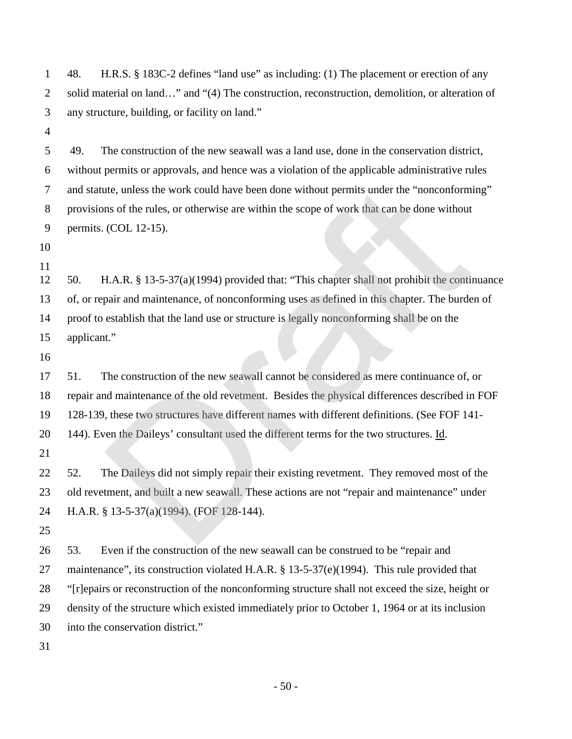48. H.R.S. § 183C-2 defines "land use" as including: (1) The placement or erection of any solid material on land…" and "(4) The construction, reconstruction, demolition, or alteration of any structure, building, or facility on land."

49. The construction of the new seawall was a land use, done in the conservation district, without permits or approvals, and hence was a violation of the applicable administrative rules and statute, unless the work could have been done without permits under the "nonconforming" provisions of the rules, or otherwise are within the scope of work that can be done without permits. (COL 12-15).

50. H.A.R. § 13-5-37(a)(1994) provided that: "This chapter shall not prohibit the continuance of, or repair and maintenance, of nonconforming uses as defined in this chapter. The burden of proof to establish that the land use or structure is legally nonconforming shall be on the applicant."

51. The construction of the new seawall cannot be considered as mere continuance of, or repair and maintenance of the old revetment. Besides the physical differences described in FOF 128-139, these two structures have different names with different definitions. (See FOF 141-144). Even the Daileys' consultant used the different terms for the two structures. Id.

52. The Daileys did not simply repair their existing revetment. They removed most of the old revetment, and built a new seawall. These actions are not "repair and maintenance" under H.A.R. § 13-5-37(a)(1994). (FOF 128-144).

53. Even if the construction of the new seawall can be construed to be "repair and maintenance", its construction violated H.A.R. § 13-5-37(e)(1994). This rule provided that "[r]epairs or reconstruction of the nonconforming structure shall not exceed the size, height or density of the structure which existed immediately prior to October 1, 1964 or at its inclusion into the conservation district."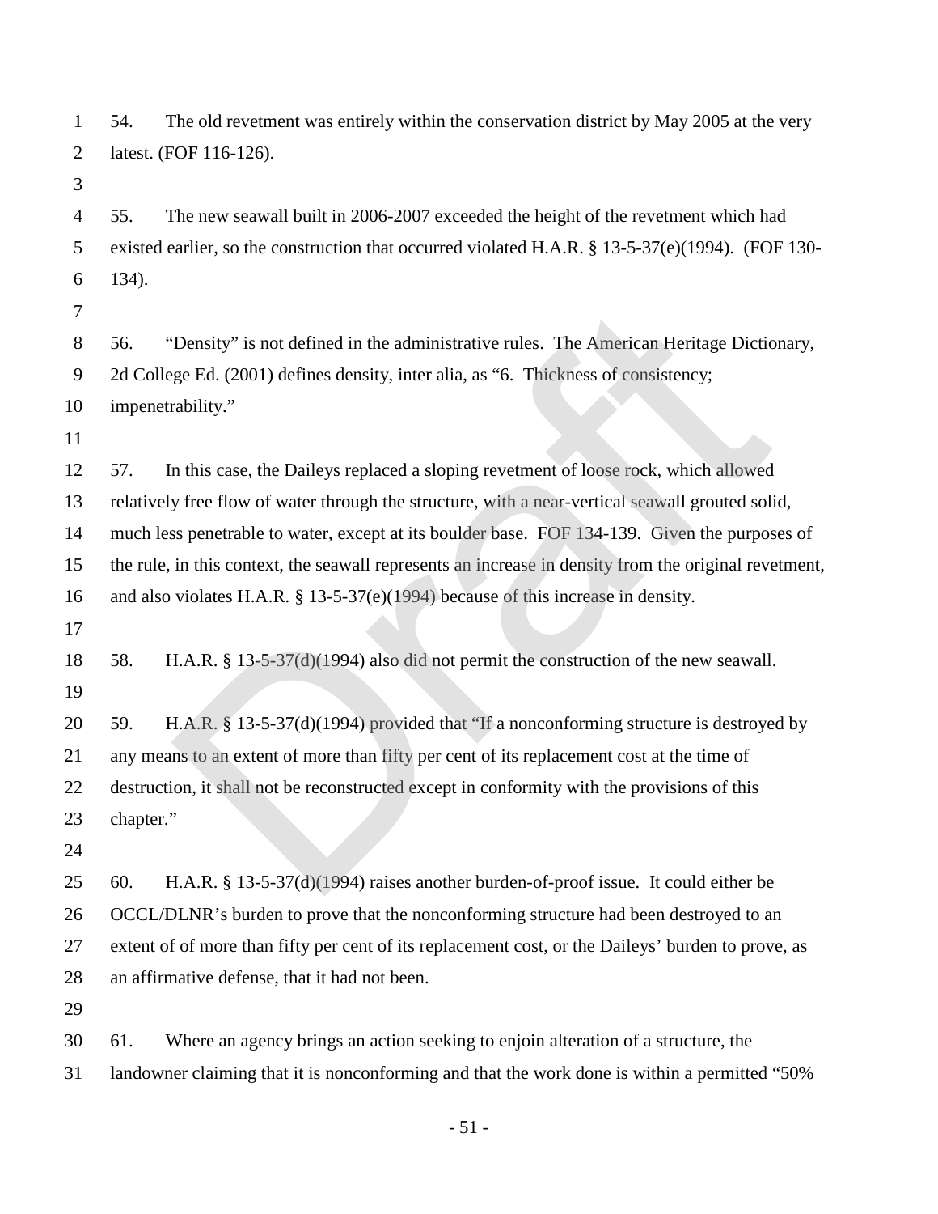54. The old revetment was entirely within the conservation district by May 2005 at the very latest. (FOF 116-126).

55. The new seawall built in 2006-2007 exceeded the height of the revetment which had existed earlier, so the construction that occurred violated H.A.R. § 13-5-37(e)(1994). (FOF 130-134).

56. "Density" is not defined in the administrative rules. The American Heritage Dictionary, 2d College Ed. (2001) defines density, inter alia, as "6. Thickness of consistency; impenetrability."

57. In this case, the Daileys replaced a sloping revetment of loose rock, which allowed relatively free flow of water through the structure, with a near-vertical seawall grouted solid, much less penetrable to water, except at its boulder base. FOF 134-139. Given the purposes of the rule, in this context, the seawall represents an increase in density from the original revetment, and also violates H.A.R. § 13-5-37(e)(1994) because of this increase in density.

58. H.A.R. § 13-5-37(d)(1994) also did not permit the construction of the new seawall.

59. H.A.R. § 13-5-37(d)(1994) provided that "If a nonconforming structure is destroyed by any means to an extent of more than fifty per cent of its replacement cost at the time of destruction, it shall not be reconstructed except in conformity with the provisions of this chapter."

60. H.A.R. § 13-5-37(d)(1994) raises another burden-of-proof issue. It could either be OCCL/DLNR's burden to prove that the nonconforming structure had been destroyed to an extent of of more than fifty per cent of its replacement cost, or the Daileys' burden to prove, as an affirmative defense, that it had not been.

61. Where an agency brings an action seeking to enjoin alteration of a structure, the landowner claiming that it is nonconforming and that the work done is within a permitted "50%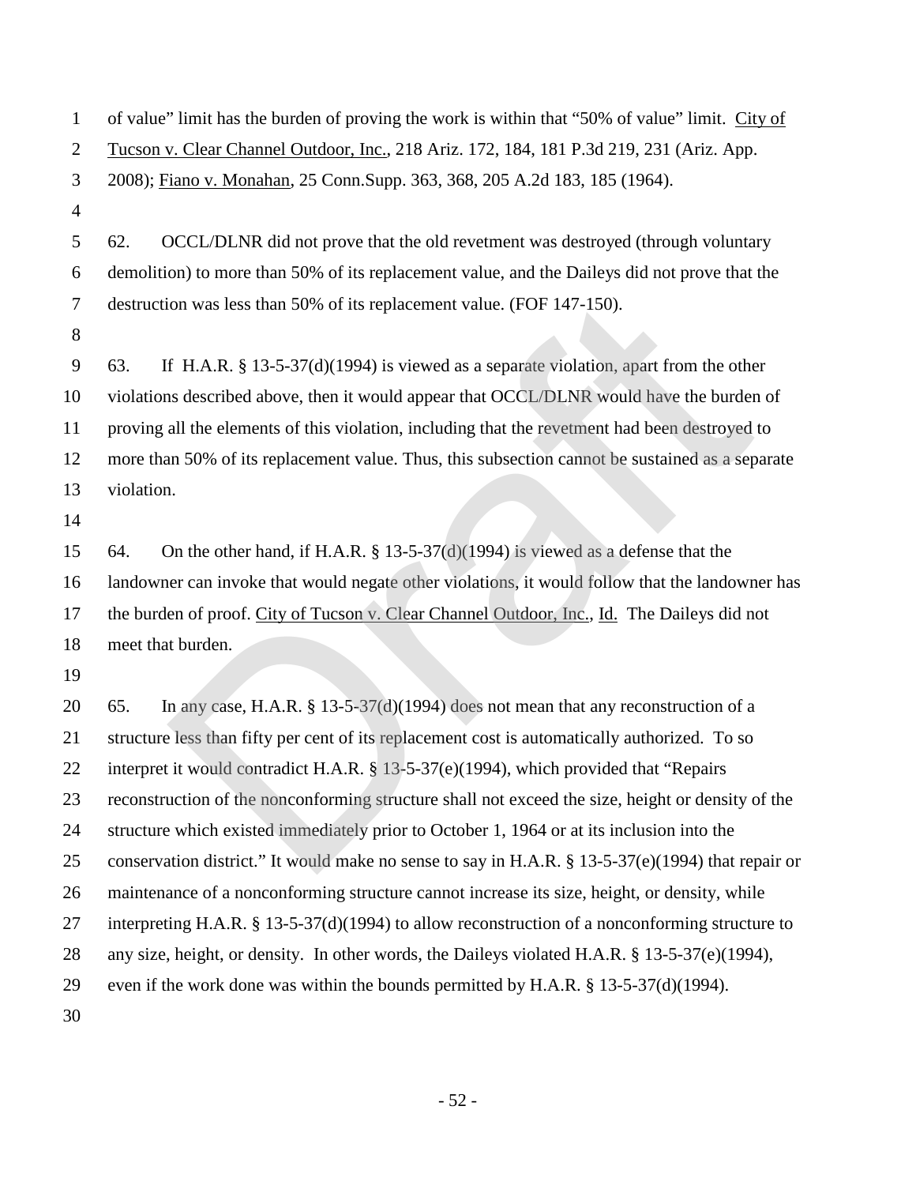of value" limit has the burden of proving the work is within that "50% of value" limit. City of Tucson v. Clear Channel Outdoor, Inc., 218 Ariz. 172, 184, 181 P.3d 219, 231 (Ariz. App. 2008); Fiano v. Monahan, 25 Conn.Supp. 363, 368, 205 A.2d 183, 185 (1964).

62. OCCL/DLNR did not prove that the old revetment was destroyed (through voluntary demolition) to more than 50% of its replacement value, and the Daileys did not prove that the destruction was less than 50% of its replacement value. (FOF 147-150).

63. If H.A.R. § 13-5-37(d)(1994) is viewed as a separate violation, apart from the other violations described above, then it would appear that OCCL/DLNR would have the burden of proving all the elements of this violation, including that the revetment had been destroyed to more than 50% of its replacement value. Thus, this subsection cannot be sustained as a separate violation.

64. On the other hand, if H.A.R. § 13-5-37(d)(1994) is viewed as a defense that the landowner can invoke that would negate other violations, it would follow that the landowner has the burden of proof. City of Tucson v. Clear Channel Outdoor, Inc., Id. The Daileys did not meet that burden.

65. In any case, H.A.R. § 13-5-37(d)(1994) does not mean that any reconstruction of a structure less than fifty per cent of its replacement cost is automatically authorized. To so interpret it would contradict H.A.R. § 13-5-37(e)(1994), which provided that "Repairs reconstruction of the nonconforming structure shall not exceed the size, height or density of the structure which existed immediately prior to October 1, 1964 or at its inclusion into the conservation district." It would make no sense to say in H.A.R. § 13-5-37(e)(1994) that repair or maintenance of a nonconforming structure cannot increase its size, height, or density, while interpreting H.A.R. § 13-5-37(d)(1994) to allow reconstruction of a nonconforming structure to any size, height, or density. In other words, the Daileys violated H.A.R. § 13-5-37(e)(1994), even if the work done was within the bounds permitted by H.A.R. § 13-5-37(d)(1994).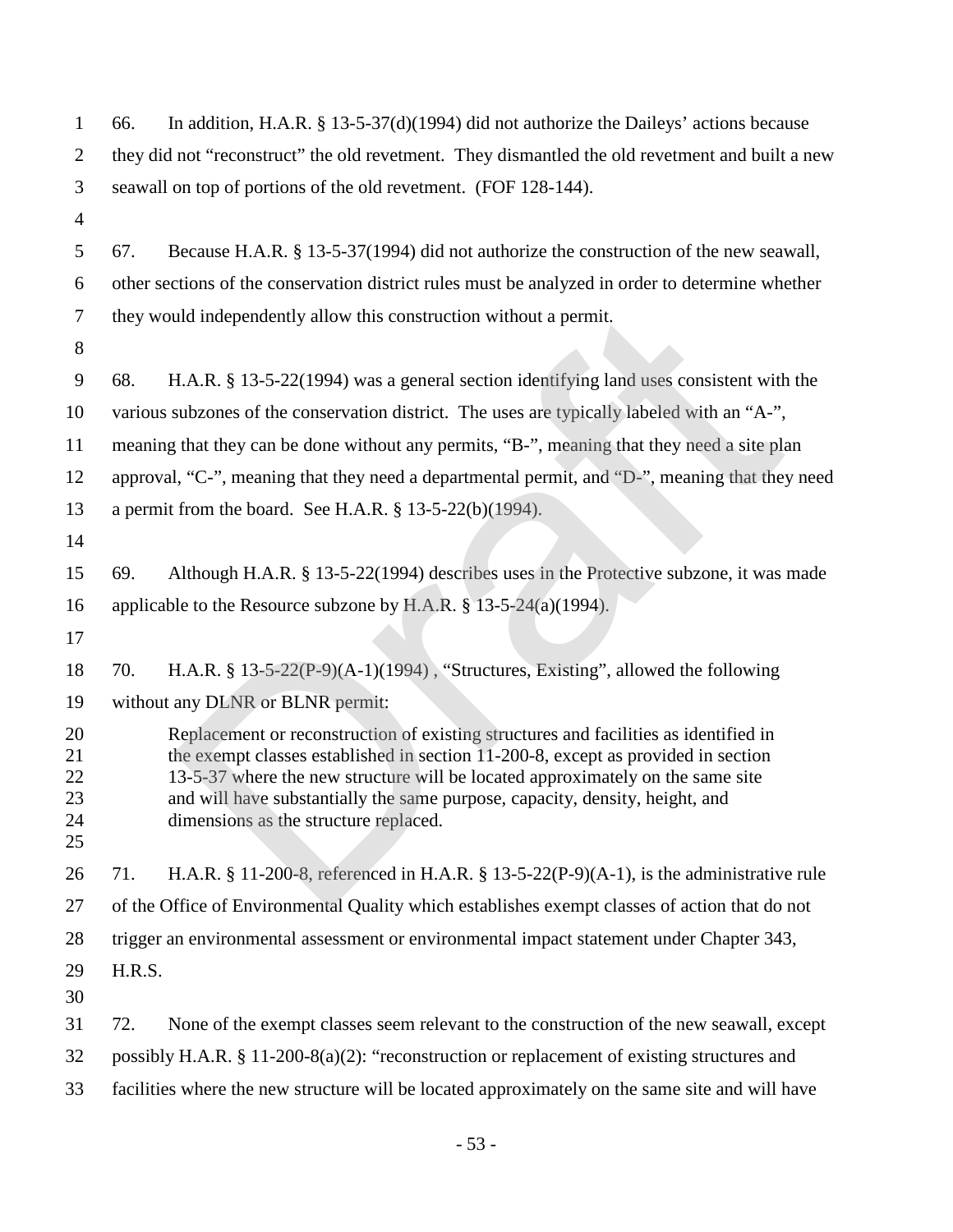66. In addition, H.A.R. § 13-5-37(d)(1994) did not authorize the Daileys' actions because they did not "reconstruct" the old revetment. They dismantled the old revetment and built a new seawall on top of portions of the old revetment. (FOF 128-144).

67. Because H.A.R. § 13-5-37(1994) did not authorize the construction of the new seawall, other sections of the conservation district rules must be analyzed in order to determine whether they would independently allow this construction without a permit.

68. H.A.R. § 13-5-22(1994) was a general section identifying land uses consistent with the various subzones of the conservation district. The uses are typically labeled with an "A-", meaning that they can be done without any permits, "B-", meaning that they need a site plan approval, "C-", meaning that they need a departmental permit, and "D-", meaning that they need a permit from the board. See H.A.R. § 13-5-22(b)(1994).

69. Although H.A.R. § 13-5-22(1994) describes uses in the Protective subzone, it was made applicable to the Resource subzone by H.A.R. § 13-5-24(a)(1994).

70. H.A.R. § 13-5-22(P-9)(A-1)(1994) , "Structures, Existing", allowed the following without any DLNR or BLNR permit:

> Replacement or reconstruction of existing structures and facilities as identified in the exempt classes established in section 11-200-8, except as provided in section 13-5-37 where the new structure will be located approximately on the same site and will have substantially the same purpose, capacity, density, height, and dimensions as the structure replaced.

71. H.A.R. § 11-200-8, referenced in H.A.R. § 13-5-22(P-9)(A-1), is the administrative rule of the Office of Environmental Quality which establishes exempt classes of action that do not trigger an environmental assessment or environmental impact statement under Chapter 343, H.R.S.

72. None of the exempt classes seem relevant to the construction of the new seawall, except possibly H.A.R. § 11-200-8(a)(2): "reconstruction or replacement of existing structures and facilities where the new structure will be located approximately on the same site and will have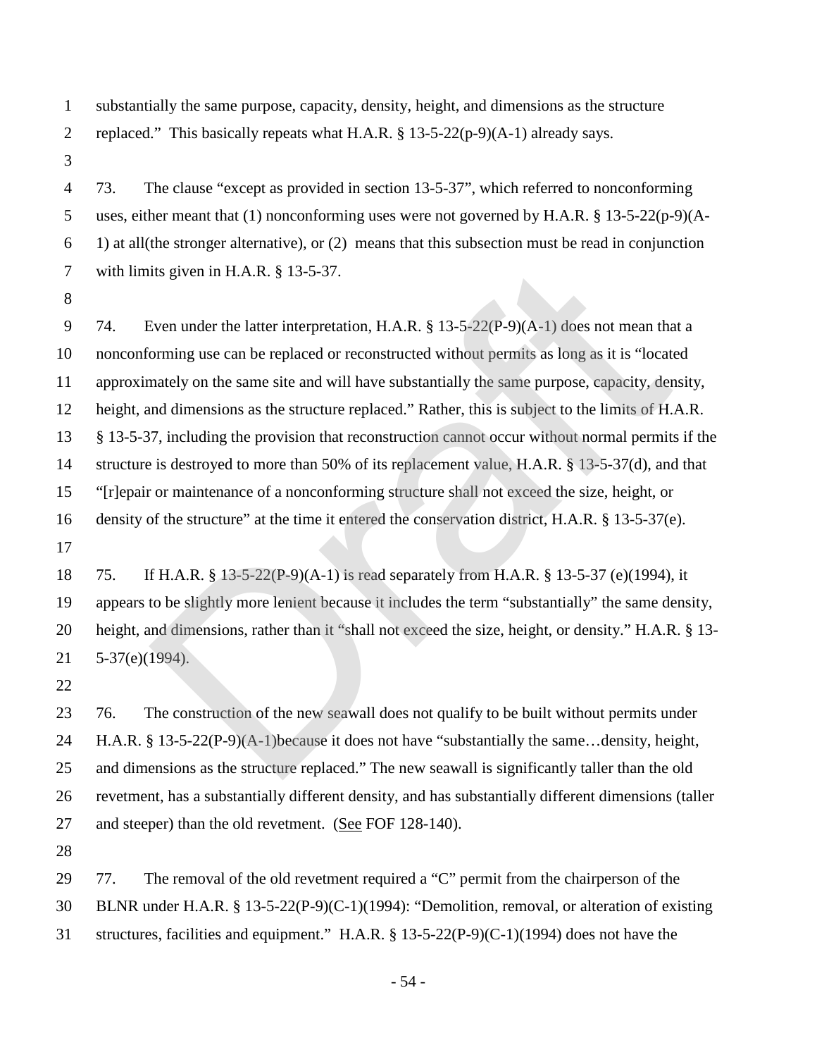substantially the same purpose, capacity, density, height, and dimensions as the structure replaced." This basically repeats what H.A.R. § 13-5-22(p-9)(A-1) already says.

73. The clause "except as provided in section 13-5-37", which referred to nonconforming uses, either meant that (1) nonconforming uses were not governed by H.A.R. § 13-5-22(p-9)(A-1) at all(the stronger alternative), or (2) means that this subsection must be read in conjunction with limits given in H.A.R. § 13-5-37.

74. Even under the latter interpretation, H.A.R. § 13-5-22(P-9)(A-1) does not mean that a nonconforming use can be replaced or reconstructed without permits as long as it is "located approximately on the same site and will have substantially the same purpose, capacity, density, height, and dimensions as the structure replaced." Rather, this is subject to the limits of H.A.R. § 13-5-37, including the provision that reconstruction cannot occur without normal permits if the structure is destroyed to more than 50% of its replacement value, H.A.R. § 13-5-37(d), and that "[r]epair or maintenance of a nonconforming structure shall not exceed the size, height, or density of the structure" at the time it entered the conservation district, H.A.R. § 13-5-37(e).

75. If H.A.R. § 13-5-22(P-9)(A-1) is read separately from H.A.R. § 13-5-37 (e)(1994), it appears to be slightly more lenient because it includes the term "substantially" the same density, height, and dimensions, rather than it "shall not exceed the size, height, or density." H.A.R. § 13-5-37(e)(1994).

76. The construction of the new seawall does not qualify to be built without permits under H.A.R. § 13-5-22(P-9)(A-1)because it does not have "substantially the same…density, height, and dimensions as the structure replaced." The new seawall is significantly taller than the old revetment, has a substantially different density, and has substantially different dimensions (taller and steeper) than the old revetment. (See FOF 128-140).

77. The removal of the old revetment required a "C" permit from the chairperson of the BLNR under H.A.R. § 13-5-22(P-9)(C-1)(1994): "Demolition, removal, or alteration of existing structures, facilities and equipment." H.A.R. § 13-5-22(P-9)(C-1)(1994) does not have the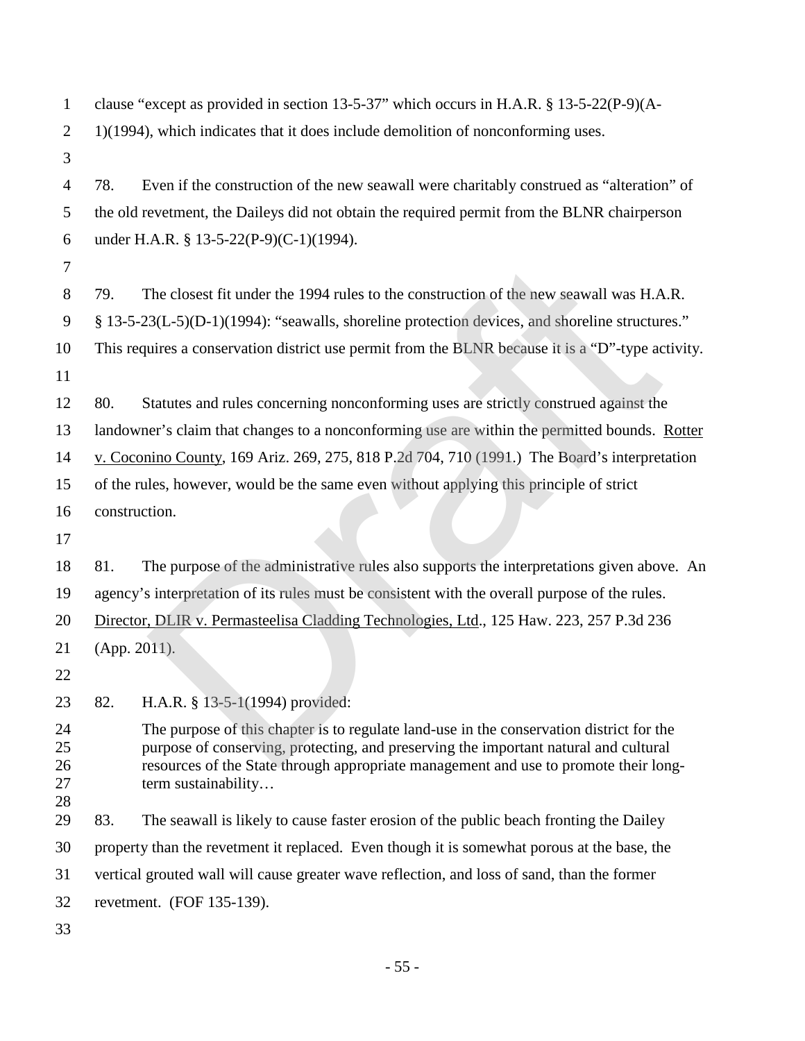clause "except as provided in section 13-5-37" which occurs in H.A.R. § 13-5-22(P-9)(A-1)(1994), which indicates that it does include demolition of nonconforming uses.

78. Even if the construction of the new seawall were charitably construed as "alteration" of the old revetment, the Daileys did not obtain the required permit from the BLNR chairperson under H.A.R. § 13-5-22(P-9)(C-1)(1994).

79. The closest fit under the 1994 rules to the construction of the new seawall was H.A.R. § 13-5-23(L-5)(D-1)(1994): "seawalls, shoreline protection devices, and shoreline structures." This requires a conservation district use permit from the BLNR because it is a "D"-type activity.

80. Statutes and rules concerning nonconforming uses are strictly construed against the landowner's claim that changes to a nonconforming use are within the permitted bounds. Rotter v. Coconino County, 169 Ariz. 269, 275, 818 P.2d 704, 710 (1991.) The Board's interpretation of the rules, however, would be the same even without applying this principle of strict construction.

81. The purpose of the administrative rules also supports the interpretations given above. An agency's interpretation of its rules must be consistent with the overall purpose of the rules. Director, DLIR v. Permasteelisa Cladding Technologies, Ltd., 125 Haw. 223, 257 P.3d 236 (App. 2011).

82. H.A.R. § 13-5-1(1994) provided:

> The purpose of this chapter is to regulate land-use in the conservation district for the purpose of conserving, protecting, and preserving the important natural and cultural resources of the State through appropriate management and use to promote their long-term sustainability…

83. The seawall is likely to cause faster erosion of the public beach fronting the Dailey property than the revetment it replaced. Even though it is somewhat porous at the base, the vertical grouted wall will cause greater wave reflection, and loss of sand, than the former revetment. (FOF 135-139).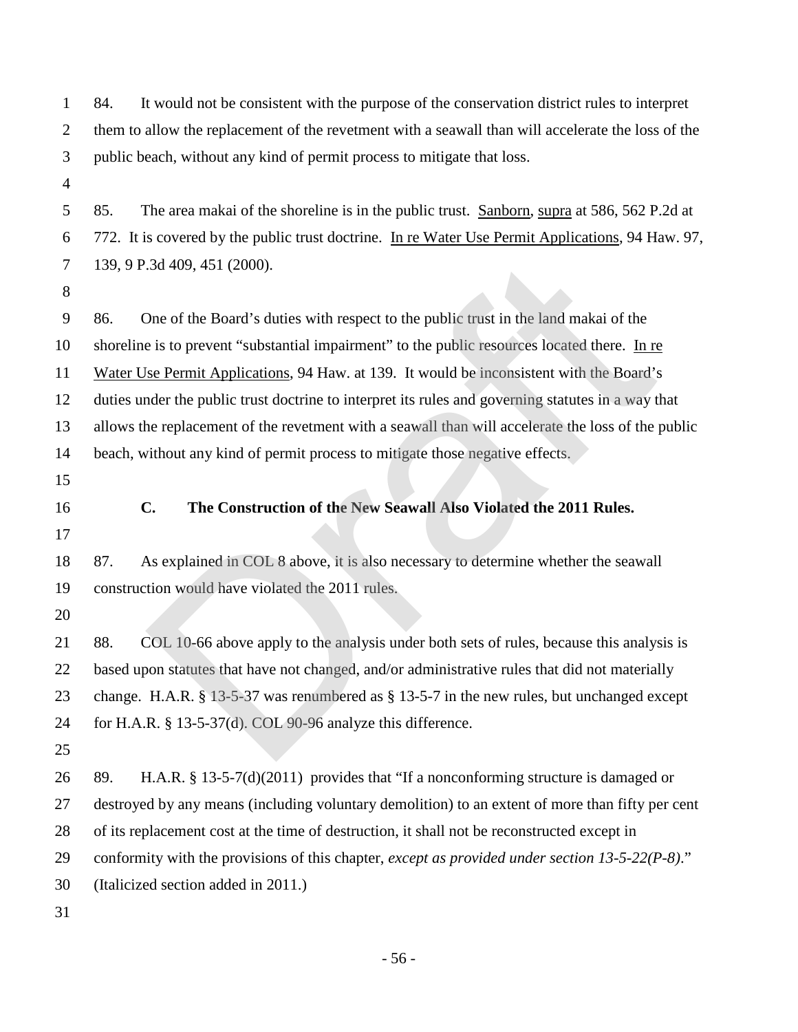84. It would not be consistent with the purpose of the conservation district rules to interpret them to allow the replacement of the revetment with a seawall than will accelerate the loss of the public beach, without any kind of permit process to mitigate that loss.

85. The area makai of the shoreline is in the public trust. Sanborn, supra at 586, 562 P.2d at 772. It is covered by the public trust doctrine. In re Water Use Permit Applications, 94 Haw. 97, 139, 9 P.3d 409, 451 (2000).

86. One of the Board's duties with respect to the public trust in the land makai of the shoreline is to prevent "substantial impairment" to the public resources located there. In re Water Use Permit Applications, 94 Haw. at 139. It would be inconsistent with the Board's duties under the public trust doctrine to interpret its rules and governing statutes in a way that allows the replacement of the revetment with a seawall than will accelerate the loss of the public beach, without any kind of permit process to mitigate those negative effects.

### C. The Construction of the New Seawall Also Violated the 2011 Rules.

87. As explained in COL 8 above, it is also necessary to determine whether the seawall construction would have violated the 2011 rules.

88. COL 10-66 above apply to the analysis under both sets of rules, because this analysis is based upon statutes that have not changed, and/or administrative rules that did not materially change. H.A.R. § 13-5-37 was renumbered as § 13-5-7 in the new rules, but unchanged except for H.A.R. § 13-5-37(d). COL 90-96 analyze this difference.

89. H.A.R. § 13-5-7(d)(2011) provides that "If a nonconforming structure is damaged or destroyed by any means (including voluntary demolition) to an extent of more than fifty per cent of its replacement cost at the time of destruction, it shall not be reconstructed except in conformity with the provisions of this chapter, *except as provided under section 13-5-22(P-8)*." (Italicized section added in 2011.)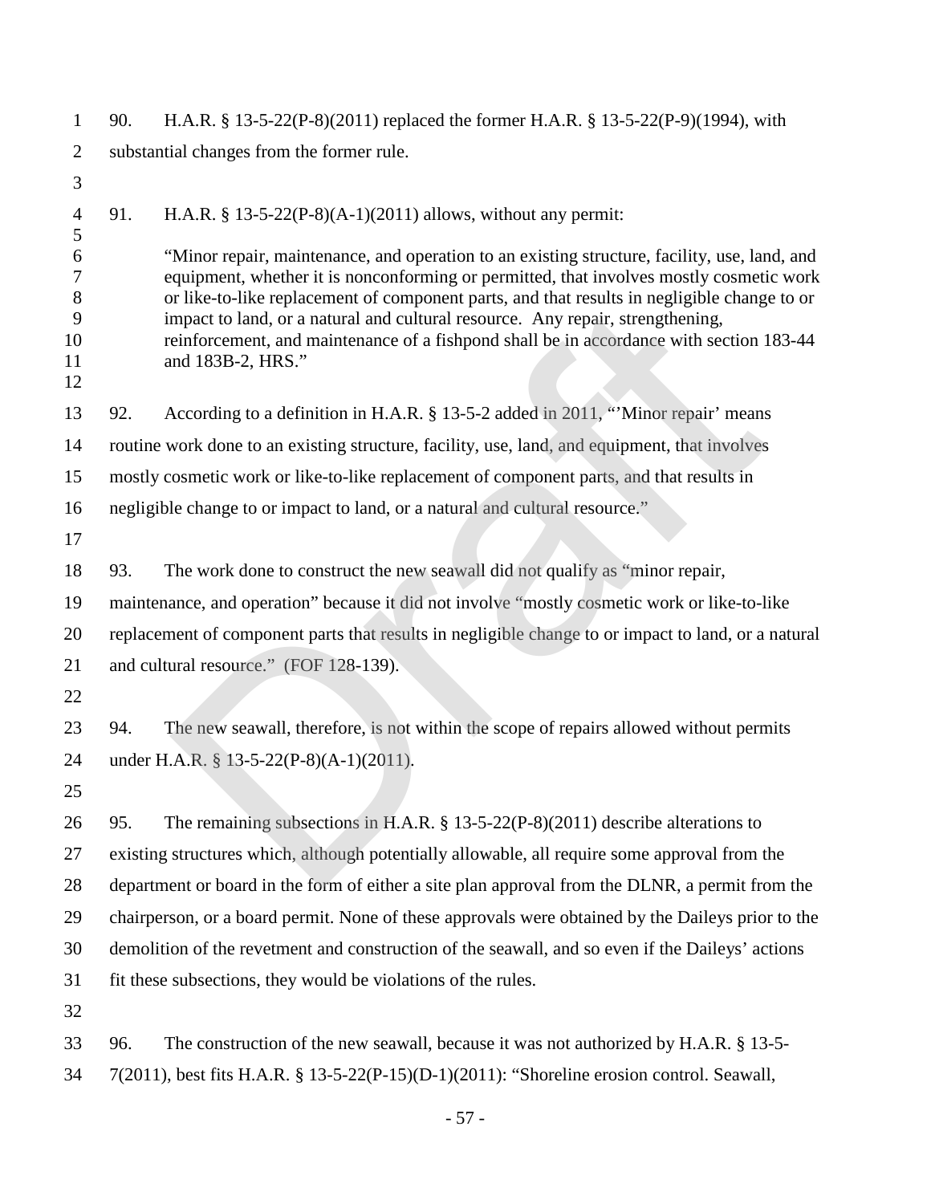90. H.A.R. § 13-5-22(P-8)(2011) replaced the former H.A.R. § 13-5-22(P-9)(1994), with substantial changes from the former rule.

91. H.A.R. § 13-5-22(P-8)(A-1)(2011) allows, without any permit:

> "Minor repair, maintenance, and operation to an existing structure, facility, use, land, and equipment, whether it is nonconforming or permitted, that involves mostly cosmetic work or like-to-like replacement of component parts, and that results in negligible change to or impact to land, or a natural and cultural resource. Any repair, strengthening, reinforcement, and maintenance of a fishpond shall be in accordance with section 183-44 and 183B-2, HRS."

92. According to a definition in H.A.R. § 13-5-2 added in 2011, "'Minor repair' means routine work done to an existing structure, facility, use, land, and equipment, that involves mostly cosmetic work or like-to-like replacement of component parts, and that results in negligible change to or impact to land, or a natural and cultural resource."

93. The work done to construct the new seawall did not qualify as "minor repair, maintenance, and operation" because it did not involve "mostly cosmetic work or like-to-like replacement of component parts that results in negligible change to or impact to land, or a natural and cultural resource." (FOF 128-139).

94. The new seawall, therefore, is not within the scope of repairs allowed without permits under H.A.R. § 13-5-22(P-8)(A-1)(2011).

95. The remaining subsections in H.A.R. § 13-5-22(P-8)(2011) describe alterations to existing structures which, although potentially allowable, all require some approval from the department or board in the form of either a site plan approval from the DLNR, a permit from the chairperson, or a board permit. None of these approvals were obtained by the Daileys prior to the demolition of the revetment and construction of the seawall, and so even if the Daileys' actions fit these subsections, they would be violations of the rules.

96. The construction of the new seawall, because it was not authorized by H.A.R. § 13-5-7(2011), best fits H.A.R. § 13-5-22(P-15)(D-1)(2011): "Shoreline erosion control. Seawall,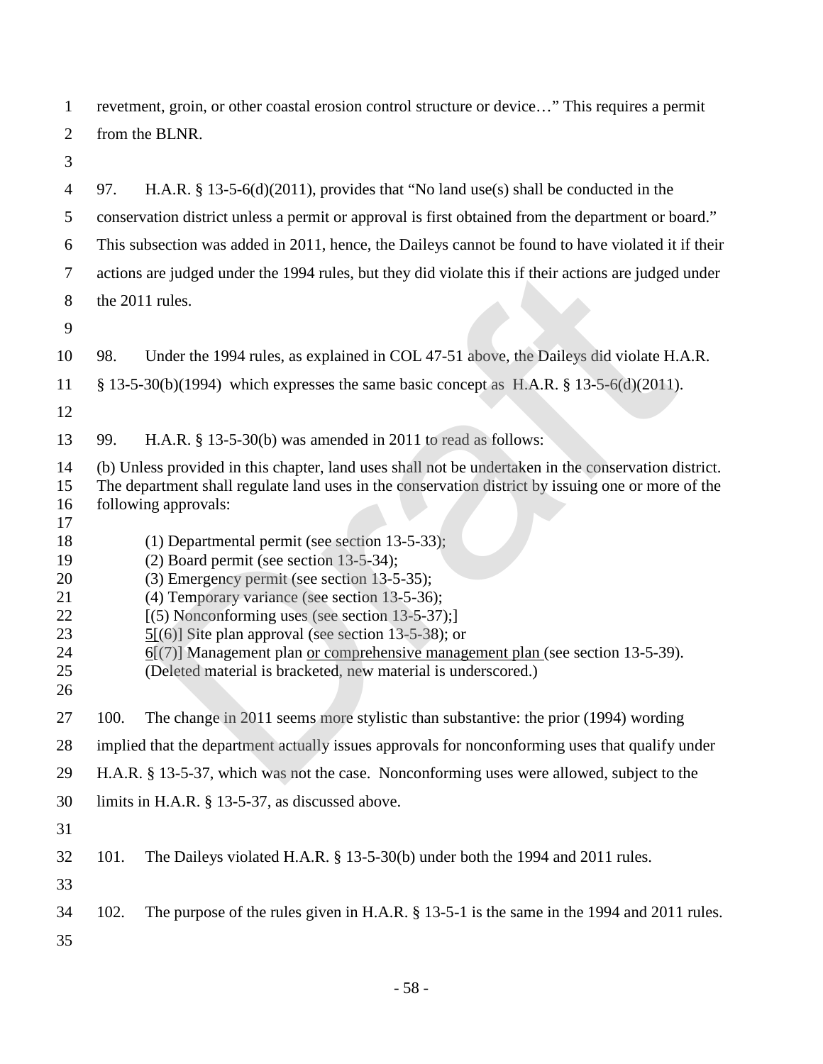revetment, groin, or other coastal erosion control structure or device…" This requires a permit from the BLNR.

97. H.A.R. § 13-5-6(d)(2011), provides that "No land use(s) shall be conducted in the conservation district unless a permit or approval is first obtained from the department or board." This subsection was added in 2011, hence, the Daileys cannot be found to have violated it if their actions are judged under the 1994 rules, but they did violate this if their actions are judged under the 2011 rules.

98. Under the 1994 rules, as explained in COL 47-51 above, the Daileys did violate H.A.R. § 13-5-30(b)(1994) which expresses the same basic concept as H.A.R. § 13-5-6(d)(2011).

99. H.A.R. § 13-5-30(b) was amended in 2011 to read as follows:

> (b) Unless provided in this chapter, land uses shall not be undertaken in the conservation district. The department shall regulate land uses in the conservation district by issuing one or more of the following approvals:
>
> (1) Departmental permit (see section 13-5-33);
> (2) Board permit (see section 13-5-34);
> (3) Emergency permit (see section 13-5-35);
> (4) Temporary variance (see section 13-5-36);
> [(5) Nonconforming uses (see section 13-5-37);]
> <u>5</u>[(6)] Site plan approval (see section 13-5-38); or
> <u>6</u>[(7)] Management plan <u>or comprehensive management plan</u> (see section 13-5-39).
> (Deleted material is bracketed, new material is underscored.)

100. The change in 2011 seems more stylistic than substantive: the prior (1994) wording implied that the department actually issues approvals for nonconforming uses that qualify under H.A.R. § 13-5-37, which was not the case. Nonconforming uses were allowed, subject to the limits in H.A.R. § 13-5-37, as discussed above.

101. The Daileys violated H.A.R. § 13-5-30(b) under both the 1994 and 2011 rules.

102. The purpose of the rules given in H.A.R. § 13-5-1 is the same in the 1994 and 2011 rules.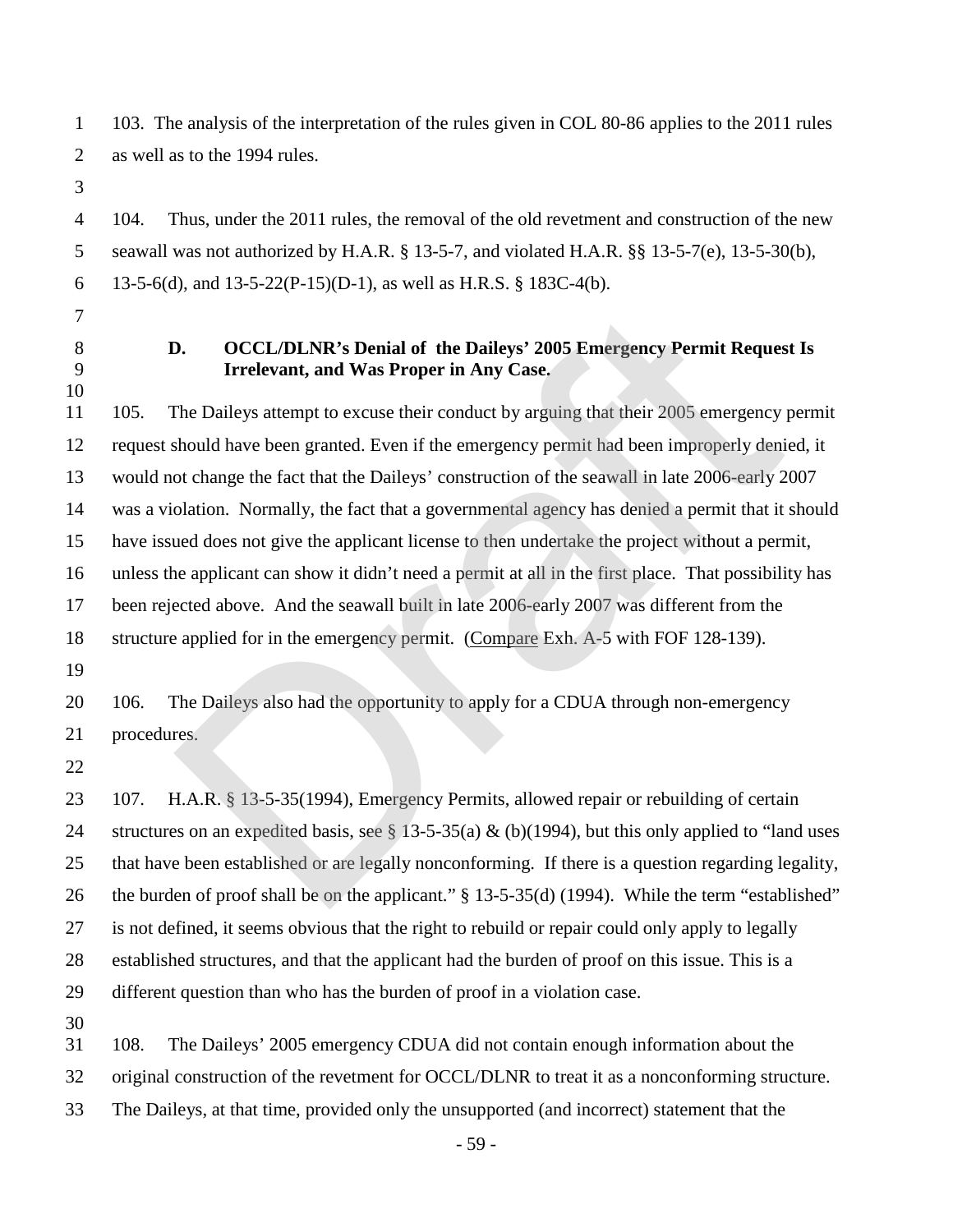103. The analysis of the interpretation of the rules given in COL 80-86 applies to the 2011 rules as well as to the 1994 rules.

104. Thus, under the 2011 rules, the removal of the old revetment and construction of the new seawall was not authorized by H.A.R. § 13-5-7, and violated H.A.R. §§ 13-5-7(e), 13-5-30(b), 13-5-6(d), and 13-5-22(P-15)(D-1), as well as H.R.S. § 183C-4(b).

### D. OCCL/DLNR's Denial of the Daileys' 2005 Emergency Permit Request Is Irrelevant, and Was Proper in Any Case.

105. The Daileys attempt to excuse their conduct by arguing that their 2005 emergency permit request should have been granted. Even if the emergency permit had been improperly denied, it would not change the fact that the Daileys' construction of the seawall in late 2006-early 2007 was a violation. Normally, the fact that a governmental agency has denied a permit that it should have issued does not give the applicant license to then undertake the project without a permit, unless the applicant can show it didn't need a permit at all in the first place. That possibility has been rejected above. And the seawall built in late 2006-early 2007 was different from the structure applied for in the emergency permit. (Compare Exh. A-5 with FOF 128-139).

106. The Daileys also had the opportunity to apply for a CDUA through non-emergency procedures.

107. H.A.R. § 13-5-35(1994), Emergency Permits, allowed repair or rebuilding of certain structures on an expedited basis, see § 13-5-35(a) & (b)(1994), but this only applied to "land uses that have been established or are legally nonconforming. If there is a question regarding legality, the burden of proof shall be on the applicant." § 13-5-35(d) (1994). While the term "established" is not defined, it seems obvious that the right to rebuild or repair could only apply to legally established structures, and that the applicant had the burden of proof on this issue. This is a different question than who has the burden of proof in a violation case.

108. The Daileys' 2005 emergency CDUA did not contain enough information about the original construction of the revetment for OCCL/DLNR to treat it as a nonconforming structure. The Daileys, at that time, provided only the unsupported (and incorrect) statement that the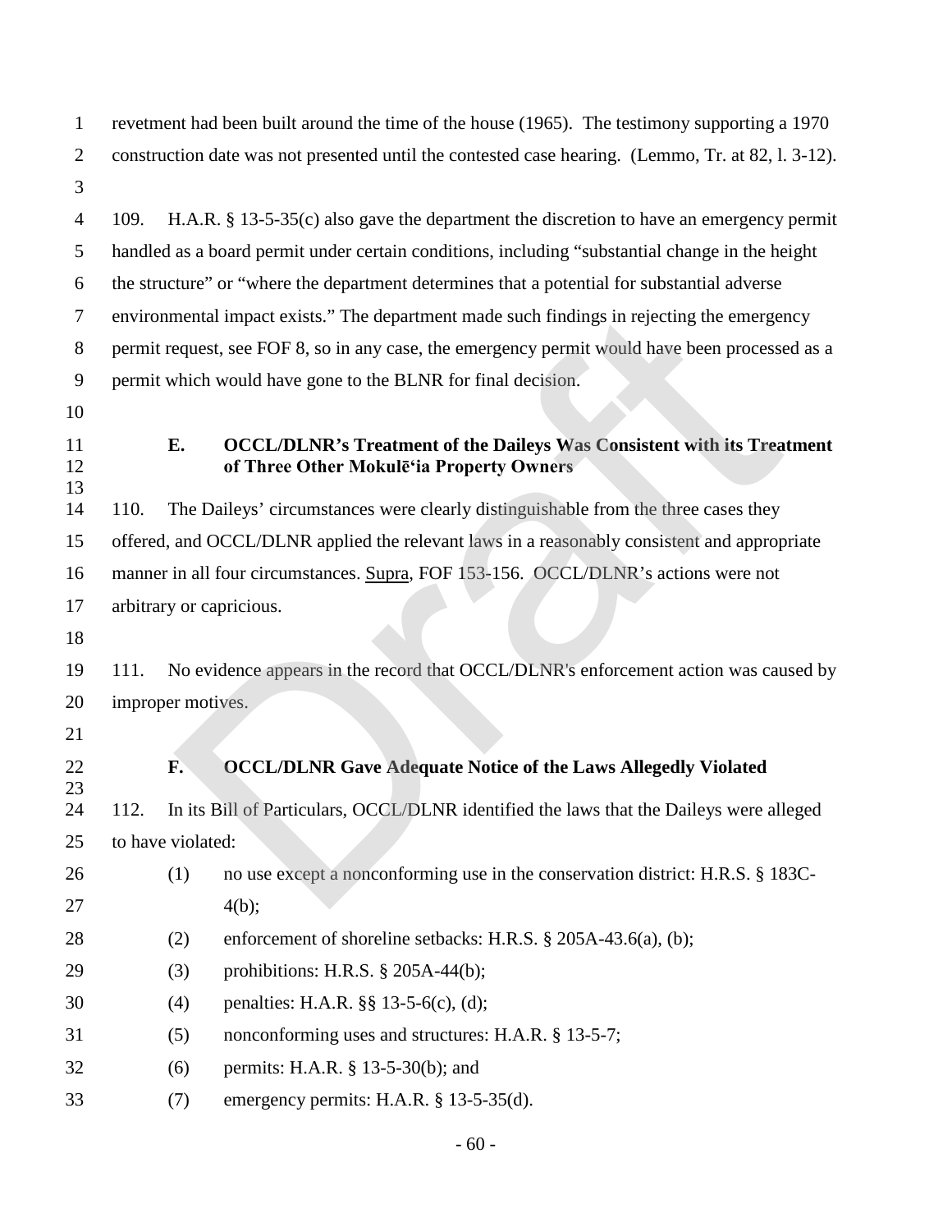revetment had been built around the time of the house (1965). The testimony supporting a 1970 construction date was not presented until the contested case hearing. (Lemmo, Tr. at 82, l. 3-12).

109. H.A.R. § 13-5-35(c) also gave the department the discretion to have an emergency permit handled as a board permit under certain conditions, including "substantial change in the height the structure" or "where the department determines that a potential for substantial adverse environmental impact exists." The department made such findings in rejecting the emergency permit request, see FOF 8, so in any case, the emergency permit would have been processed as a permit which would have gone to the BLNR for final decision.

### E. OCCL/DLNR's Treatment of the Daileys Was Consistent with its Treatment of Three Other Mokulēʻia Property Owners

110. The Daileys' circumstances were clearly distinguishable from the three cases they offered, and OCCL/DLNR applied the relevant laws in a reasonably consistent and appropriate manner in all four circumstances. Supra, FOF 153-156. OCCL/DLNR's actions were not arbitrary or capricious.

111. No evidence appears in the record that OCCL/DLNR's enforcement action was caused by improper motives.

### F. OCCL/DLNR Gave Adequate Notice of the Laws Allegedly Violated

112. In its Bill of Particulars, OCCL/DLNR identified the laws that the Daileys were alleged to have violated:

(1) no use except a nonconforming use in the conservation district: H.R.S. § 183C-4(b);

(2) enforcement of shoreline setbacks: H.R.S. § 205A-43.6(a), (b);

(3) prohibitions: H.R.S. § 205A-44(b);

(4) penalties: H.A.R. §§ 13-5-6(c), (d);

(5) nonconforming uses and structures: H.A.R. § 13-5-7;

(6) permits: H.A.R. § 13-5-30(b); and

(7) emergency permits: H.A.R. § 13-5-35(d).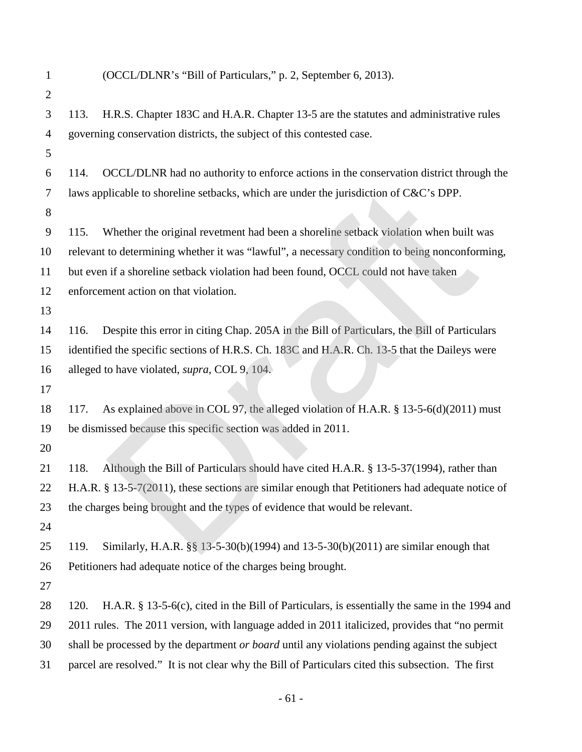(OCCL/DLNR's "Bill of Particulars," p. 2, September 6, 2013).

113. H.R.S. Chapter 183C and H.A.R. Chapter 13-5 are the statutes and administrative rules governing conservation districts, the subject of this contested case.

114. OCCL/DLNR had no authority to enforce actions in the conservation district through the laws applicable to shoreline setbacks, which are under the jurisdiction of C&C's DPP.

115. Whether the original revetment had been a shoreline setback violation when built was relevant to determining whether it was "lawful", a necessary condition to being nonconforming, but even if a shoreline setback violation had been found, OCCL could not have taken enforcement action on that violation.

116. Despite this error in citing Chap. 205A in the Bill of Particulars, the Bill of Particulars identified the specific sections of H.R.S. Ch. 183C and H.A.R. Ch. 13-5 that the Daileys were alleged to have violated, *supra*, COL 9, 104.

117. As explained above in COL 97, the alleged violation of H.A.R. § 13-5-6(d)(2011) must be dismissed because this specific section was added in 2011.

118. Although the Bill of Particulars should have cited H.A.R. § 13-5-37(1994), rather than H.A.R. § 13-5-7(2011), these sections are similar enough that Petitioners had adequate notice of the charges being brought and the types of evidence that would be relevant.

119. Similarly, H.A.R. §§ 13-5-30(b)(1994) and 13-5-30(b)(2011) are similar enough that Petitioners had adequate notice of the charges being brought.

120. H.A.R. § 13-5-6(c), cited in the Bill of Particulars, is essentially the same in the 1994 and 2011 rules. The 2011 version, with language added in 2011 italicized, provides that "no permit shall be processed by the department *or board* until any violations pending against the subject parcel are resolved." It is not clear why the Bill of Particulars cited this subsection. The first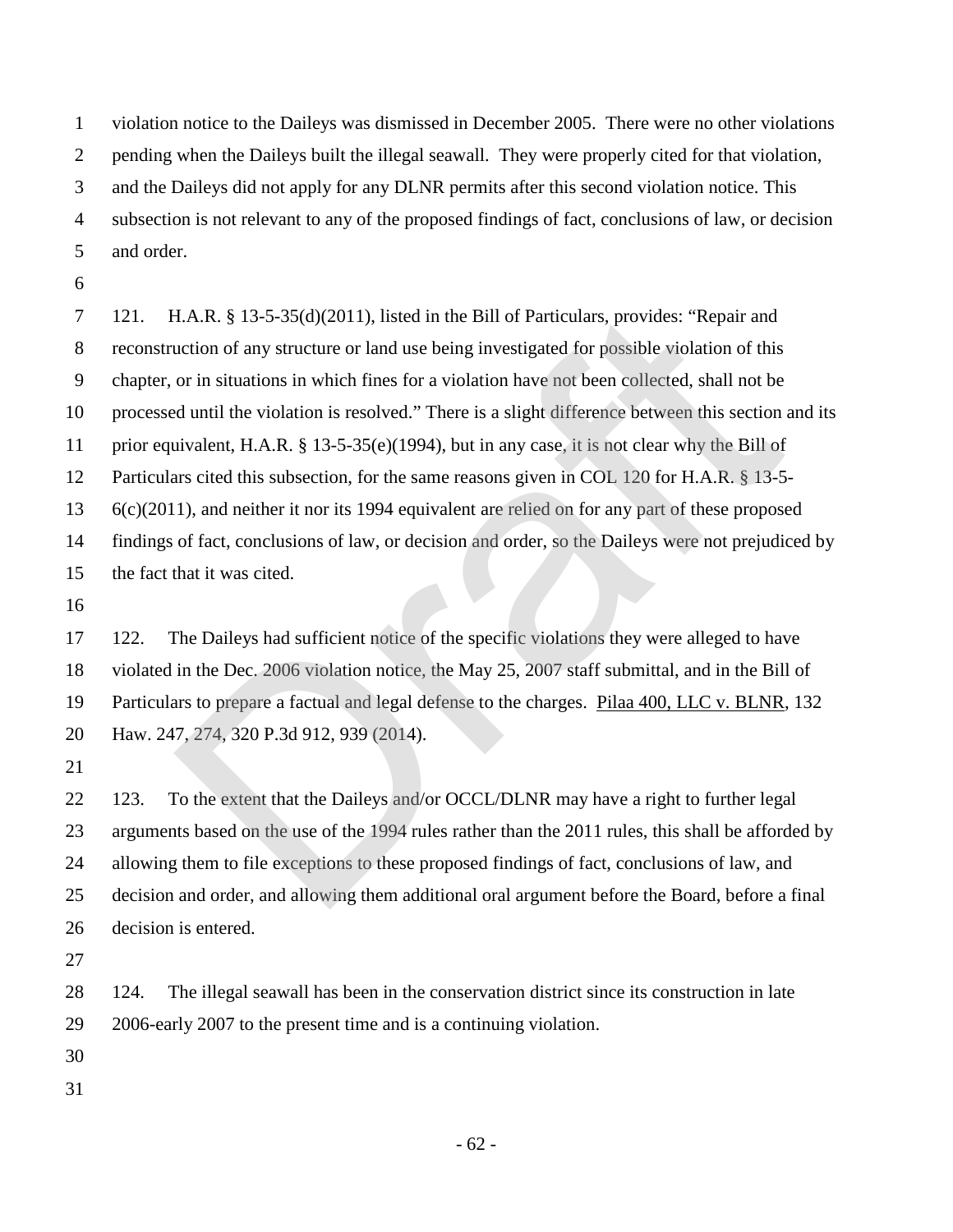violation notice to the Daileys was dismissed in December 2005. There were no other violations pending when the Daileys built the illegal seawall. They were properly cited for that violation, and the Daileys did not apply for any DLNR permits after this second violation notice. This subsection is not relevant to any of the proposed findings of fact, conclusions of law, or decision and order.

121. H.A.R. § 13-5-35(d)(2011), listed in the Bill of Particulars, provides: "Repair and reconstruction of any structure or land use being investigated for possible violation of this chapter, or in situations in which fines for a violation have not been collected, shall not be processed until the violation is resolved." There is a slight difference between this section and its prior equivalent, H.A.R. § 13-5-35(e)(1994), but in any case, it is not clear why the Bill of Particulars cited this subsection, for the same reasons given in COL 120 for H.A.R. § 13-5-6(c)(2011), and neither it nor its 1994 equivalent are relied on for any part of these proposed findings of fact, conclusions of law, or decision and order, so the Daileys were not prejudiced by the fact that it was cited.

122. The Daileys had sufficient notice of the specific violations they were alleged to have violated in the Dec. 2006 violation notice, the May 25, 2007 staff submittal, and in the Bill of Particulars to prepare a factual and legal defense to the charges. Pilaa 400, LLC v. BLNR, 132 Haw. 247, 274, 320 P.3d 912, 939 (2014).

123. To the extent that the Daileys and/or OCCL/DLNR may have a right to further legal arguments based on the use of the 1994 rules rather than the 2011 rules, this shall be afforded by allowing them to file exceptions to these proposed findings of fact, conclusions of law, and decision and order, and allowing them additional oral argument before the Board, before a final decision is entered.

124. The illegal seawall has been in the conservation district since its construction in late 2006-early 2007 to the present time and is a continuing violation.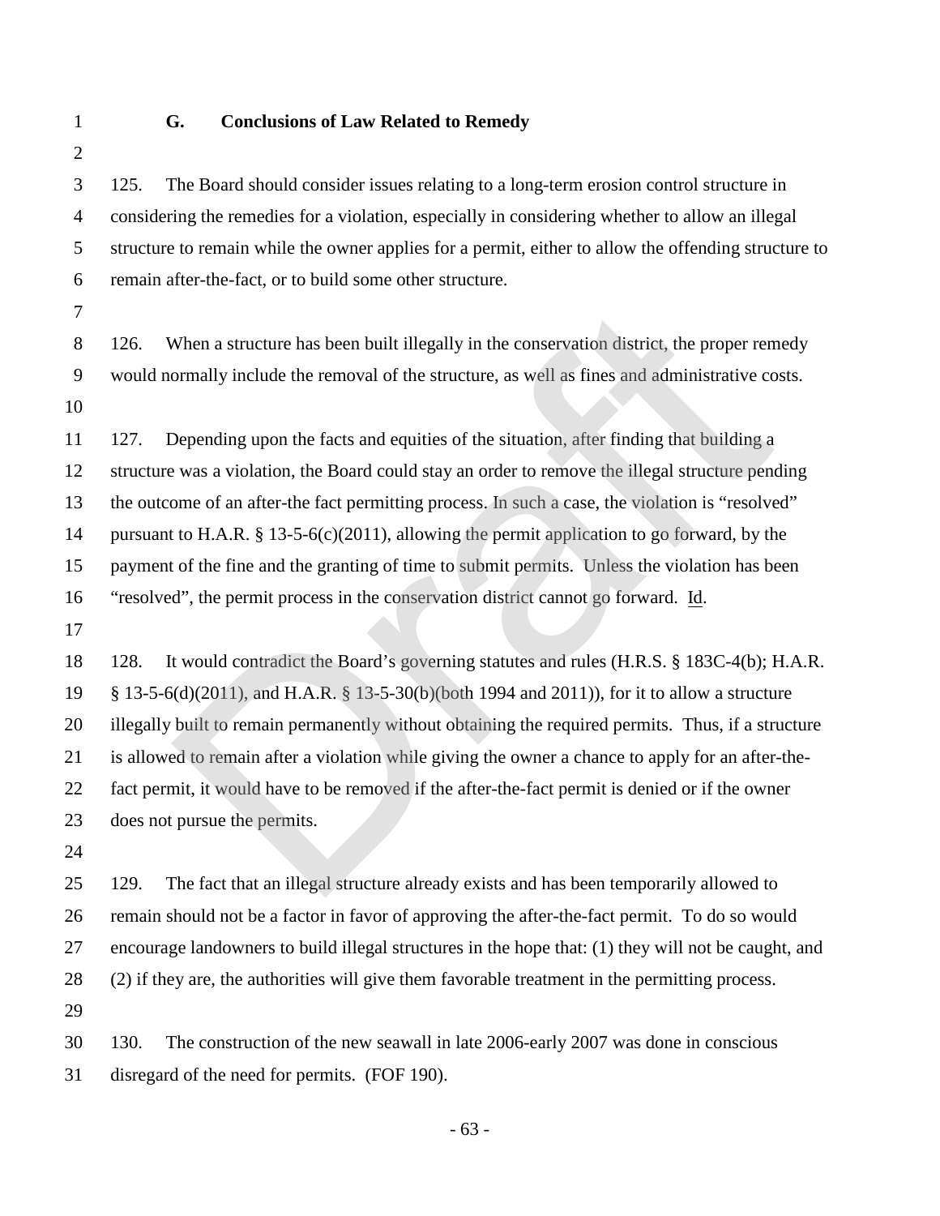### G. Conclusions of Law Related to Remedy

125. The Board should consider issues relating to a long-term erosion control structure in considering the remedies for a violation, especially in considering whether to allow an illegal structure to remain while the owner applies for a permit, either to allow the offending structure to remain after-the-fact, or to build some other structure.

126. When a structure has been built illegally in the conservation district, the proper remedy would normally include the removal of the structure, as well as fines and administrative costs.

127. Depending upon the facts and equities of the situation, after finding that building a structure was a violation, the Board could stay an order to remove the illegal structure pending the outcome of an after-the fact permitting process. In such a case, the violation is "resolved" pursuant to H.A.R. § 13-5-6(c)(2011), allowing the permit application to go forward, by the payment of the fine and the granting of time to submit permits. Unless the violation has been "resolved", the permit process in the conservation district cannot go forward. Id.

128. It would contradict the Board's governing statutes and rules (H.R.S. § 183C-4(b); H.A.R. § 13-5-6(d)(2011), and H.A.R. § 13-5-30(b)(both 1994 and 2011)), for it to allow a structure illegally built to remain permanently without obtaining the required permits. Thus, if a structure is allowed to remain after a violation while giving the owner a chance to apply for an after-the-fact permit, it would have to be removed if the after-the-fact permit is denied or if the owner does not pursue the permits.

129. The fact that an illegal structure already exists and has been temporarily allowed to remain should not be a factor in favor of approving the after-the-fact permit. To do so would encourage landowners to build illegal structures in the hope that: (1) they will not be caught, and (2) if they are, the authorities will give them favorable treatment in the permitting process.

130. The construction of the new seawall in late 2006-early 2007 was done in conscious disregard of the need for permits. (FOF 190).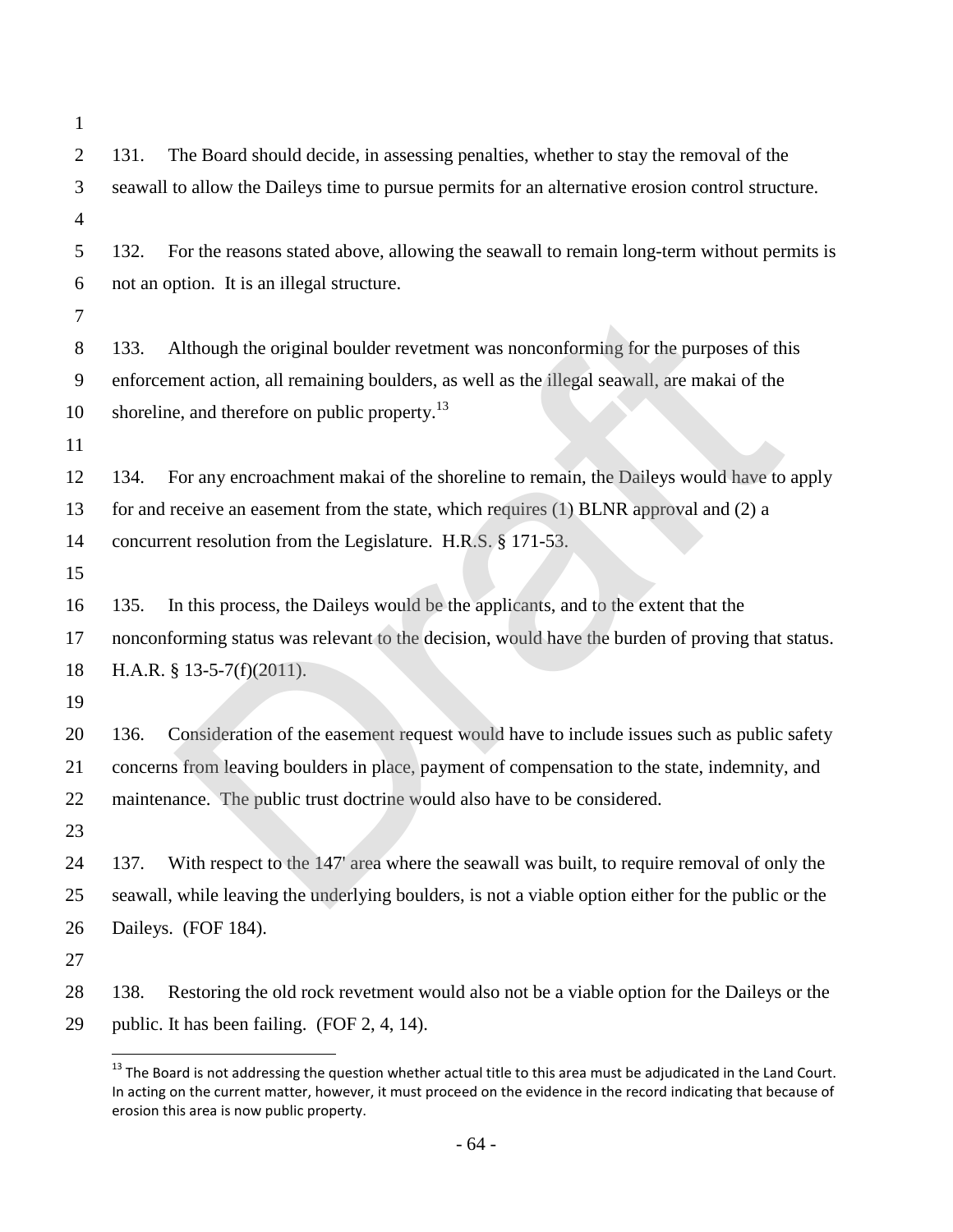131. The Board should decide, in assessing penalties, whether to stay the removal of the seawall to allow the Daileys time to pursue permits for an alternative erosion control structure.

132. For the reasons stated above, allowing the seawall to remain long-term without permits is not an option. It is an illegal structure.

133. Although the original boulder revetment was nonconforming for the purposes of this enforcement action, all remaining boulders, as well as the illegal seawall, are makai of the shoreline, and therefore on public property.[13]

134. For any encroachment makai of the shoreline to remain, the Daileys would have to apply for and receive an easement from the state, which requires (1) BLNR approval and (2) a concurrent resolution from the Legislature. H.R.S. § 171-53.

135. In this process, the Daileys would be the applicants, and to the extent that the nonconforming status was relevant to the decision, would have the burden of proving that status. H.A.R. § 13-5-7(f)(2011).

136. Consideration of the easement request would have to include issues such as public safety concerns from leaving boulders in place, payment of compensation to the state, indemnity, and maintenance. The public trust doctrine would also have to be considered.

137. With respect to the 147' area where the seawall was built, to require removal of only the seawall, while leaving the underlying boulders, is not a viable option either for the public or the Daileys. (FOF 184).

138. Restoring the old rock revetment would also not be a viable option for the Daileys or the public. It has been failing. (FOF 2, 4, 14).

---

[13] The Board is not addressing the question whether actual title to this area must be adjudicated in the Land Court. In acting on the current matter, however, it must proceed on the evidence in the record indicating that because of erosion this area is now public property.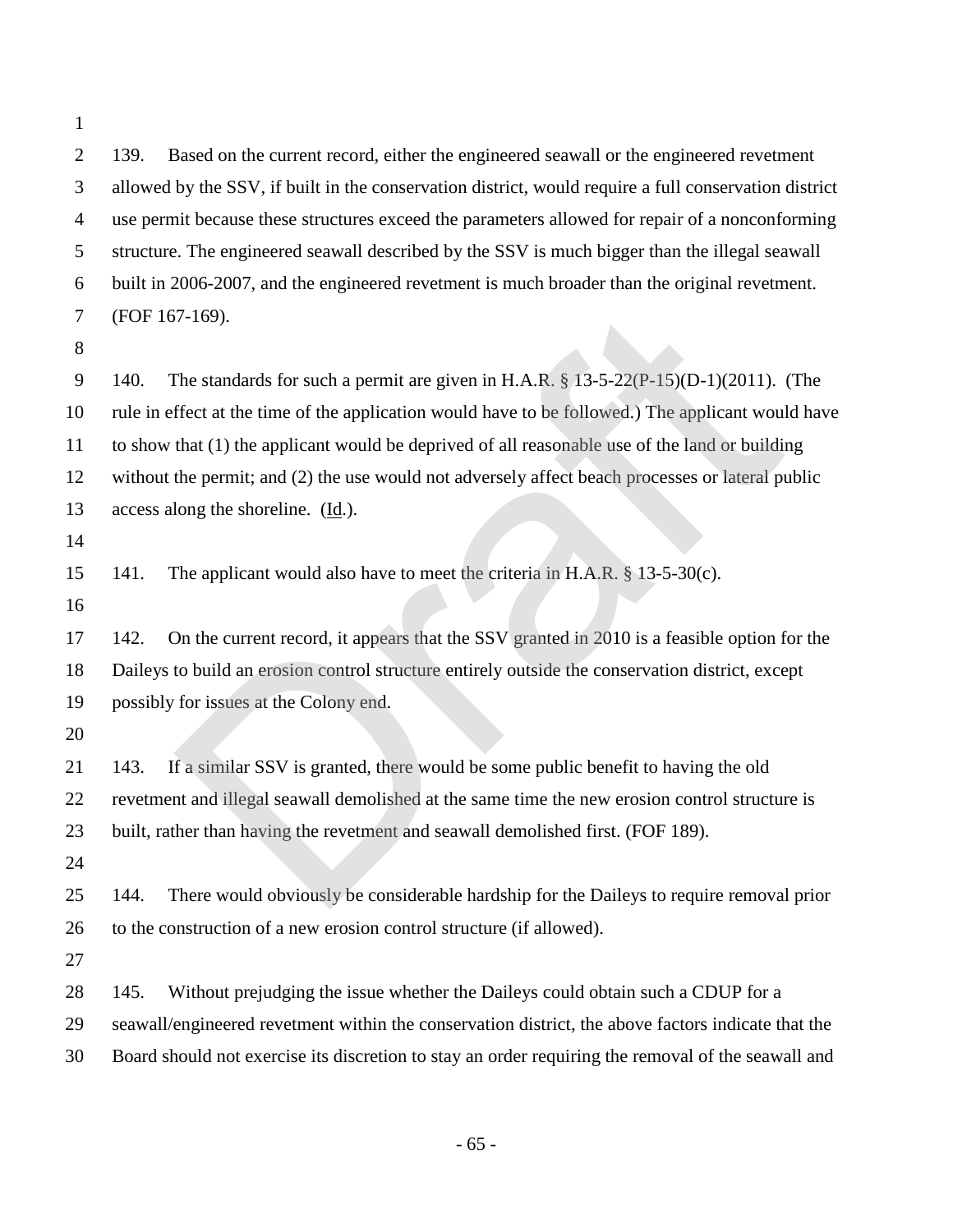139. Based on the current record, either the engineered seawall or the engineered revetment allowed by the SSV, if built in the conservation district, would require a full conservation district use permit because these structures exceed the parameters allowed for repair of a nonconforming structure. The engineered seawall described by the SSV is much bigger than the illegal seawall built in 2006-2007, and the engineered revetment is much broader than the original revetment. (FOF 167-169).

140. The standards for such a permit are given in H.A.R. § 13-5-22(P-15)(D-1)(2011). (The rule in effect at the time of the application would have to be followed.) The applicant would have to show that (1) the applicant would be deprived of all reasonable use of the land or building without the permit; and (2) the use would not adversely affect beach processes or lateral public access along the shoreline. (Id.).

141. The applicant would also have to meet the criteria in H.A.R. § 13-5-30(c).

142. On the current record, it appears that the SSV granted in 2010 is a feasible option for the Daileys to build an erosion control structure entirely outside the conservation district, except possibly for issues at the Colony end.

143. If a similar SSV is granted, there would be some public benefit to having the old revetment and illegal seawall demolished at the same time the new erosion control structure is built, rather than having the revetment and seawall demolished first. (FOF 189).

144. There would obviously be considerable hardship for the Daileys to require removal prior to the construction of a new erosion control structure (if allowed).

145. Without prejudging the issue whether the Daileys could obtain such a CDUP for a seawall/engineered revetment within the conservation district, the above factors indicate that the Board should not exercise its discretion to stay an order requiring the removal of the seawall and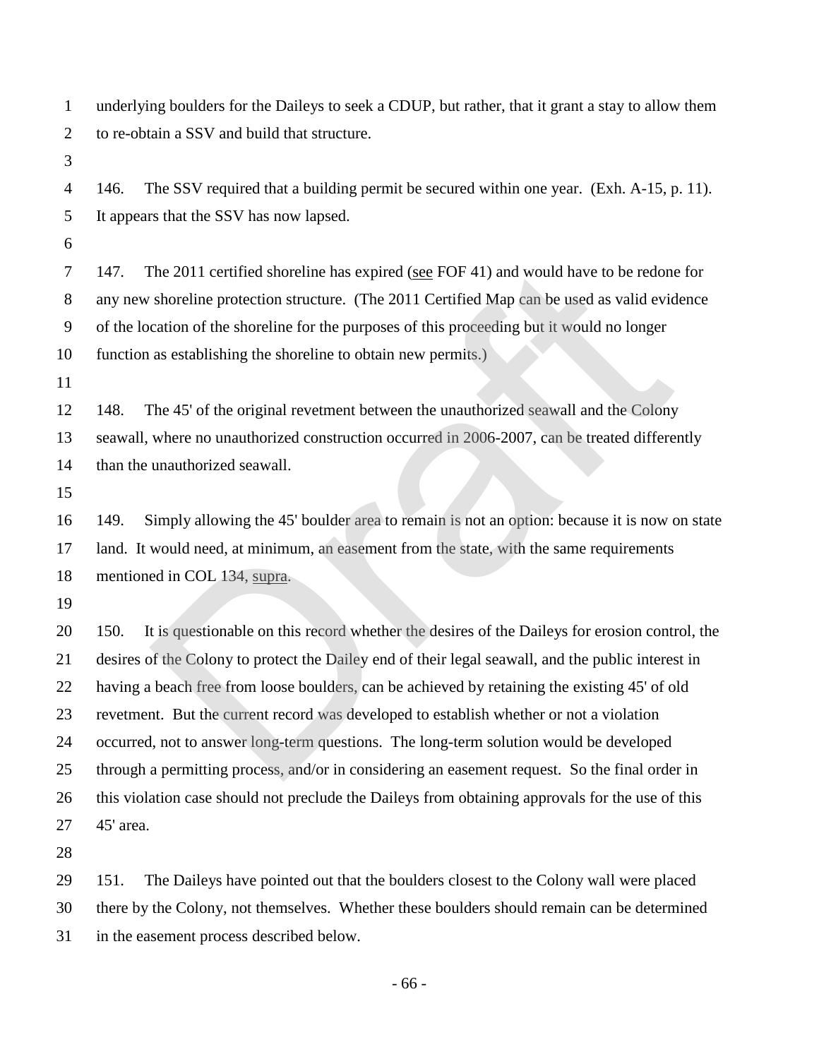underlying boulders for the Daileys to seek a CDUP, but rather, that it grant a stay to allow them to re-obtain a SSV and build that structure.

146. The SSV required that a building permit be secured within one year. (Exh. A-15, p. 11). It appears that the SSV has now lapsed.

147. The 2011 certified shoreline has expired (see FOF 41) and would have to be redone for any new shoreline protection structure. (The 2011 Certified Map can be used as valid evidence of the location of the shoreline for the purposes of this proceeding but it would no longer function as establishing the shoreline to obtain new permits.)

148. The 45' of the original revetment between the unauthorized seawall and the Colony seawall, where no unauthorized construction occurred in 2006-2007, can be treated differently than the unauthorized seawall.

149. Simply allowing the 45' boulder area to remain is not an option: because it is now on state land. It would need, at minimum, an easement from the state, with the same requirements mentioned in COL 134, supra.

150. It is questionable on this record whether the desires of the Daileys for erosion control, the desires of the Colony to protect the Dailey end of their legal seawall, and the public interest in having a beach free from loose boulders, can be achieved by retaining the existing 45' of old revetment. But the current record was developed to establish whether or not a violation occurred, not to answer long-term questions. The long-term solution would be developed through a permitting process, and/or in considering an easement request. So the final order in this violation case should not preclude the Daileys from obtaining approvals for the use of this 45' area.

151. The Daileys have pointed out that the boulders closest to the Colony wall were placed there by the Colony, not themselves. Whether these boulders should remain can be determined in the easement process described below.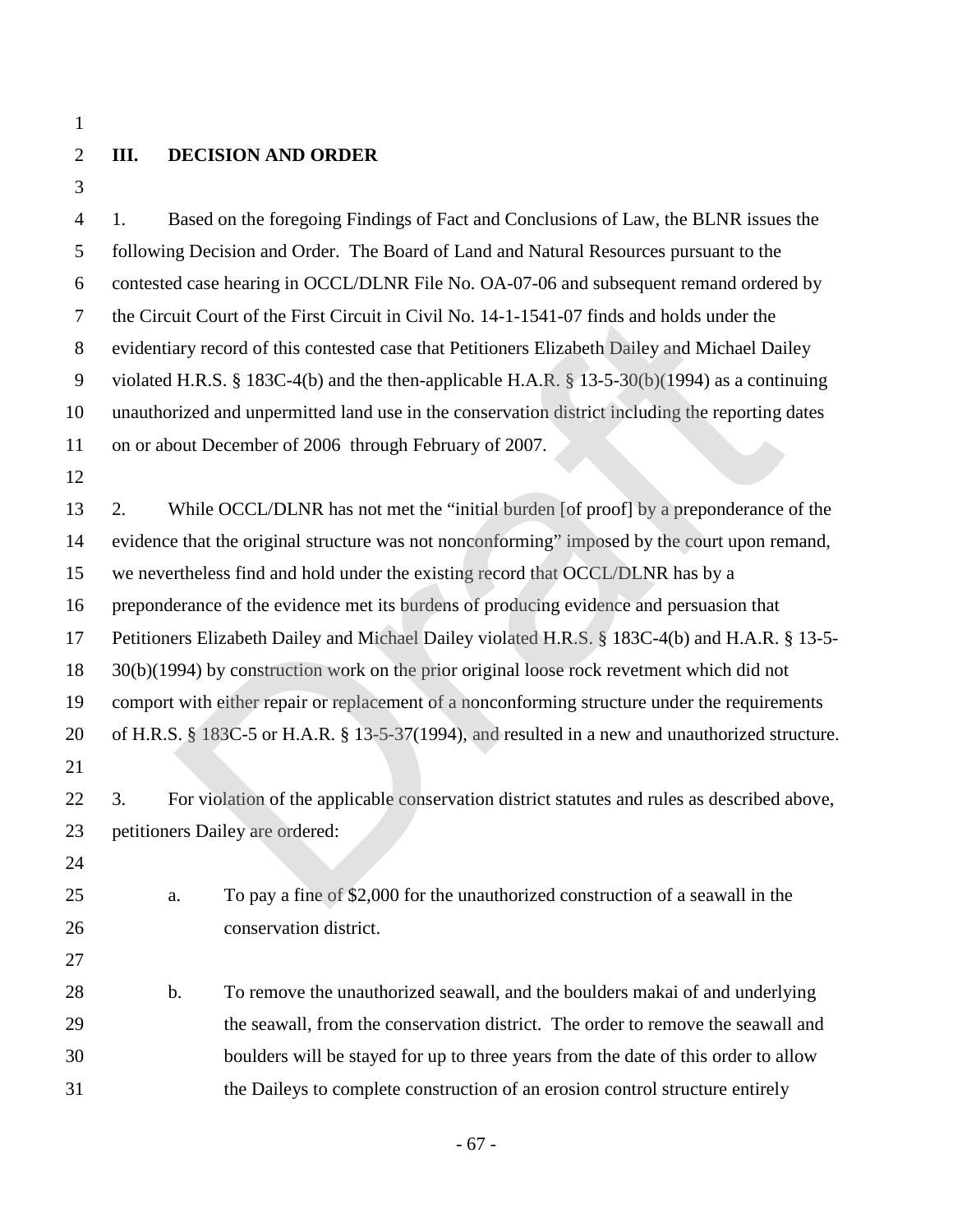## III. DECISION AND ORDER

1. Based on the foregoing Findings of Fact and Conclusions of Law, the BLNR issues the following Decision and Order. The Board of Land and Natural Resources pursuant to the contested case hearing in OCCL/DLNR File No. OA-07-06 and subsequent remand ordered by the Circuit Court of the First Circuit in Civil No. 14-1-1541-07 finds and holds under the evidentiary record of this contested case that Petitioners Elizabeth Dailey and Michael Dailey violated H.R.S. § 183C-4(b) and the then-applicable H.A.R. § 13-5-30(b)(1994) as a continuing unauthorized and unpermitted land use in the conservation district including the reporting dates on or about December of 2006 through February of 2007.

2. While OCCL/DLNR has not met the "initial burden [of proof] by a preponderance of the evidence that the original structure was not nonconforming" imposed by the court upon remand, we nevertheless find and hold under the existing record that OCCL/DLNR has by a preponderance of the evidence met its burdens of producing evidence and persuasion that Petitioners Elizabeth Dailey and Michael Dailey violated H.R.S. § 183C-4(b) and H.A.R. § 13-5-30(b)(1994) by construction work on the prior original loose rock revetment which did not comport with either repair or replacement of a nonconforming structure under the requirements of H.R.S. § 183C-5 or H.A.R. § 13-5-37(1994), and resulted in a new and unauthorized structure.

3. For violation of the applicable conservation district statutes and rules as described above, petitioners Dailey are ordered:

   a. To pay a fine of $2,000 for the unauthorized construction of a seawall in the conservation district.

   b. To remove the unauthorized seawall, and the boulders makai of and underlying the seawall, from the conservation district. The order to remove the seawall and boulders will be stayed for up to three years from the date of this order to allow the Daileys to complete construction of an erosion control structure entirely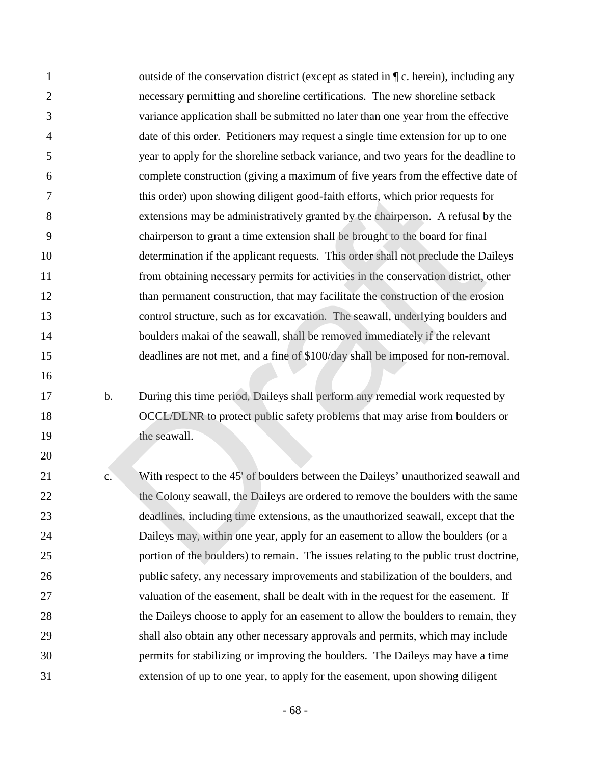outside of the conservation district (except as stated in ¶ c. herein), including any necessary permitting and shoreline certifications. The new shoreline setback variance application shall be submitted no later than one year from the effective date of this order. Petitioners may request a single time extension for up to one year to apply for the shoreline setback variance, and two years for the deadline to complete construction (giving a maximum of five years from the effective date of this order) upon showing diligent good-faith efforts, which prior requests for extensions may be administratively granted by the chairperson. A refusal by the chairperson to grant a time extension shall be brought to the board for final determination if the applicant requests. This order shall not preclude the Daileys from obtaining necessary permits for activities in the conservation district, other than permanent construction, that may facilitate the construction of the erosion control structure, such as for excavation. The seawall, underlying boulders and boulders makai of the seawall, shall be removed immediately if the relevant deadlines are not met, and a fine of $100/day shall be imposed for non-removal.

b. During this time period, Daileys shall perform any remedial work requested by OCCL/DLNR to protect public safety problems that may arise from boulders or the seawall.

c. With respect to the 45' of boulders between the Daileys' unauthorized seawall and the Colony seawall, the Daileys are ordered to remove the boulders with the same deadlines, including time extensions, as the unauthorized seawall, except that the Daileys may, within one year, apply for an easement to allow the boulders (or a portion of the boulders) to remain. The issues relating to the public trust doctrine, public safety, any necessary improvements and stabilization of the boulders, and valuation of the easement, shall be dealt with in the request for the easement. If the Daileys choose to apply for an easement to allow the boulders to remain, they shall also obtain any other necessary approvals and permits, which may include permits for stabilizing or improving the boulders. The Daileys may have a time extension of up to one year, to apply for the easement, upon showing diligent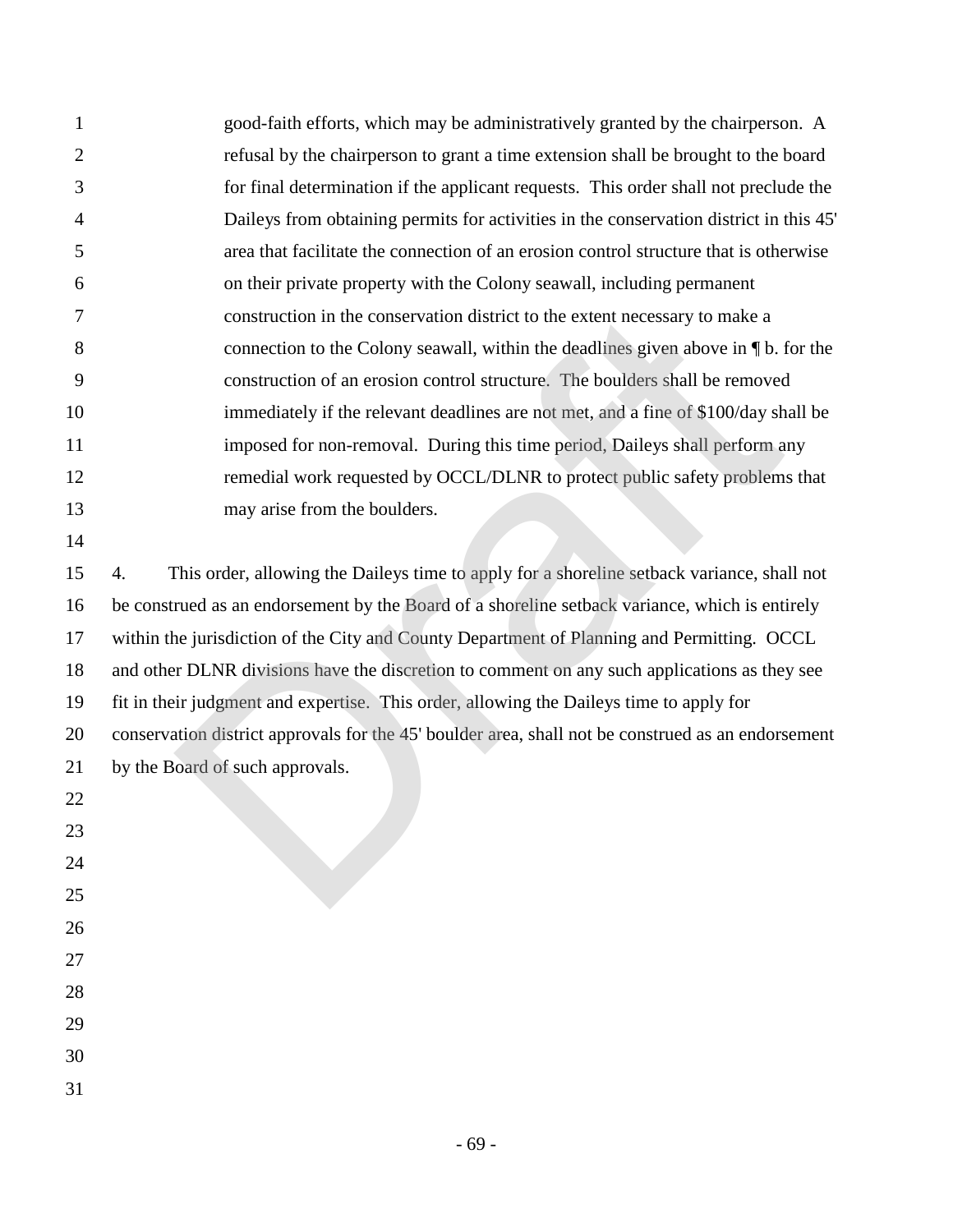good-faith efforts, which may be administratively granted by the chairperson. A refusal by the chairperson to grant a time extension shall be brought to the board for final determination if the applicant requests. This order shall not preclude the Daileys from obtaining permits for activities in the conservation district in this 45' area that facilitate the connection of an erosion control structure that is otherwise on their private property with the Colony seawall, including permanent construction in the conservation district to the extent necessary to make a connection to the Colony seawall, within the deadlines given above in ¶ b. for the construction of an erosion control structure. The boulders shall be removed immediately if the relevant deadlines are not met, and a fine of $100/day shall be imposed for non-removal. During this time period, Daileys shall perform any remedial work requested by OCCL/DLNR to protect public safety problems that may arise from the boulders.

4. This order, allowing the Daileys time to apply for a shoreline setback variance, shall not be construed as an endorsement by the Board of a shoreline setback variance, which is entirely within the jurisdiction of the City and County Department of Planning and Permitting. OCCL and other DLNR divisions have the discretion to comment on any such applications as they see fit in their judgment and expertise. This order, allowing the Daileys time to apply for conservation district approvals for the 45' boulder area, shall not be construed as an endorsement by the Board of such approvals.